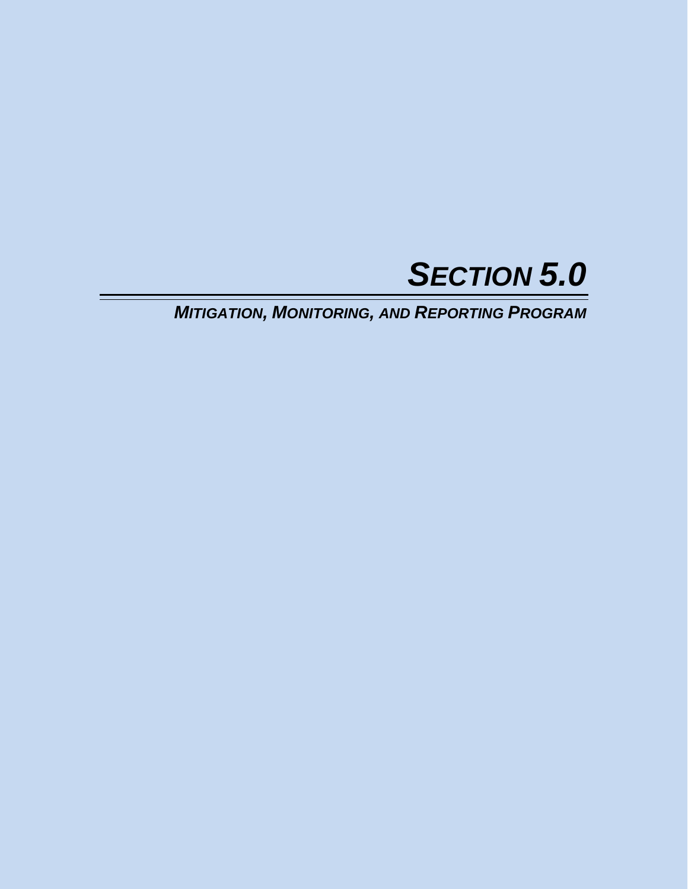# *SECTION 5.0*

## *MITIGATION, MONITORING, AND REPORTING PROGRAM*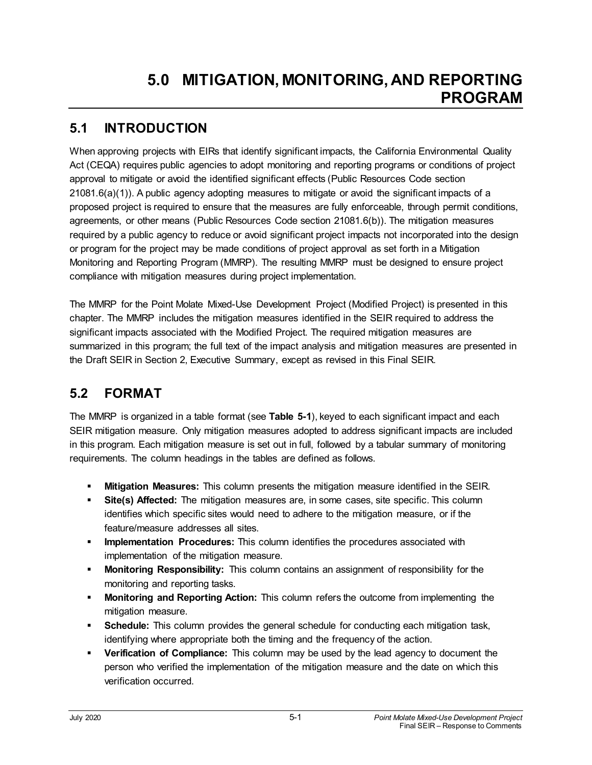# 5.0 MITIGATION, MONITORING, AND REPORTING PROGRAM

## 5.1 INTRODUCTION

When approving projects with EIRs that identify significant impacts, the California Environmental Quality Act (CEQA) requires public agencies to adopt monitoring and reporting programs or conditions of project approval to mitigate or avoid the identified significant effects (Public Resources Code section 21081.6(a)(1)). A public agency adopting measures to mitigate or avoid the significant impacts of a proposed project is required to ensure that the measures are fully enforceable, through permit conditions, agreements, or other means (Public Resources Code section 21081.6(b)). The mitigation measures required by a public agency to reduce or avoid significant project impacts not incorporated into the design or program for the project may be made conditions of project approval as set forth in a Mitigation Monitoring and Reporting Program (MMRP). The resulting MMRP must be designed to ensure project compliance with mitigation measures during project implementation.

The MMRP for the Point Molate Mixed-Use Development Project (Modified Project) is presented in this chapter. The MMRP includes the mitigation measures identified in the SEIR required to address the significant impacts associated with the Modified Project. The required mitigation measures are summarized in this program; the full text of the impact analysis and mitigation measures are presented in the Draft SEIR in Section 2, Executive Summary, except as revised in this Final SEIR.

## 5.2 FORMAT

The MMRP is organized in a table format (see **Table 5-1**), keyed to each significant impact and each SEIR mitigation measure. Only mitigation measures adopted to address significant impacts are included in this program. Each mitigation measure is set out in full, followed by a tabular summary of monitoring requirements. The column headings in the tables are defined as follows.

- **Mitigation Measures:** This column presents the mitigation measure identified in the SEIR.
- **Site(s) Affected:** The mitigation measures are, in some cases, site specific. This column identifies which specific sites would need to adhere to the mitigation measure, or if the feature/measure addresses all sites.
- **Implementation Procedures:** This column identifies the procedures associated with implementation of the mitigation measure.
- **Monitoring Responsibility:** This column contains an assignment of responsibility for the monitoring and reporting tasks.
- **Monitoring and Reporting Action:** This column refers the outcome from implementing the mitigation measure.
- **Schedule:** This column provides the general schedule for conducting each mitigation task, identifying where appropriate both the timing and the frequency of the action.
- **Verification of Compliance:** This column may be used by the lead agency to document the person who verified the implementation of the mitigation measure and the date on which this verification occurred.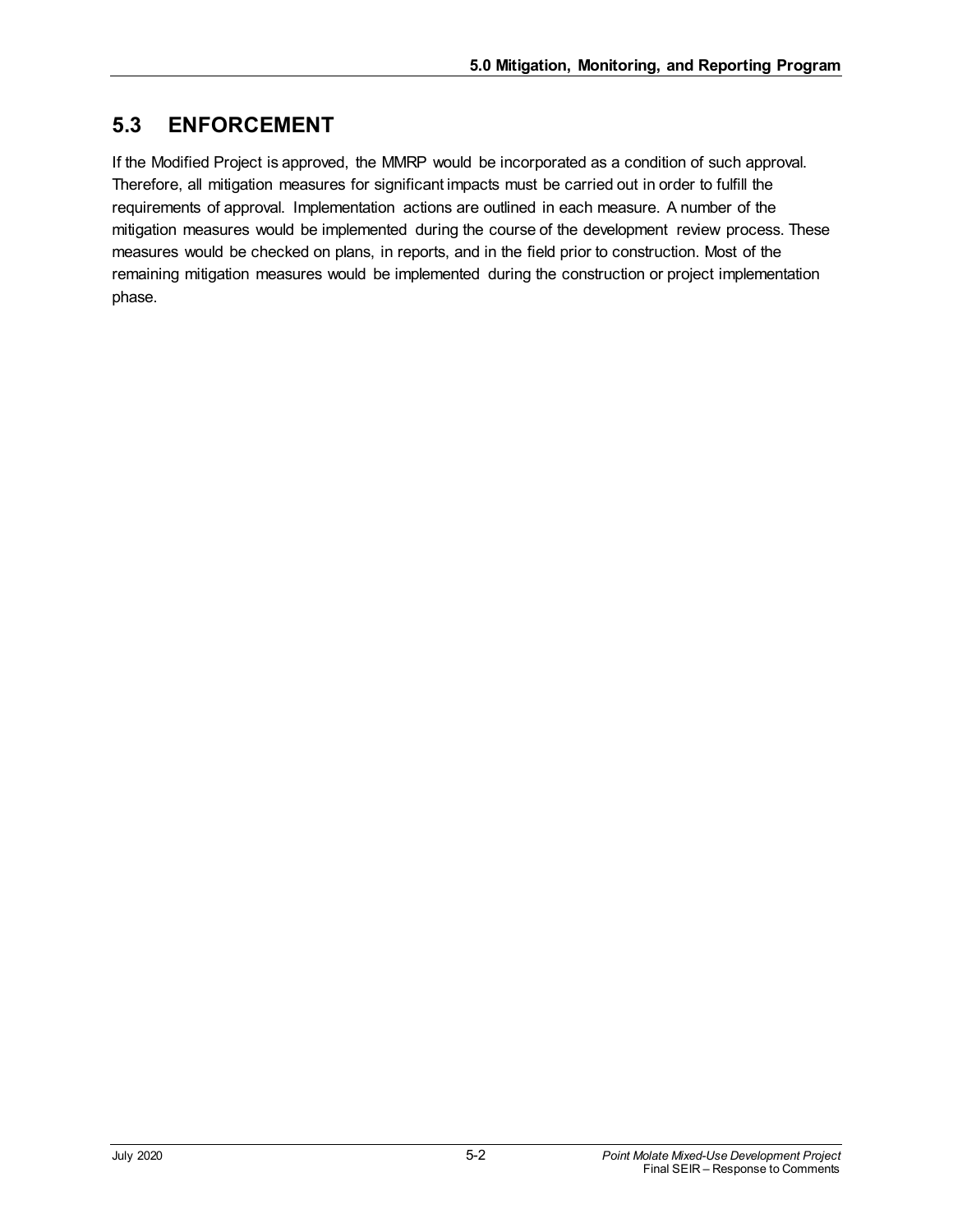## 5.3 ENFORCEMENT

If the Modified Project is approved, the MMRP would be incorporated as a condition of such approval. Therefore, all mitigation measures for significant impacts must be carried out in order to fulfill the requirements of approval. Implementation actions are outlined in each measure. A number of the mitigation measures would be implemented during the course of the development review process. These measures would be checked on plans, in reports, and in the field prior to construction. Most of the remaining mitigation measures would be implemented during the construction or project implementation phase.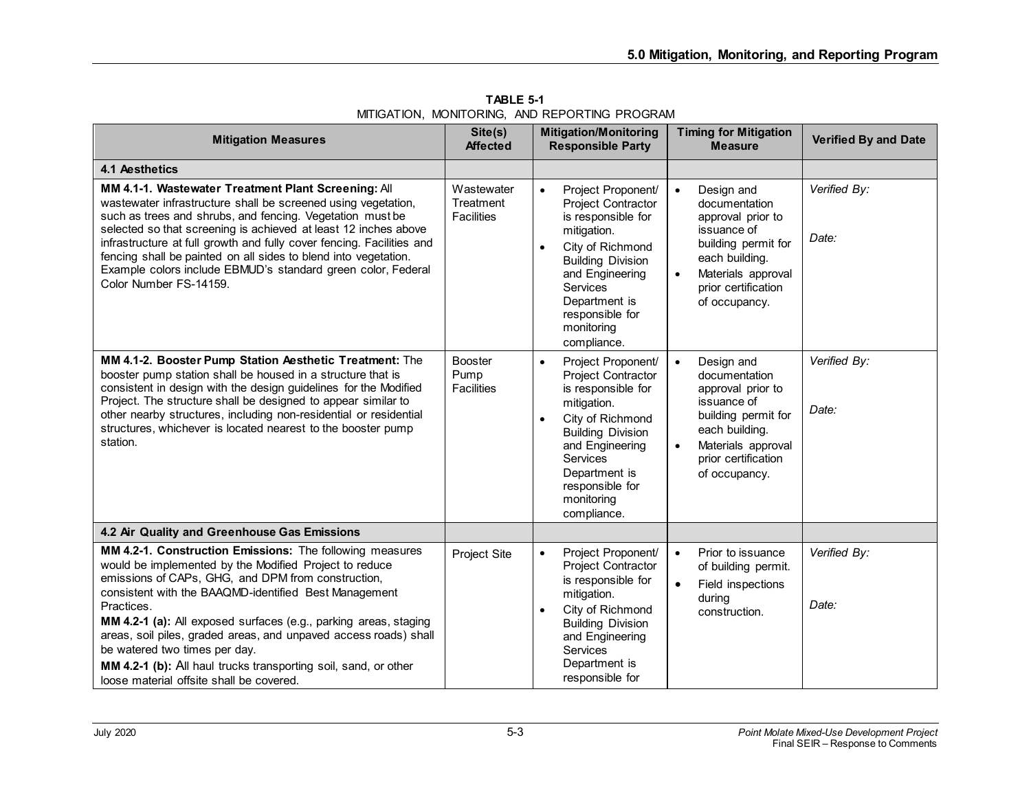**TABLE 5-1**
MITIGATION, MONITORING, AND REPORTING PROGRAM

| Mitigation Measures | Site(s) Affected | Mitigation/Monitoring Responsible Party | Timing for Mitigation Measure | Verified By and Date |
|---|---|---|---|---|
| **4.1 Aesthetics** | | | | |
| **MM 4.1-1. Wastewater Treatment Plant Screening:** All wastewater infrastructure shall be screened using vegetation, such as trees and shrubs, and fencing. Vegetation must be selected so that screening is achieved at least 12 inches above infrastructure at full growth and fully cover fencing. Facilities and fencing shall be painted on all sides to blend into vegetation. Example colors include EBMUD's standard green color, Federal Color Number FS-14159. | Wastewater Treatment Facilities | • Project Proponent/ Project Contractor is responsible for mitigation.<br>• City of Richmond Building Division and Engineering Services Department is responsible for monitoring compliance. | • Design and documentation approval prior to issuance of building permit for each building.<br>• Materials approval prior certification of occupancy. | *Verified By:*<br><br>*Date:* |
| **MM 4.1-2. Booster Pump Station Aesthetic Treatment:** The booster pump station shall be housed in a structure that is consistent in design with the design guidelines for the Modified Project. The structure shall be designed to appear similar to other nearby structures, including non-residential or residential structures, whichever is located nearest to the booster pump station. | Booster Pump Facilities | • Project Proponent/ Project Contractor is responsible for mitigation.<br>• City of Richmond Building Division and Engineering Services Department is responsible for monitoring compliance. | • Design and documentation approval prior to issuance of building permit for each building.<br>• Materials approval prior certification of occupancy. | *Verified By:*<br><br>*Date:* |
| **4.2 Air Quality and Greenhouse Gas Emissions** | | | | |
| **MM 4.2-1. Construction Emissions:** The following measures would be implemented by the Modified Project to reduce emissions of CAPs, GHG, and DPM from construction, consistent with the BAAQMD-identified Best Management Practices.<br>**MM 4.2-1 (a):** All exposed surfaces (e.g., parking areas, staging areas, soil piles, graded areas, and unpaved access roads) shall be watered two times per day.<br>**MM 4.2-1 (b):** All haul trucks transporting soil, sand, or other loose material offsite shall be covered. | Project Site | • Project Proponent/ Project Contractor is responsible for mitigation.<br>• City of Richmond Building Division and Engineering Services Department is responsible for | • Prior to issuance of building permit.<br>• Field inspections during construction. | *Verified By:*<br><br>*Date:* |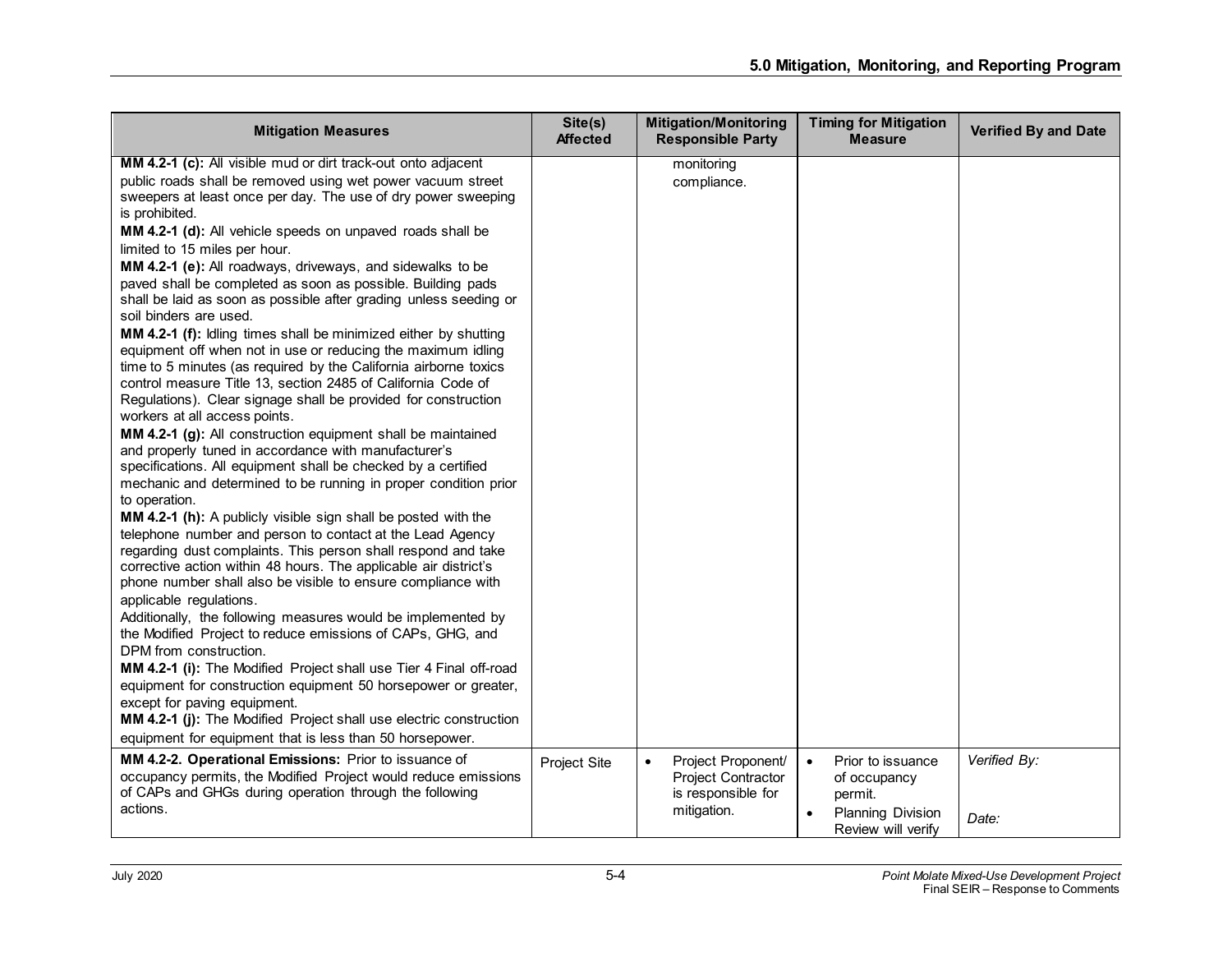| Mitigation Measures | Site(s) Affected | Mitigation/Monitoring Responsible Party | Timing for Mitigation Measure | Verified By and Date |
|---|---|---|---|---|
| **MM 4.2-1 (c):** All visible mud or dirt track-out onto adjacent public roads shall be removed using wet power vacuum street sweepers at least once per day. The use of dry power sweeping is prohibited.<br>**MM 4.2-1 (d):** All vehicle speeds on unpaved roads shall be limited to 15 miles per hour.<br>**MM 4.2-1 (e):** All roadways, driveways, and sidewalks to be paved shall be completed as soon as possible. Building pads shall be laid as soon as possible after grading unless seeding or soil binders are used.<br>**MM 4.2-1 (f):** Idling times shall be minimized either by shutting equipment off when not in use or reducing the maximum idling time to 5 minutes (as required by the California airborne toxics control measure Title 13, section 2485 of California Code of Regulations). Clear signage shall be provided for construction workers at all access points.<br>**MM 4.2-1 (g):** All construction equipment shall be maintained and properly tuned in accordance with manufacturer's specifications. All equipment shall be checked by a certified mechanic and determined to be running in proper condition prior to operation.<br>**MM 4.2-1 (h):** A publicly visible sign shall be posted with the telephone number and person to contact at the Lead Agency regarding dust complaints. This person shall respond and take corrective action within 48 hours. The applicable air district's phone number shall also be visible to ensure compliance with applicable regulations.<br>Additionally, the following measures would be implemented by the Modified Project to reduce emissions of CAPs, GHG, and DPM from construction.<br>**MM 4.2-1 (i):** The Modified Project shall use Tier 4 Final off-road equipment for construction equipment 50 horsepower or greater, except for paving equipment.<br>**MM 4.2-1 (j):** The Modified Project shall use electric construction equipment for equipment that is less than 50 horsepower. | | monitoring compliance. | | |
| **MM 4.2-2. Operational Emissions:** Prior to issuance of occupancy permits, the Modified Project would reduce emissions of CAPs and GHGs during operation through the following actions. | Project Site | • Project Proponent/ Project Contractor is responsible for mitigation. | • Prior to issuance of occupancy permit.<br>• Planning Division Review will verify | *Verified By:*<br><br>*Date:* |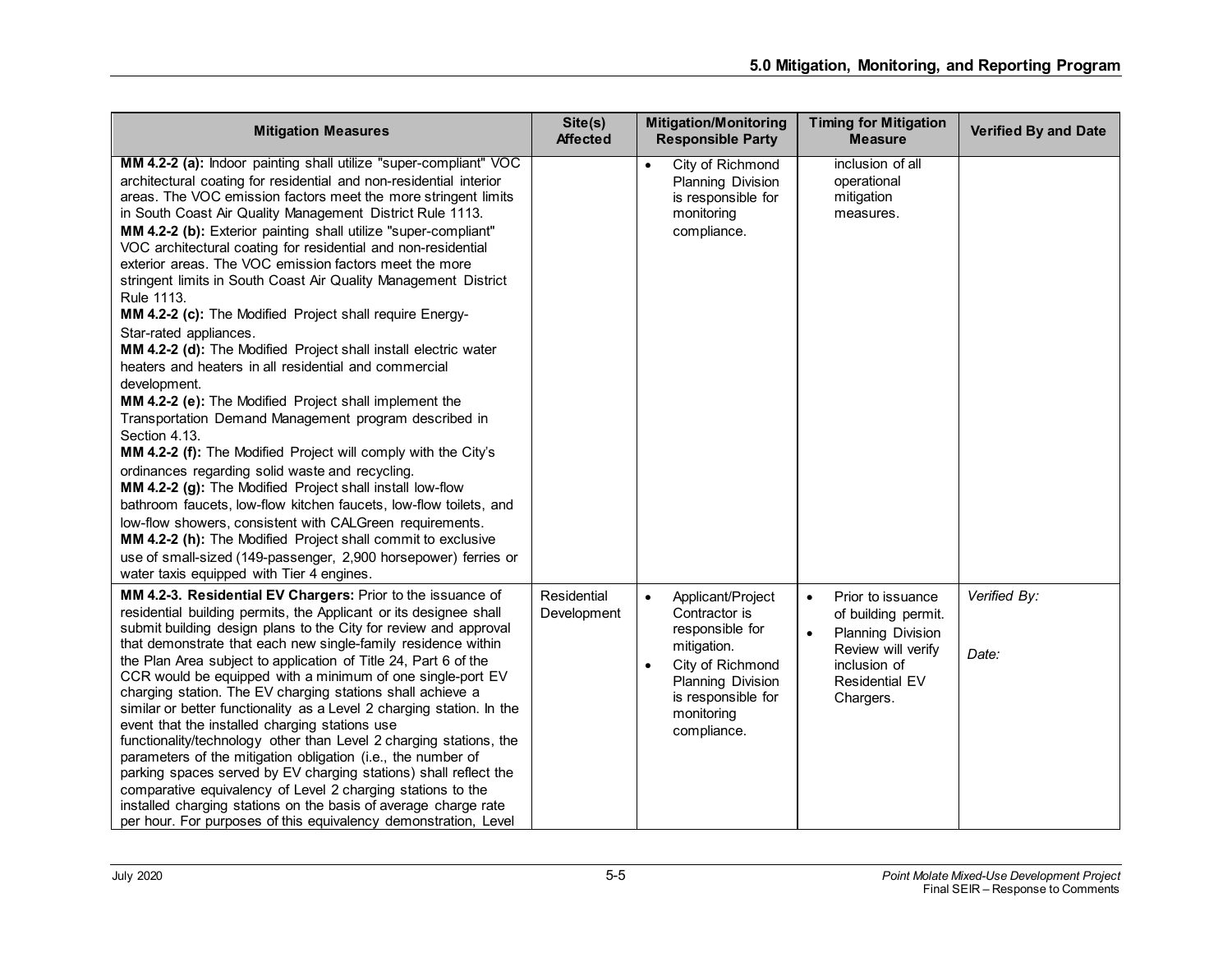| Mitigation Measures | Site(s) Affected | Mitigation/Monitoring Responsible Party | Timing for Mitigation Measure | Verified By and Date |
|---|---|---|---|---|
| **MM 4.2-2 (a):** Indoor painting shall utilize "super-compliant" VOC architectural coating for residential and non-residential interior areas. The VOC emission factors meet the more stringent limits in South Coast Air Quality Management District Rule 1113.<br>**MM 4.2-2 (b):** Exterior painting shall utilize "super-compliant" VOC architectural coating for residential and non-residential exterior areas. The VOC emission factors meet the more stringent limits in South Coast Air Quality Management District Rule 1113.<br>**MM 4.2-2 (c):** The Modified Project shall require Energy-Star-rated appliances.<br>**MM 4.2-2 (d):** The Modified Project shall install electric water heaters and heaters in all residential and commercial development.<br>**MM 4.2-2 (e):** The Modified Project shall implement the Transportation Demand Management program described in Section 4.13.<br>**MM 4.2-2 (f):** The Modified Project will comply with the City's ordinances regarding solid waste and recycling.<br>**MM 4.2-2 (g):** The Modified Project shall install low-flow bathroom faucets, low-flow kitchen faucets, low-flow toilets, and low-flow showers, consistent with CALGreen requirements.<br>**MM 4.2-2 (h):** The Modified Project shall commit to exclusive use of small-sized (149-passenger, 2,900 horsepower) ferries or water taxis equipped with Tier 4 engines. | | • City of Richmond Planning Division is responsible for monitoring compliance. | inclusion of all operational mitigation measures. | |
| **MM 4.2-3. Residential EV Chargers:** Prior to the issuance of residential building permits, the Applicant or its designee shall submit building design plans to the City for review and approval that demonstrate that each new single-family residence within the Plan Area subject to application of Title 24, Part 6 of the CCR would be equipped with a minimum of one single-port EV charging station. The EV charging stations shall achieve a similar or better functionality as a Level 2 charging station. In the event that the installed charging stations use functionality/technology other than Level 2 charging stations, the parameters of the mitigation obligation (i.e., the number of parking spaces served by EV charging stations) shall reflect the comparative equivalency of Level 2 charging stations to the installed charging stations on the basis of average charge rate per hour. For purposes of this equivalency demonstration, Level | Residential Development | • Applicant/Project Contractor is responsible for mitigation.<br>• City of Richmond Planning Division is responsible for monitoring compliance. | • Prior to issuance of building permit.<br>• Planning Division Review will verify inclusion of Residential EV Chargers. | *Verified By:*<br><br>*Date:* |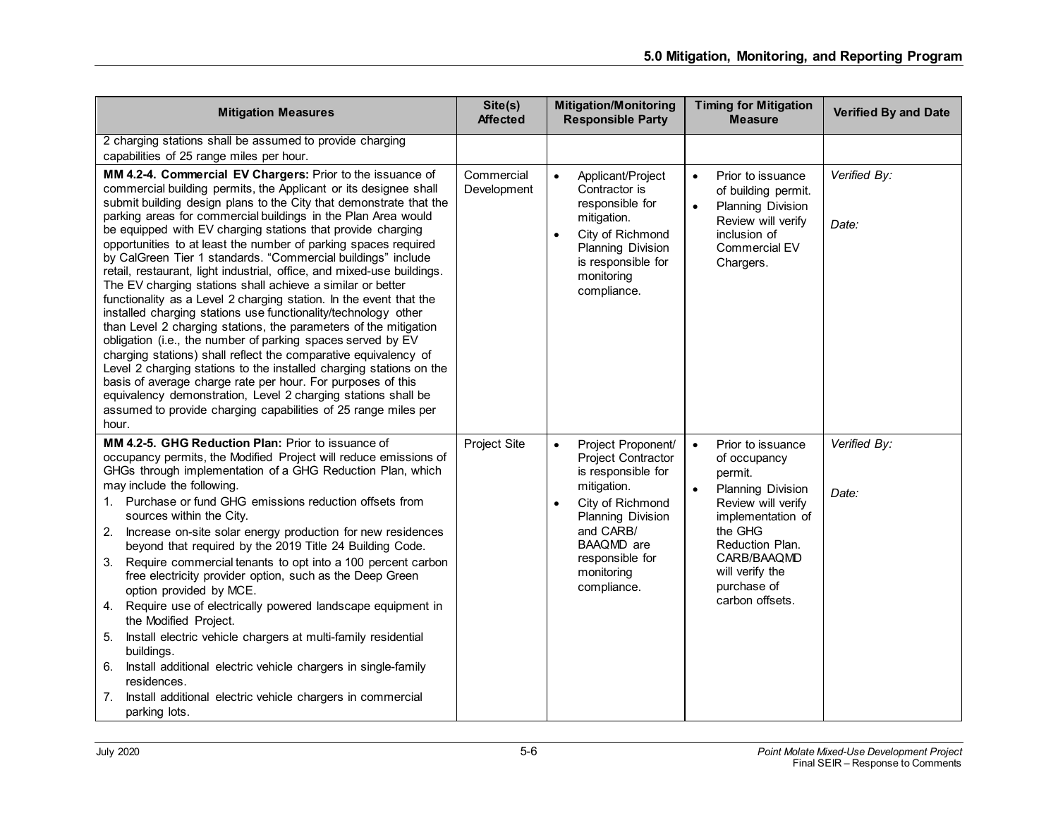| Mitigation Measures | Site(s) Affected | Mitigation/Monitoring Responsible Party | Timing for Mitigation Measure | Verified By and Date |
|---|---|---|---|---|
| 2 charging stations shall be assumed to provide charging capabilities of 25 range miles per hour. | | | | |
| **MM 4.2-4. Commercial EV Chargers:** Prior to the issuance of commercial building permits, the Applicant or its designee shall submit building design plans to the City that demonstrate that the parking areas for commercial buildings in the Plan Area would be equipped with EV charging stations that provide charging opportunities to at least the number of parking spaces required by CalGreen Tier 1 standards. "Commercial buildings" include retail, restaurant, light industrial, office, and mixed-use buildings. The EV charging stations shall achieve a similar or better functionality as a Level 2 charging station. In the event that the installed charging stations use functionality/technology other than Level 2 charging stations, the parameters of the mitigation obligation (i.e., the number of parking spaces served by EV charging stations) shall reflect the comparative equivalency of Level 2 charging stations to the installed charging stations on the basis of average charge rate per hour. For purposes of this equivalency demonstration, Level 2 charging stations shall be assumed to provide charging capabilities of 25 range miles per hour. | Commercial Development | • Applicant/Project Contractor is responsible for mitigation.<br>• City of Richmond Planning Division is responsible for monitoring compliance. | • Prior to issuance of building permit.<br>• Planning Division Review will verify inclusion of Commercial EV Chargers. | *Verified By:*<br><br>*Date:* |
| **MM 4.2-5. GHG Reduction Plan:** Prior to issuance of occupancy permits, the Modified Project will reduce emissions of GHGs through implementation of a GHG Reduction Plan, which may include the following.<br>1. Purchase or fund GHG emissions reduction offsets from sources within the City.<br>2. Increase on-site solar energy production for new residences beyond that required by the 2019 Title 24 Building Code.<br>3. Require commercial tenants to opt into a 100 percent carbon free electricity provider option, such as the Deep Green option provided by MCE.<br>4. Require use of electrically powered landscape equipment in the Modified Project.<br>5. Install electric vehicle chargers at multi-family residential buildings.<br>6. Install additional electric vehicle chargers in single-family residences.<br>7. Install additional electric vehicle chargers in commercial parking lots. | Project Site | • Project Proponent/ Project Contractor is responsible for mitigation.<br>• City of Richmond Planning Division and CARB/ BAAQMD are responsible for monitoring compliance. | • Prior to issuance of occupancy permit.<br>• Planning Division Review will verify implementation of the GHG Reduction Plan. CARB/BAAQMD will verify the purchase of carbon offsets. | *Verified By:*<br><br>*Date:* |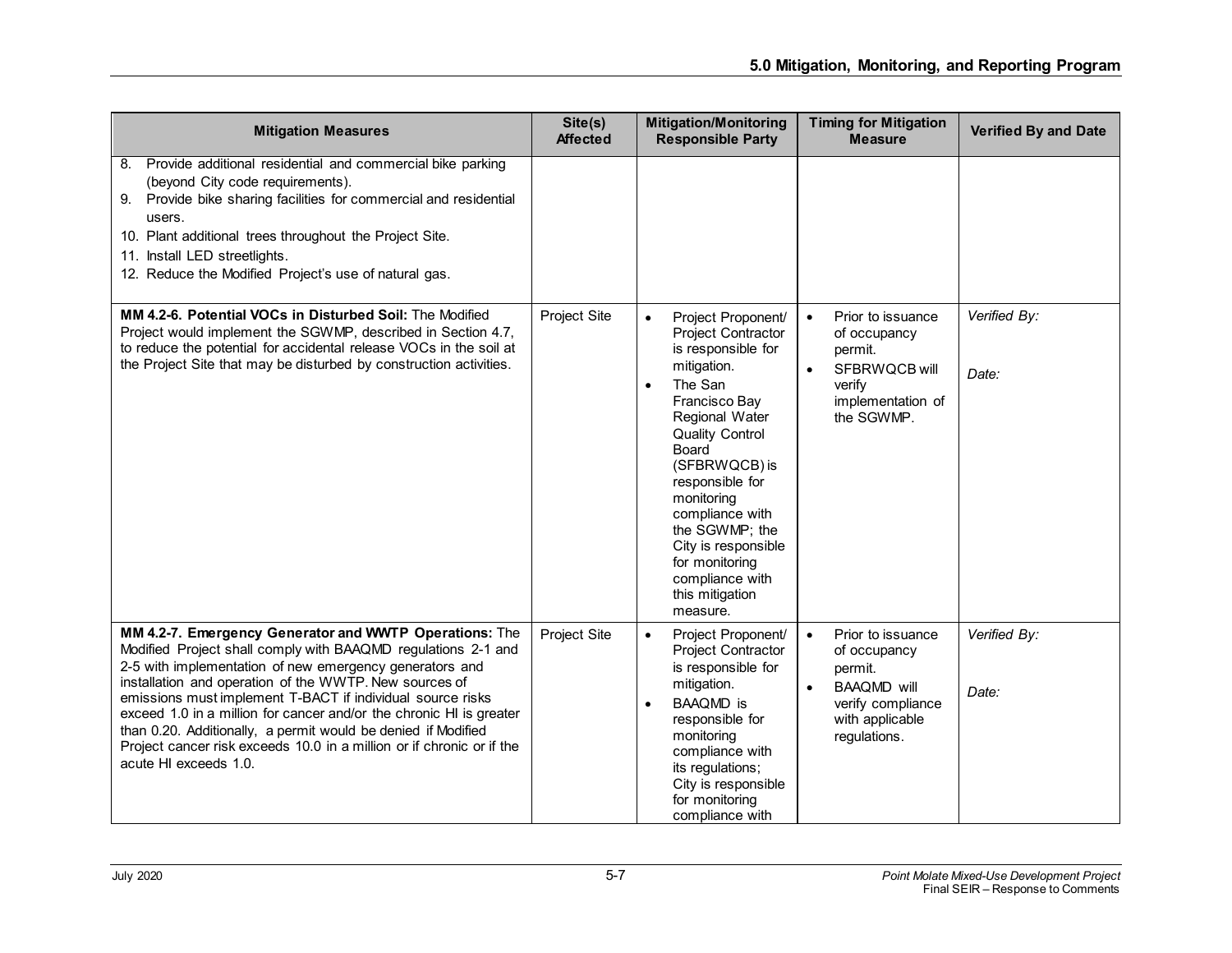| Mitigation Measures | Site(s) Affected | Mitigation/Monitoring Responsible Party | Timing for Mitigation Measure | Verified By and Date |
|---|---|---|---|---|
| 8. Provide additional residential and commercial bike parking (beyond City code requirements).<br>9. Provide bike sharing facilities for commercial and residential users.<br>10. Plant additional trees throughout the Project Site.<br>11. Install LED streetlights.<br>12. Reduce the Modified Project's use of natural gas. | | | | |
| **MM 4.2-6. Potential VOCs in Disturbed Soil:** The Modified Project would implement the SGWMP, described in Section 4.7, to reduce the potential for accidental release VOCs in the soil at the Project Site that may be disturbed by construction activities. | Project Site | • Project Proponent/ Project Contractor is responsible for mitigation.<br>• The San Francisco Bay Regional Water Quality Control Board (SFBRWQCB) is responsible for monitoring compliance with the SGWMP; the City is responsible for monitoring compliance with this mitigation measure. | • Prior to issuance of occupancy permit.<br>• SFBRWQCB will verify implementation of the SGWMP. | *Verified By:*<br><br>*Date:* |
| **MM 4.2-7. Emergency Generator and WWTP Operations:** The Modified Project shall comply with BAAQMD regulations 2-1 and 2-5 with implementation of new emergency generators and installation and operation of the WWTP. New sources of emissions must implement T-BACT if individual source risks exceed 1.0 in a million for cancer and/or the chronic HI is greater than 0.20. Additionally, a permit would be denied if Modified Project cancer risk exceeds 10.0 in a million or if chronic or if the acute HI exceeds 1.0. | Project Site | • Project Proponent/ Project Contractor is responsible for mitigation.<br>• BAAQMD is responsible for monitoring compliance with its regulations; City is responsible for monitoring compliance with | • Prior to issuance of occupancy permit.<br>• BAAQMD will verify compliance with applicable regulations. | *Verified By:*<br><br>*Date:* |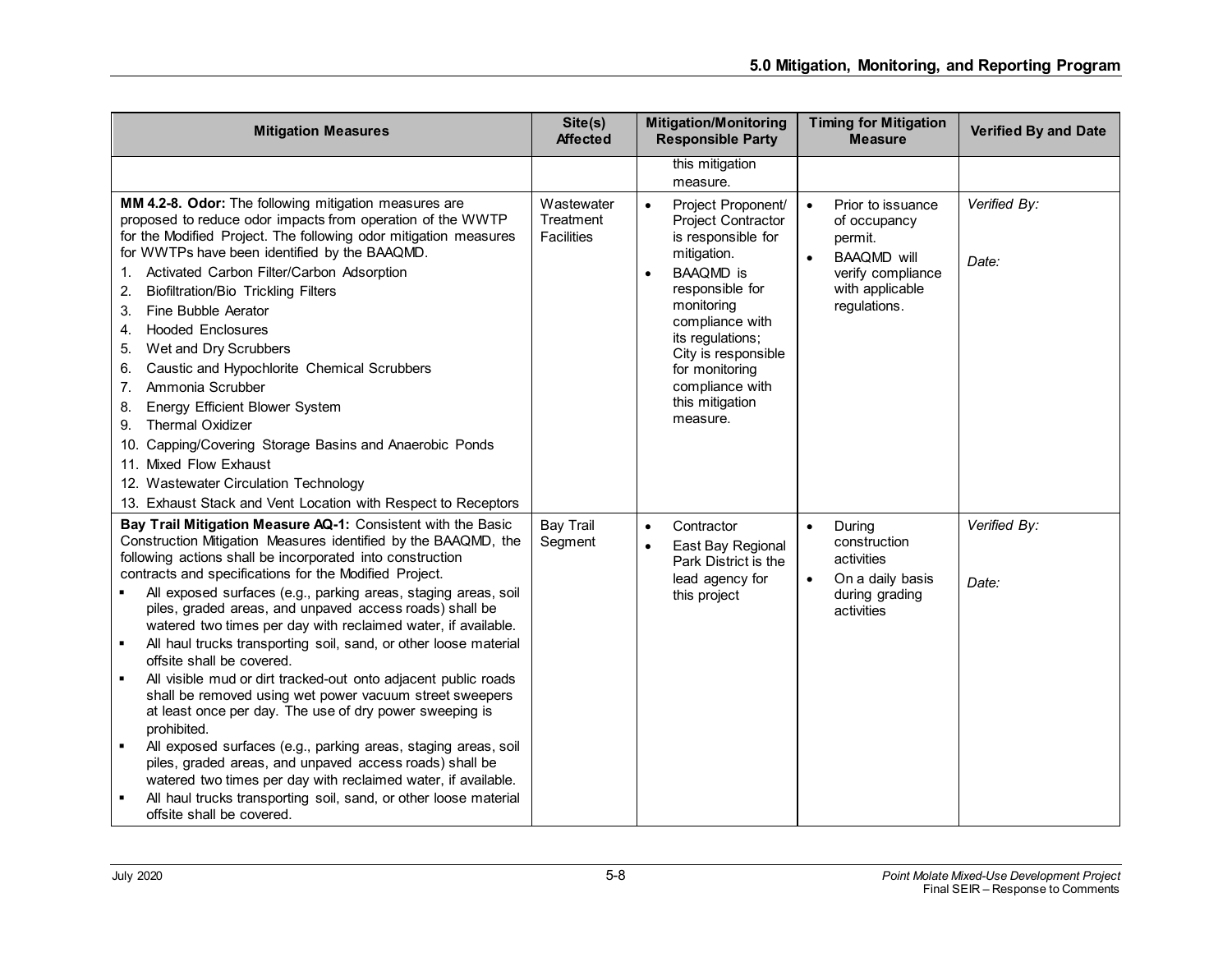| Mitigation Measures | Site(s) Affected | Mitigation/Monitoring Responsible Party | Timing for Mitigation Measure | Verified By and Date |
|---|---|---|---|---|
| | | this mitigation measure. | | |
| **MM 4.2-8. Odor:** The following mitigation measures are proposed to reduce odor impacts from operation of the WWTP for the Modified Project. The following odor mitigation measures for WWTPs have been identified by the BAAQMD.<br>1. Activated Carbon Filter/Carbon Adsorption<br>2. Biofiltration/Bio Trickling Filters<br>3. Fine Bubble Aerator<br>4. Hooded Enclosures<br>5. Wet and Dry Scrubbers<br>6. Caustic and Hypochlorite Chemical Scrubbers<br>7. Ammonia Scrubber<br>8. Energy Efficient Blower System<br>9. Thermal Oxidizer<br>10. Capping/Covering Storage Basins and Anaerobic Ponds<br>11. Mixed Flow Exhaust<br>12. Wastewater Circulation Technology<br>13. Exhaust Stack and Vent Location with Respect to Receptors | Wastewater Treatment Facilities | • Project Proponent/ Project Contractor is responsible for mitigation.<br>• BAAQMD is responsible for monitoring compliance with its regulations; City is responsible for monitoring compliance with this mitigation measure. | • Prior to issuance of occupancy permit.<br>• BAAQMD will verify compliance with applicable regulations. | *Verified By:*<br><br>*Date:* |
| **Bay Trail Mitigation Measure AQ-1:** Consistent with the Basic Construction Mitigation Measures identified by the BAAQMD, the following actions shall be incorporated into construction contracts and specifications for the Modified Project.<br>▪ All exposed surfaces (e.g., parking areas, staging areas, soil piles, graded areas, and unpaved access roads) shall be watered two times per day with reclaimed water, if available.<br>▪ All haul trucks transporting soil, sand, or other loose material offsite shall be covered.<br>▪ All visible mud or dirt tracked-out onto adjacent public roads shall be removed using wet power vacuum street sweepers at least once per day. The use of dry power sweeping is prohibited.<br>▪ All exposed surfaces (e.g., parking areas, staging areas, soil piles, graded areas, and unpaved access roads) shall be watered two times per day with reclaimed water, if available.<br>▪ All haul trucks transporting soil, sand, or other loose material offsite shall be covered. | Bay Trail Segment | • Contractor<br>• East Bay Regional Park District is the lead agency for this project | • During construction activities<br>• On a daily basis during grading activities | *Verified By:*<br><br>*Date:* |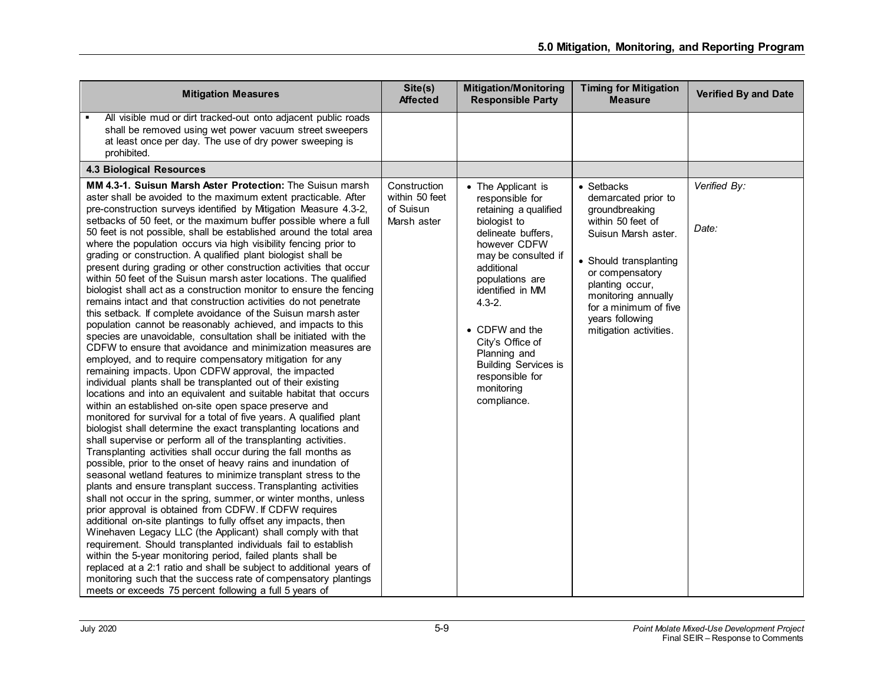| Mitigation Measures | Site(s) Affected | Mitigation/Monitoring Responsible Party | Timing for Mitigation Measure | Verified By and Date |
|---|---|---|---|---|
| ▪ All visible mud or dirt tracked-out onto adjacent public roads shall be removed using wet power vacuum street sweepers at least once per day. The use of dry power sweeping is prohibited. | | | | |
| **4.3 Biological Resources** | | | | |
| **MM 4.3-1. Suisun Marsh Aster Protection:** The Suisun marsh aster shall be avoided to the maximum extent practicable. After pre-construction surveys identified by Mitigation Measure 4.3-2, setbacks of 50 feet, or the maximum buffer possible where a full 50 feet is not possible, shall be established around the total area where the population occurs via high visibility fencing prior to grading or construction. A qualified plant biologist shall be present during grading or other construction activities that occur within 50 feet of the Suisun marsh aster locations. The qualified biologist shall act as a construction monitor to ensure the fencing remains intact and that construction activities do not penetrate this setback. If complete avoidance of the Suisun marsh aster population cannot be reasonably achieved, and impacts to this species are unavoidable, consultation shall be initiated with the CDFW to ensure that avoidance and minimization measures are employed, and to require compensatory mitigation for any remaining impacts. Upon CDFW approval, the impacted individual plants shall be transplanted out of their existing locations and into an equivalent and suitable habitat that occurs within an established on-site open space preserve and monitored for survival for a total of five years. A qualified plant biologist shall determine the exact transplanting locations and shall supervise or perform all of the transplanting activities. Transplanting activities shall occur during the fall months as possible, prior to the onset of heavy rains and inundation of seasonal wetland features to minimize transplant stress to the plants and ensure transplant success. Transplanting activities shall not occur in the spring, summer, or winter months, unless prior approval is obtained from CDFW. If CDFW requires additional on-site plantings to fully offset any impacts, then Winehaven Legacy LLC (the Applicant) shall comply with that requirement. Should transplanted individuals fail to establish within the 5-year monitoring period, failed plants shall be replaced at a 2:1 ratio and shall be subject to additional years of monitoring such that the success rate of compensatory plantings meets or exceeds 75 percent following a full 5 years of | Construction within 50 feet of Suisun Marsh aster | • The Applicant is responsible for retaining a qualified biologist to delineate buffers, however CDFW may be consulted if additional populations are identified in MM 4.3-2.<br><br>• CDFW and the City's Office of Planning and Building Services is responsible for monitoring compliance. | • Setbacks demarcated prior to groundbreaking within 50 feet of Suisun Marsh aster.<br><br>• Should transplanting or compensatory planting occur, monitoring annually for a minimum of five years following mitigation activities. | *Verified By:*<br><br>*Date:* |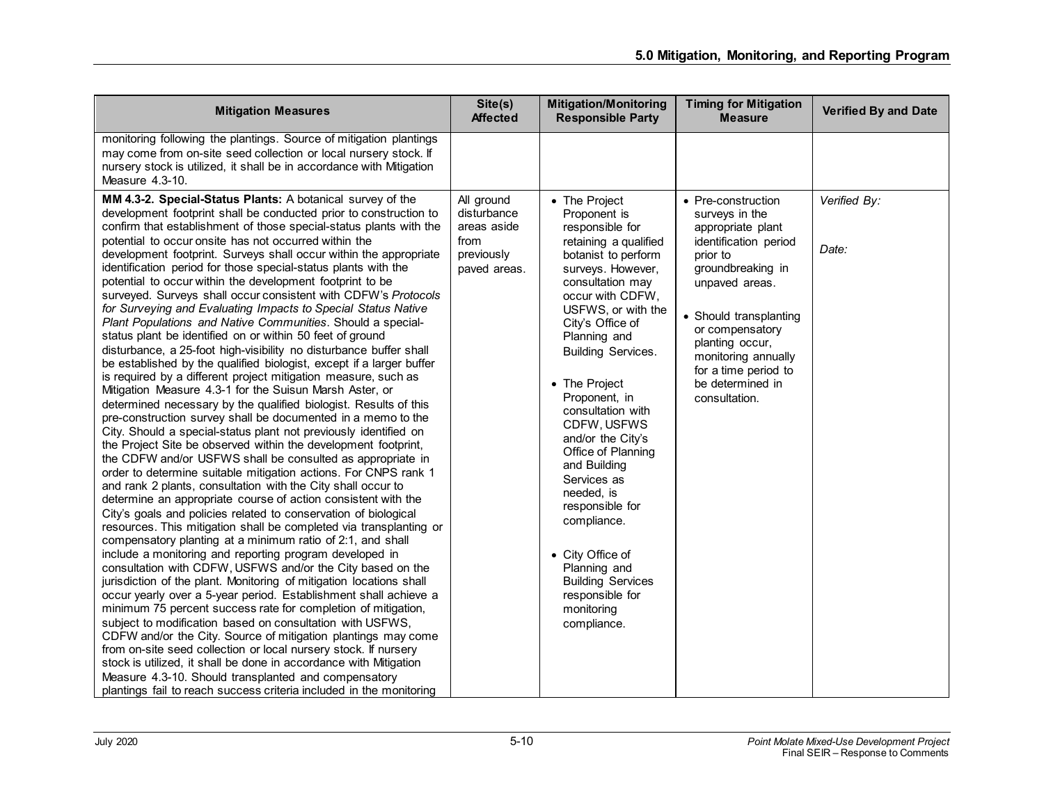| Mitigation Measures | Site(s) Affected | Mitigation/Monitoring Responsible Party | Timing for Mitigation Measure | Verified By and Date |
|---|---|---|---|---|
| monitoring following the plantings. Source of mitigation plantings may come from on-site seed collection or local nursery stock. If nursery stock is utilized, it shall be in accordance with Mitigation Measure 4.3-10. | | | | |
| **MM 4.3-2. Special-Status Plants:** A botanical survey of the development footprint shall be conducted prior to construction to confirm that establishment of those special-status plants with the potential to occur onsite has not occurred within the development footprint. Surveys shall occur within the appropriate identification period for those special-status plants with the potential to occur within the development footprint to be surveyed. Surveys shall occur consistent with CDFW's *Protocols for Surveying and Evaluating Impacts to Special Status Native Plant Populations and Native Communities*. Should a special-status plant be identified on or within 50 feet of ground disturbance, a 25-foot high-visibility no disturbance buffer shall be established by the qualified biologist, except if a larger buffer is required by a different project mitigation measure, such as Mitigation Measure 4.3-1 for the Suisun Marsh Aster, or determined necessary by the qualified biologist. Results of this pre-construction survey shall be documented in a memo to the City. Should a special-status plant not previously identified on the Project Site be observed within the development footprint, the CDFW and/or USFWS shall be consulted as appropriate in order to determine suitable mitigation actions. For CNPS rank 1 and rank 2 plants, consultation with the City shall occur to determine an appropriate course of action consistent with the City's goals and policies related to conservation of biological resources. This mitigation shall be completed via transplanting or compensatory planting at a minimum ratio of 2:1, and shall include a monitoring and reporting program developed in consultation with CDFW, USFWS and/or the City based on the jurisdiction of the plant. Monitoring of mitigation locations shall occur yearly over a 5-year period. Establishment shall achieve a minimum 75 percent success rate for completion of mitigation, subject to modification based on consultation with USFWS, CDFW and/or the City. Source of mitigation plantings may come from on-site seed collection or local nursery stock. If nursery stock is utilized, it shall be done in accordance with Mitigation Measure 4.3-10. Should transplanted and compensatory plantings fail to reach success criteria included in the monitoring | All ground disturbance areas aside from previously paved areas. | • The Project Proponent is responsible for retaining a qualified botanist to perform surveys. However, consultation may occur with CDFW, USFWS, or with the City's Office of Planning and Building Services.<br><br>• The Project Proponent, in consultation with CDFW, USFWS and/or the City's Office of Planning and Building Services as needed, is responsible for compliance.<br><br>• City Office of Planning and Building Services responsible for monitoring compliance. | • Pre-construction surveys in the appropriate plant identification period prior to groundbreaking in unpaved areas.<br><br>• Should transplanting or compensatory planting occur, monitoring annually for a time period to be determined in consultation. | *Verified By:*<br><br>*Date:* |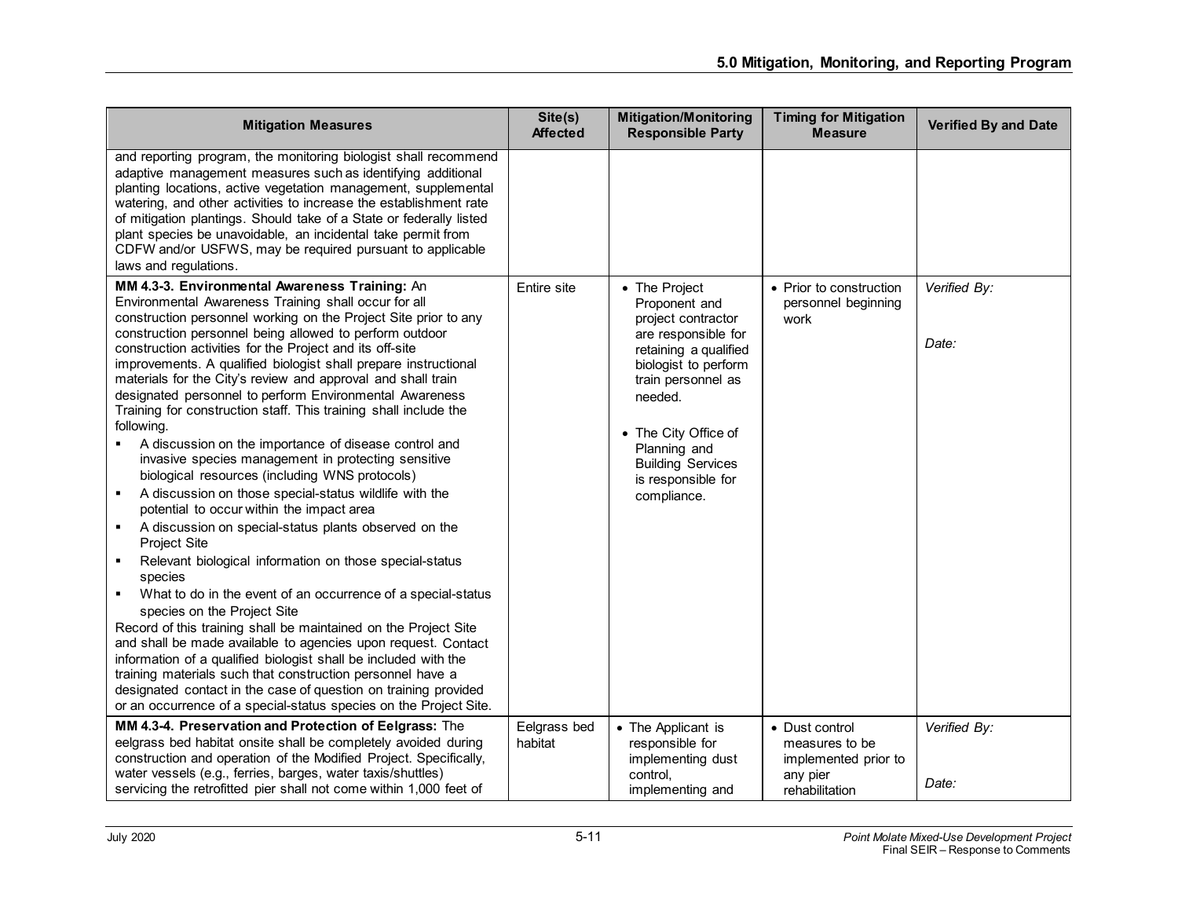| Mitigation Measures | Site(s) Affected | Mitigation/Monitoring Responsible Party | Timing for Mitigation Measure | Verified By and Date |
|---|---|---|---|---|
| and reporting program, the monitoring biologist shall recommend adaptive management measures such as identifying additional planting locations, active vegetation management, supplemental watering, and other activities to increase the establishment rate of mitigation plantings. Should take of a State or federally listed plant species be unavoidable, an incidental take permit from CDFW and/or USFWS, may be required pursuant to applicable laws and regulations. | | | | |
| **MM 4.3-3. Environmental Awareness Training:** An Environmental Awareness Training shall occur for all construction personnel working on the Project Site prior to any construction personnel being allowed to perform outdoor construction activities for the Project and its off-site improvements. A qualified biologist shall prepare instructional materials for the City's review and approval and shall train designated personnel to perform Environmental Awareness Training for construction staff. This training shall include the following.<br>▪ A discussion on the importance of disease control and invasive species management in protecting sensitive biological resources (including WNS protocols)<br>▪ A discussion on those special-status wildlife with the potential to occur within the impact area<br>▪ A discussion on special-status plants observed on the Project Site<br>▪ Relevant biological information on those special-status species<br>▪ What to do in the event of an occurrence of a special-status species on the Project Site<br>Record of this training shall be maintained on the Project Site and shall be made available to agencies upon request. Contact information of a qualified biologist shall be included with the training materials such that construction personnel have a designated contact in the case of question on training provided or an occurrence of a special-status species on the Project Site. | Entire site | • The Project Proponent and project contractor are responsible for retaining a qualified biologist to perform train personnel as needed.<br>• The City Office of Planning and Building Services is responsible for compliance. | • Prior to construction personnel beginning work | *Verified By:*<br><br>*Date:* |
| **MM 4.3-4. Preservation and Protection of Eelgrass:** The eelgrass bed habitat onsite shall be completely avoided during construction and operation of the Modified Project. Specifically, water vessels (e.g., ferries, barges, water taxis/shuttles) servicing the retrofitted pier shall not come within 1,000 feet of | Eelgrass bed habitat | • The Applicant is responsible for implementing dust control, implementing and | • Dust control measures to be implemented prior to any pier rehabilitation | *Verified By:*<br><br>*Date:* |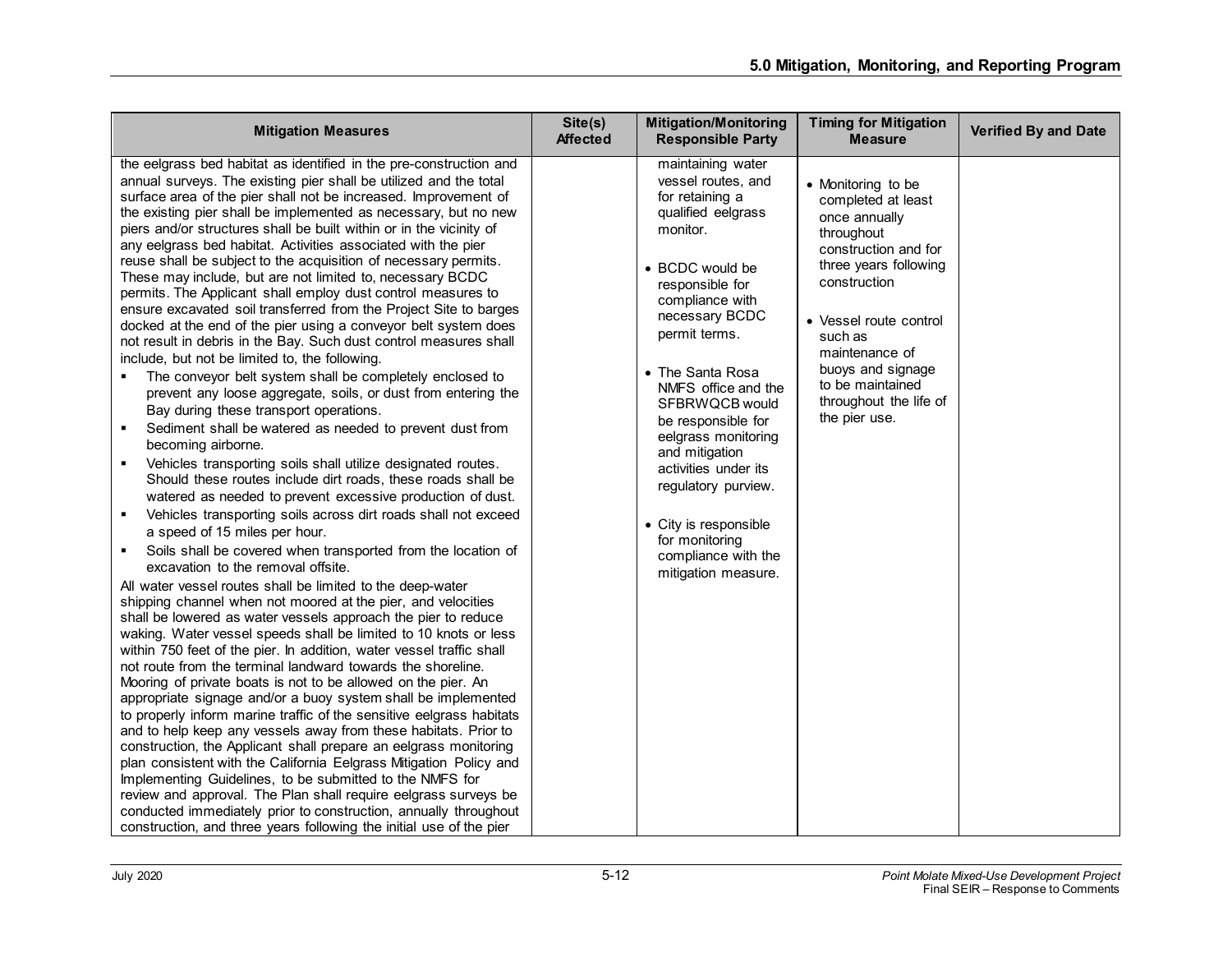| Mitigation Measures | Site(s) Affected | Mitigation/Monitoring Responsible Party | Timing for Mitigation Measure | Verified By and Date |
|---|---|---|---|---|
| the eelgrass bed habitat as identified in the pre-construction and annual surveys. The existing pier shall be utilized and the total surface area of the pier shall not be increased. Improvement of the existing pier shall be implemented as necessary, but no new piers and/or structures shall be built within or in the vicinity of any eelgrass bed habitat. Activities associated with the pier reuse shall be subject to the acquisition of necessary permits. These may include, but are not limited to, necessary BCDC permits. The Applicant shall employ dust control measures to ensure excavated soil transferred from the Project Site to barges docked at the end of the pier using a conveyor belt system does not result in debris in the Bay. Such dust control measures shall include, but not be limited to, the following:<br>▪ The conveyor belt system shall be completely enclosed to prevent any loose aggregate, soils, or dust from entering the Bay during these transport operations.<br>▪ Sediment shall be watered as needed to prevent dust from becoming airborne.<br>▪ Vehicles transporting soils shall utilize designated routes. Should these routes include dirt roads, these roads shall be watered as needed to prevent excessive production of dust.<br>▪ Vehicles transporting soils across dirt roads shall not exceed a speed of 15 miles per hour.<br>▪ Soils shall be covered when transported from the location of excavation to the removal offsite.<br>All water vessel routes shall be limited to the deep-water shipping channel when not moored at the pier, and velocities shall be lowered as water vessels approach the pier to reduce waking. Water vessel speeds shall be limited to 10 knots or less within 750 feet of the pier. In addition, water vessel traffic shall not route from the terminal landward towards the shoreline. Mooring of private boats is not to be allowed on the pier. An appropriate signage and/or a buoy system shall be implemented to properly inform marine traffic of the sensitive eelgrass habitats and to help keep any vessels away from these habitats. Prior to construction, the Applicant shall prepare an eelgrass monitoring plan consistent with the California Eelgrass Mitigation Policy and Implementing Guidelines, to be submitted to the NMFS for review and approval. The Plan shall require eelgrass surveys be conducted immediately prior to construction, annually throughout construction, and three years following the initial use of the pier | | maintaining water vessel routes, and for retaining a qualified eelgrass monitor.<br><br>• BCDC would be responsible for compliance with necessary BCDC permit terms.<br><br>• The Santa Rosa NMFS office and the SFBRWQCB would be responsible for eelgrass monitoring and mitigation activities under its regulatory purview.<br><br>• City is responsible for monitoring compliance with the mitigation measure. | • Monitoring to be completed at least once annually throughout construction and for three years following construction<br><br>• Vessel route control such as maintenance of buoys and signage to be maintained throughout the life of the pier use. | |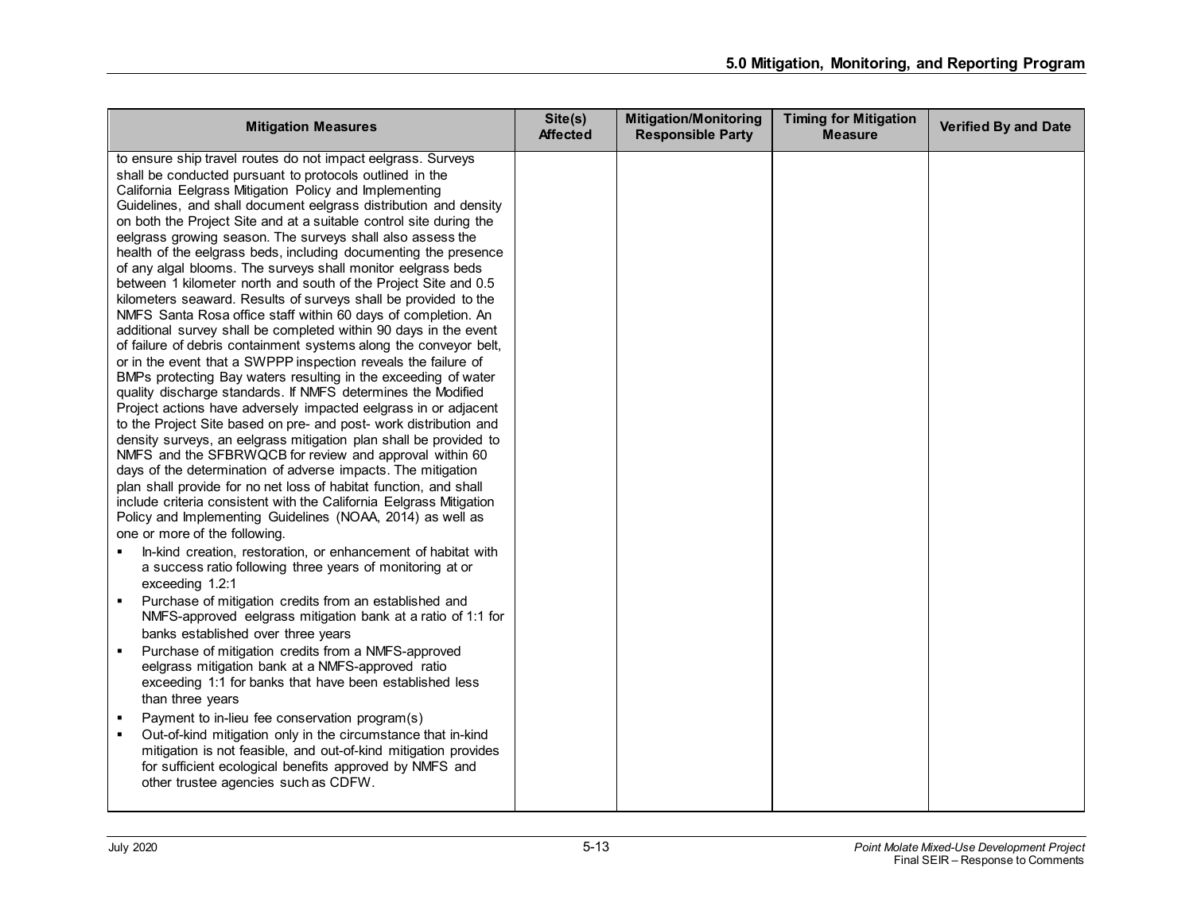| Mitigation Measures | Site(s) Affected | Mitigation/Monitoring Responsible Party | Timing for Mitigation Measure | Verified By and Date |
|---|---|---|---|---|
| to ensure ship travel routes do not impact eelgrass. Surveys shall be conducted pursuant to protocols outlined in the California Eelgrass Mitigation Policy and Implementing Guidelines, and shall document eelgrass distribution and density on both the Project Site and at a suitable control site during the eelgrass growing season. The surveys shall also assess the health of the eelgrass beds, including documenting the presence of any algal blooms. The surveys shall monitor eelgrass beds between 1 kilometer north and south of the Project Site and 0.5 kilometers seaward. Results of surveys shall be provided to the NMFS Santa Rosa office staff within 60 days of completion. An additional survey shall be completed within 90 days in the event of failure of debris containment systems along the conveyor belt, or in the event that a SWPPP inspection reveals the failure of BMPs protecting Bay waters resulting in the exceeding of water quality discharge standards. If NMFS determines the Modified Project actions have adversely impacted eelgrass in or adjacent to the Project Site based on pre- and post- work distribution and density surveys, an eelgrass mitigation plan shall be provided to NMFS and the SFBRWQCB for review and approval within 60 days of the determination of adverse impacts. The mitigation plan shall provide for no net loss of habitat function, and shall include criteria consistent with the California Eelgrass Mitigation Policy and Implementing Guidelines (NOAA, 2014) as well as one or more of the following.<br>▪ In-kind creation, restoration, or enhancement of habitat with a success ratio following three years of monitoring at or exceeding 1.2:1<br>▪ Purchase of mitigation credits from an established and NMFS-approved eelgrass mitigation bank at a ratio of 1:1 for banks established over three years<br>▪ Purchase of mitigation credits from a NMFS-approved eelgrass mitigation bank at a NMFS-approved ratio exceeding 1:1 for banks that have been established less than three years<br>▪ Payment to in-lieu fee conservation program(s)<br>▪ Out-of-kind mitigation only in the circumstance that in-kind mitigation is not feasible, and out-of-kind mitigation provides for sufficient ecological benefits approved by NMFS and other trustee agencies such as CDFW. | | | | |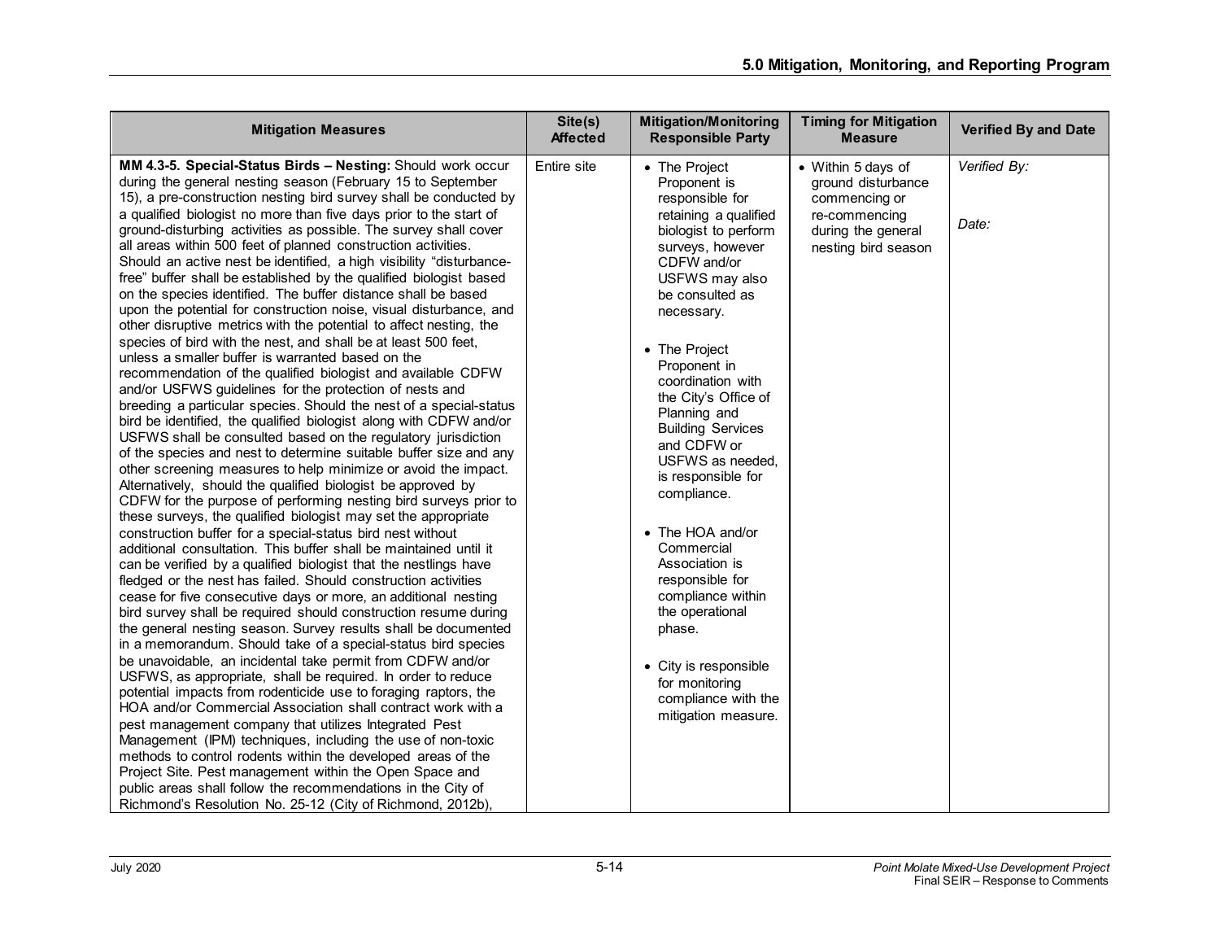| Mitigation Measures | Site(s) Affected | Mitigation/Monitoring Responsible Party | Timing for Mitigation Measure | Verified By and Date |
|---|---|---|---|---|
| **MM 4.3-5. Special-Status Birds – Nesting:** Should work occur during the general nesting season (February 15 to September 15), a pre-construction nesting bird survey shall be conducted by a qualified biologist no more than five days prior to the start of ground-disturbing activities as possible. The survey shall cover all areas within 500 feet of planned construction activities. Should an active nest be identified, a high visibility "disturbance-free" buffer shall be established by the qualified biologist based on the species identified. The buffer distance shall be based upon the potential for construction noise, visual disturbance, and other disruptive metrics with the potential to affect nesting, the species of bird with the nest, and shall be at least 500 feet, unless a smaller buffer is warranted based on the recommendation of the qualified biologist and available CDFW and/or USFWS guidelines for the protection of nests and breeding a particular species. Should the nest of a special-status bird be identified, the qualified biologist along with CDFW and/or USFWS shall be consulted based on the regulatory jurisdiction of the species and nest to determine suitable buffer size and any other screening measures to help minimize or avoid the impact. Alternatively, should the qualified biologist be approved by CDFW for the purpose of performing nesting bird surveys prior to these surveys, the qualified biologist may set the appropriate construction buffer for a special-status bird nest without additional consultation. This buffer shall be maintained until it can be verified by a qualified biologist that the nestlings have fledged or the nest has failed. Should construction activities cease for five consecutive days or more, an additional nesting bird survey shall be required should construction resume during the general nesting season. Survey results shall be documented in a memorandum. Should take of a special-status bird species be unavoidable, an incidental take permit from CDFW and/or USFWS, as appropriate, shall be required. In order to reduce potential impacts from rodenticide use to foraging raptors, the HOA and/or Commercial Association shall contract work with a pest management company that utilizes Integrated Pest Management (IPM) techniques, including the use of non-toxic methods to control rodents within the developed areas of the Project Site. Pest management within the Open Space and public areas shall follow the recommendations in the City of Richmond's Resolution No. 25-12 (City of Richmond, 2012b), | Entire site | • The Project Proponent is responsible for retaining a qualified biologist to perform surveys, however CDFW and/or USFWS may also be consulted as necessary.<br><br>• The Project Proponent in coordination with the City's Office of Planning and Building Services and CDFW or USFWS as needed, is responsible for compliance.<br><br>• The HOA and/or Commercial Association is responsible for compliance within the operational phase.<br><br>• City is responsible for monitoring compliance with the mitigation measure. | • Within 5 days of ground disturbance commencing or re-commencing during the general nesting bird season | *Verified By:*<br><br>*Date:* |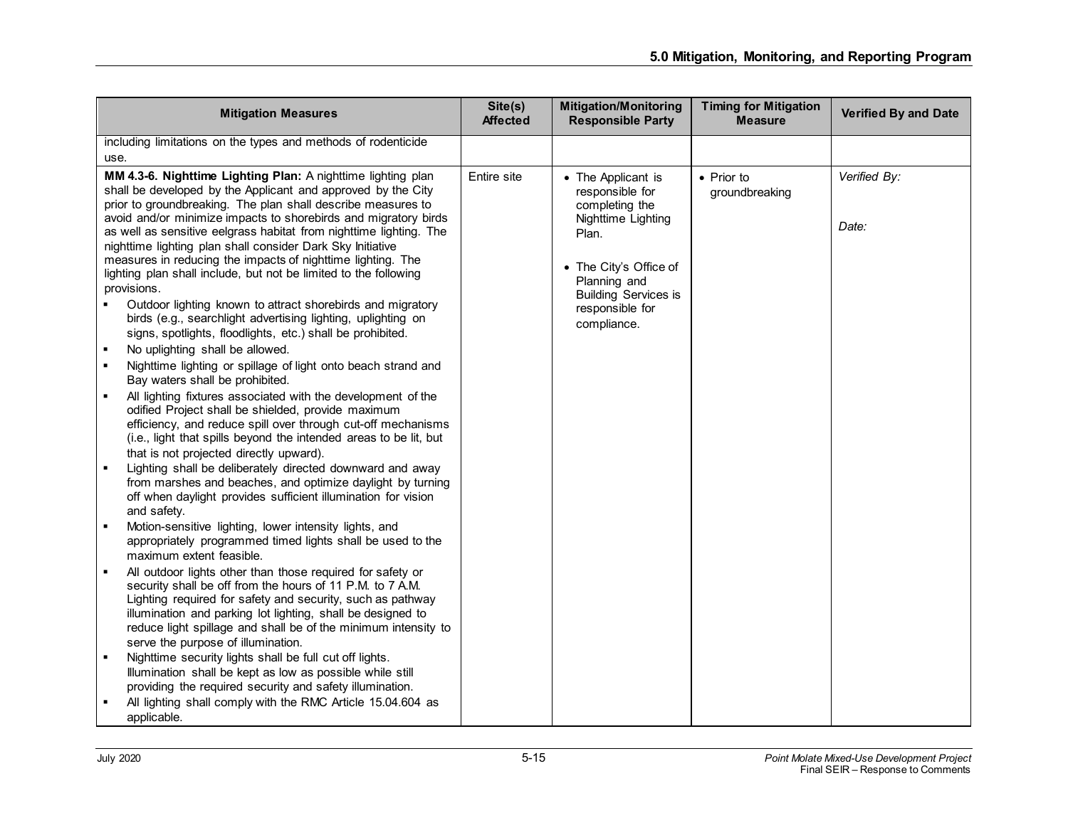| Mitigation Measures | Site(s) Affected | Mitigation/Monitoring Responsible Party | Timing for Mitigation Measure | Verified By and Date |
|---|---|---|---|---|
| including limitations on the types and methods of rodenticide use. | | | | |
| **MM 4.3-6. Nighttime Lighting Plan:** A nighttime lighting plan shall be developed by the Applicant and approved by the City prior to groundbreaking. The plan shall describe measures to avoid and/or minimize impacts to shorebirds and migratory birds as well as sensitive eelgrass habitat from nighttime lighting. The nighttime lighting plan shall consider Dark Sky Initiative measures in reducing the impacts of nighttime lighting. The lighting plan shall include, but not be limited to the following provisions.<br>▪ Outdoor lighting known to attract shorebirds and migratory birds (e.g., searchlight advertising lighting, uplighting on signs, spotlights, floodlights, etc.) shall be prohibited.<br>▪ No uplighting shall be allowed.<br>▪ Nighttime lighting or spillage of light onto beach strand and Bay waters shall be prohibited.<br>▪ All lighting fixtures associated with the development of the odified Project shall be shielded, provide maximum efficiency, and reduce spill over through cut-off mechanisms (i.e., light that spills beyond the intended areas to be lit, but that is not projected directly upward).<br>▪ Lighting shall be deliberately directed downward and away from marshes and beaches, and optimize daylight by turning off when daylight provides sufficient illumination for vision and safety.<br>▪ Motion-sensitive lighting, lower intensity lights, and appropriately programmed timed lights shall be used to the maximum extent feasible.<br>▪ All outdoor lights other than those required for safety or security shall be off from the hours of 11 P.M. to 7 A.M. Lighting required for safety and security, such as pathway illumination and parking lot lighting, shall be designed to reduce light spillage and shall be of the minimum intensity to serve the purpose of illumination.<br>▪ Nighttime security lights shall be full cut off lights. Illumination shall be kept as low as possible while still providing the required security and safety illumination.<br>▪ All lighting shall comply with the RMC Article 15.04.604 as applicable. | Entire site | • The Applicant is responsible for completing the Nighttime Lighting Plan.<br>• The City's Office of Planning and Building Services is responsible for compliance. | • Prior to groundbreaking | *Verified By:*<br><br>*Date:* |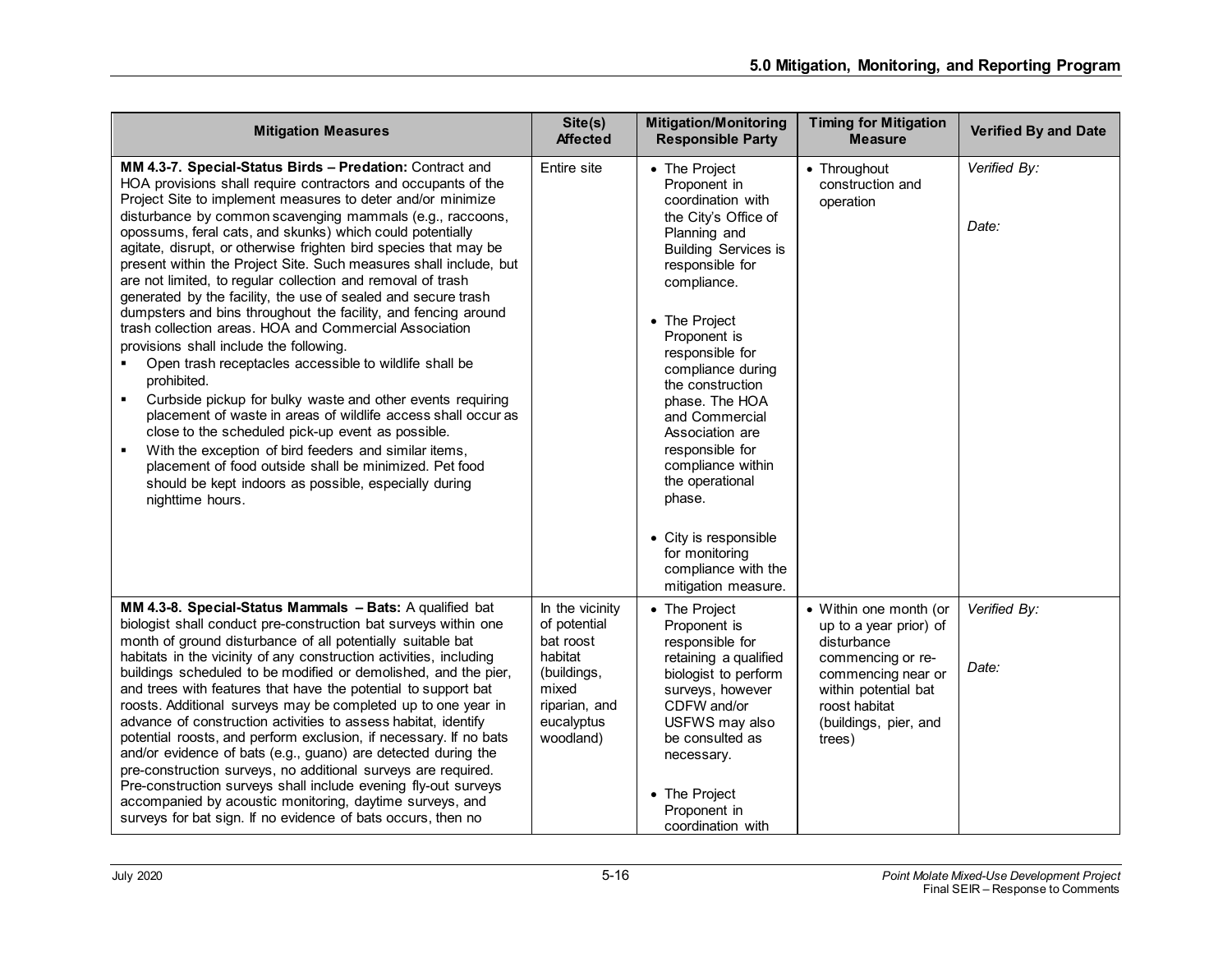| Mitigation Measures | Site(s) Affected | Mitigation/Monitoring Responsible Party | Timing for Mitigation Measure | Verified By and Date |
|---|---|---|---|---|
| **MM 4.3-7. Special-Status Birds – Predation:** Contract and HOA provisions shall require contractors and occupants of the Project Site to implement measures to deter and/or minimize disturbance by common scavenging mammals (e.g., raccoons, opossums, feral cats, and skunks) which could potentially agitate, disrupt, or otherwise frighten bird species that may be present within the Project Site. Such measures shall include, but are not limited, to regular collection and removal of trash generated by the facility, the use of sealed and secure trash dumpsters and bins throughout the facility, and fencing around trash collection areas. HOA and Commercial Association provisions shall include the following.<br>▪ Open trash receptacles accessible to wildlife shall be prohibited.<br>▪ Curbside pickup for bulky waste and other events requiring placement of waste in areas of wildlife access shall occur as close to the scheduled pick-up event as possible.<br>▪ With the exception of bird feeders and similar items, placement of food outside shall be minimized. Pet food should be kept indoors as possible, especially during nighttime hours. | Entire site | • The Project Proponent in coordination with the City's Office of Planning and Building Services is responsible for compliance.<br>• The Project Proponent is responsible for compliance during the construction phase. The HOA and Commercial Association are responsible for compliance within the operational phase.<br>• City is responsible for monitoring compliance with the mitigation measure. | • Throughout construction and operation | *Verified By:*<br><br>*Date:* |
| **MM 4.3-8. Special-Status Mammals – Bats:** A qualified bat biologist shall conduct pre-construction bat surveys within one month of ground disturbance of all potentially suitable bat habitats in the vicinity of any construction activities, including buildings scheduled to be modified or demolished, and the pier, and trees with features that have the potential to support bat roosts. Additional surveys may be completed up to one year in advance of construction activities to assess habitat, identify potential roosts, and perform exclusion, if necessary. If no bats and/or evidence of bats (e.g., guano) are detected during the pre-construction surveys, no additional surveys are required. Pre-construction surveys shall include evening fly-out surveys accompanied by acoustic monitoring, daytime surveys, and surveys for bat sign. If no evidence of bats occurs, then no | In the vicinity of potential bat roost habitat (buildings, mixed riparian, and eucalyptus woodland) | • The Project Proponent is responsible for retaining a qualified biologist to perform surveys, however CDFW and/or USFWS may also be consulted as necessary.<br>• The Project Proponent in coordination with | • Within one month (or up to a year prior) of disturbance commencing or re-commencing near or within potential bat roost habitat (buildings, pier, and trees) | *Verified By:*<br><br>*Date:* |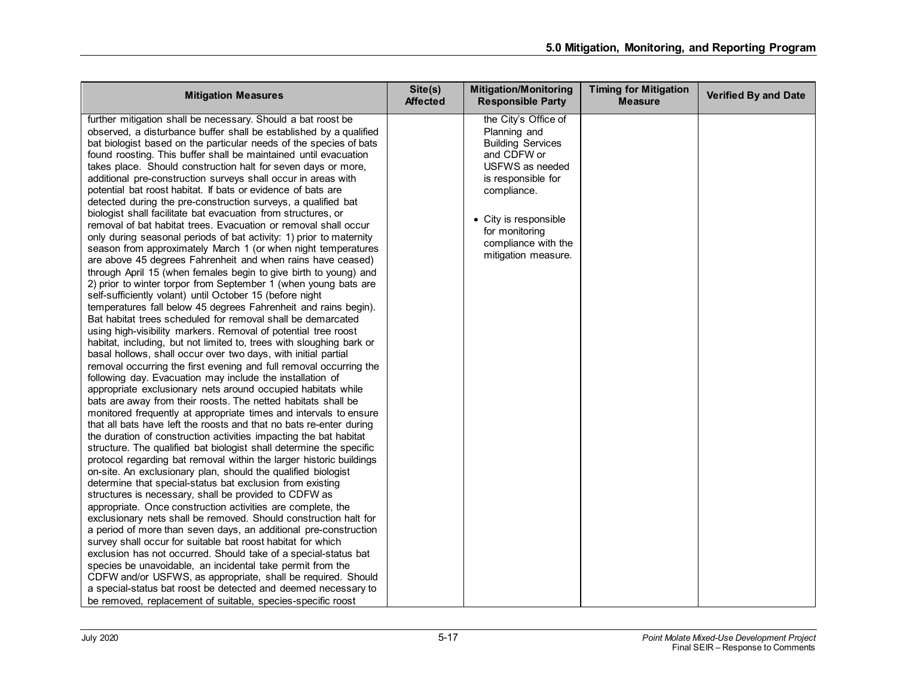| Mitigation Measures | Site(s) Affected | Mitigation/Monitoring Responsible Party | Timing for Mitigation Measure | Verified By and Date |
|---|---|---|---|---|
| further mitigation shall be necessary. Should a bat roost be observed, a disturbance buffer shall be established by a qualified bat biologist based on the particular needs of the species of bats found roosting. This buffer shall be maintained until evacuation takes place. Should construction halt for seven days or more, additional pre-construction surveys shall occur in areas with potential bat roost habitat. If bats or evidence of bats are detected during the pre-construction surveys, a qualified bat biologist shall facilitate bat evacuation from structures, or removal of bat habitat trees. Evacuation or removal shall occur only during seasonal periods of bat activity: 1) prior to maternity season from approximately March 1 (or when night temperatures are above 45 degrees Fahrenheit and when rains have ceased) through April 15 (when females begin to give birth to young) and 2) prior to winter torpor from September 1 (when young bats are self-sufficiently volant) until October 15 (before night temperatures fall below 45 degrees Fahrenheit and rains begin). Bat habitat trees scheduled for removal shall be demarcated using high-visibility markers. Removal of potential tree roost habitat, including, but not limited to, trees with sloughing bark or basal hollows, shall occur over two days, with initial partial removal occurring the first evening and full removal occurring the following day. Evacuation may include the installation of appropriate exclusionary nets around occupied habitats while bats are away from their roosts. The netted habitats shall be monitored frequently at appropriate times and intervals to ensure that all bats have left the roosts and that no bats re-enter during the duration of construction activities impacting the bat habitat structure. The qualified bat biologist shall determine the specific protocol regarding bat removal within the larger historic buildings on-site. An exclusionary plan, should the qualified biologist determine that special-status bat exclusion from existing structures is necessary, shall be provided to CDFW as appropriate. Once construction activities are complete, the exclusionary nets shall be removed. Should construction halt for a period of more than seven days, an additional pre-construction survey shall occur for suitable bat roost habitat for which exclusion has not occurred. Should take of a special-status bat species be unavoidable, an incidental take permit from the CDFW and/or USFWS, as appropriate, shall be required. Should a special-status bat roost be detected and deemed necessary to be removed, replacement of suitable, species-specific roost | | the City's Office of Planning and Building Services and CDFW or USFWS as needed is responsible for compliance.<br><br>• City is responsible for monitoring compliance with the mitigation measure. | | |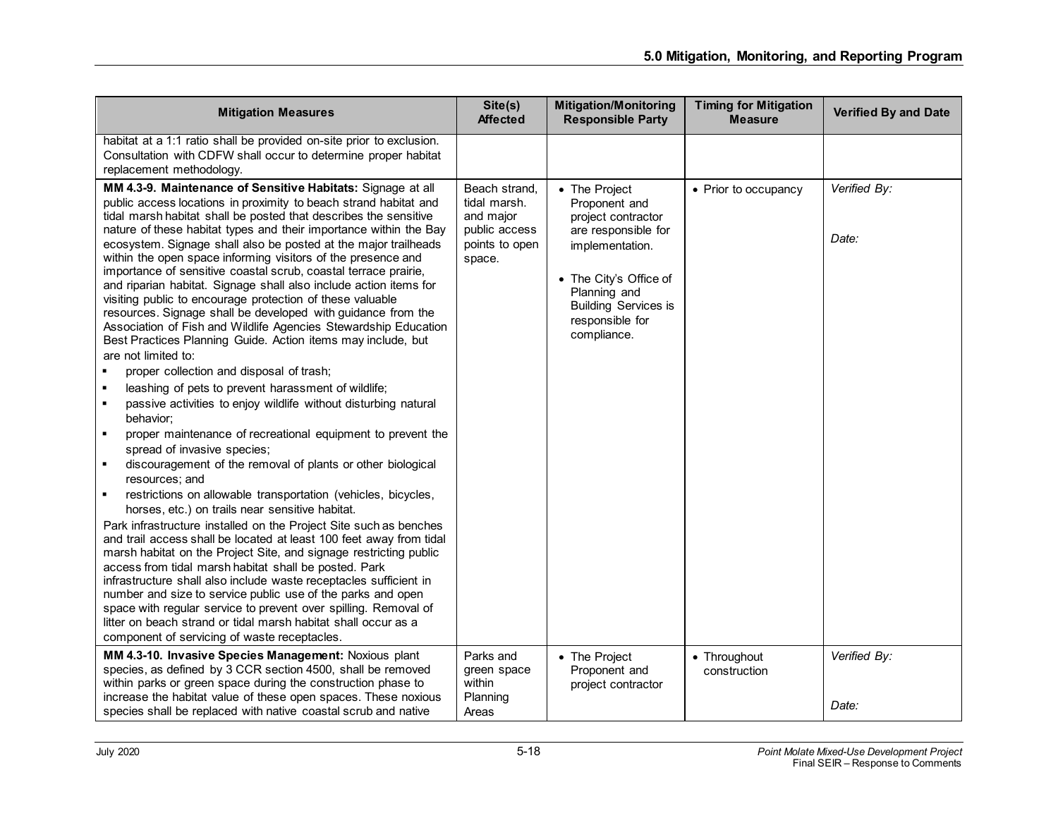| Mitigation Measures | Site(s) Affected | Mitigation/Monitoring Responsible Party | Timing for Mitigation Measure | Verified By and Date |
|---|---|---|---|---|
| habitat at a 1:1 ratio shall be provided on-site prior to exclusion. Consultation with CDFW shall occur to determine proper habitat replacement methodology. | | | | |
| **MM 4.3-9. Maintenance of Sensitive Habitats:** Signage at all public access locations in proximity to beach strand habitat and tidal marsh habitat shall be posted that describes the sensitive nature of these habitat types and their importance within the Bay ecosystem. Signage shall also be posted at the major trailheads within the open space informing visitors of the presence and importance of sensitive coastal scrub, coastal terrace prairie, and riparian habitat. Signage shall also include action items for visiting public to encourage protection of these valuable resources. Signage shall be developed with guidance from the Association of Fish and Wildlife Agencies Stewardship Education Best Practices Planning Guide. Action items may include, but are not limited to:<br>▪ proper collection and disposal of trash;<br>▪ leashing of pets to prevent harassment of wildlife;<br>▪ passive activities to enjoy wildlife without disturbing natural behavior;<br>▪ proper maintenance of recreational equipment to prevent the spread of invasive species;<br>▪ discouragement of the removal of plants or other biological resources; and<br>▪ restrictions on allowable transportation (vehicles, bicycles, horses, etc.) on trails near sensitive habitat.<br>Park infrastructure installed on the Project Site such as benches and trail access shall be located at least 100 feet away from tidal marsh habitat on the Project Site, and signage restricting public access from tidal marsh habitat shall be posted. Park infrastructure shall also include waste receptacles sufficient in number and size to service public use of the parks and open space with regular service to prevent over spilling. Removal of litter on beach strand or tidal marsh habitat shall occur as a component of servicing of waste receptacles. | Beach strand, tidal marsh. and major public access points to open space. | • The Project Proponent and project contractor are responsible for implementation.<br>• The City's Office of Planning and Building Services is responsible for compliance. | • Prior to occupancy | *Verified By:*<br><br>*Date:* |
| **MM 4.3-10. Invasive Species Management:** Noxious plant species, as defined by 3 CCR section 4500, shall be removed within parks or green space during the construction phase to increase the habitat value of these open spaces. These noxious species shall be replaced with native coastal scrub and native | Parks and green space within Planning Areas | • The Project Proponent and project contractor | • Throughout construction | *Verified By:*<br><br>*Date:* |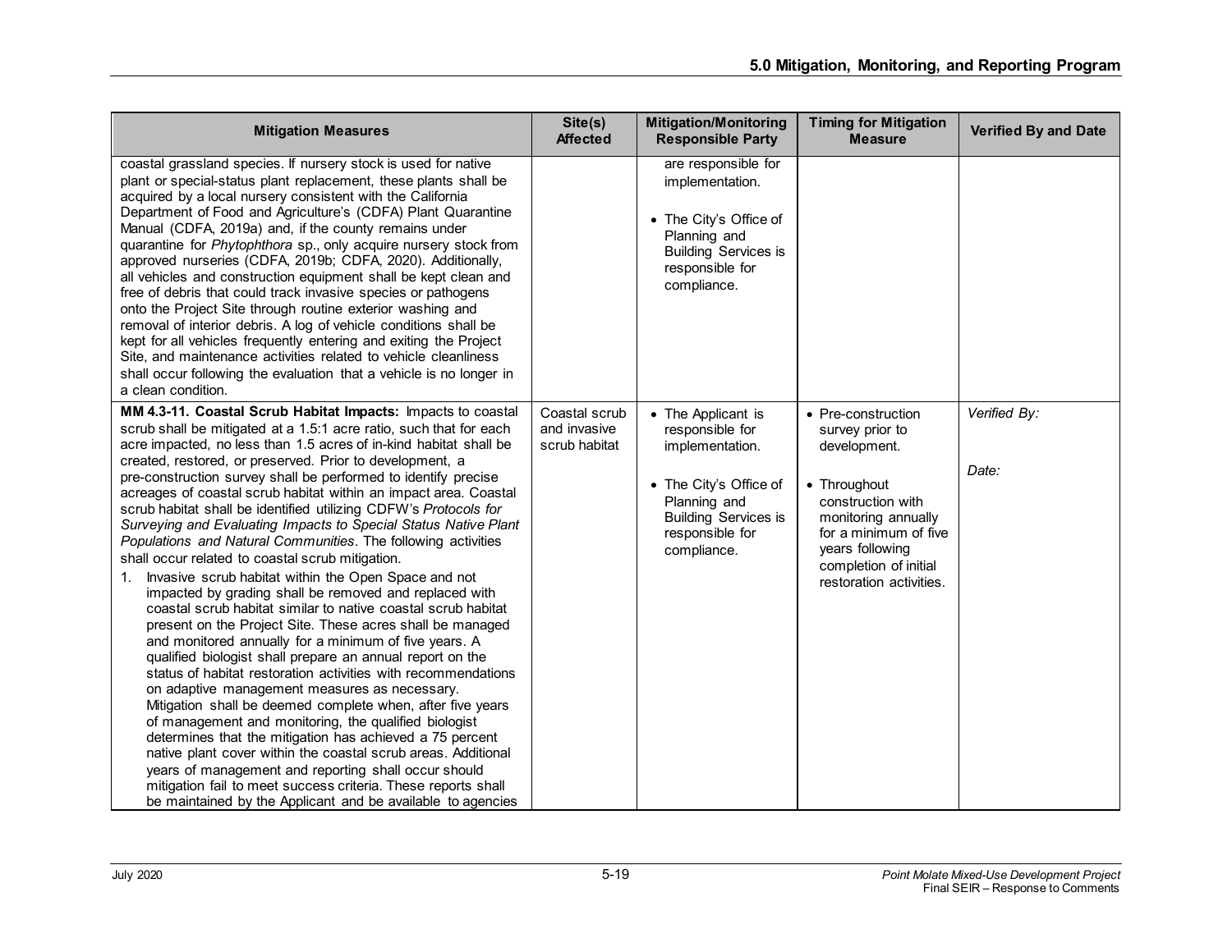| Mitigation Measures | Site(s) Affected | Mitigation/Monitoring Responsible Party | Timing for Mitigation Measure | Verified By and Date |
|---|---|---|---|---|
| coastal grassland species. If nursery stock is used for native plant or special-status plant replacement, these plants shall be acquired by a local nursery consistent with the California Department of Food and Agriculture's (CDFA) Plant Quarantine Manual (CDFA, 2019a) and, if the county remains under quarantine for *Phytophthora* sp., only acquire nursery stock from approved nurseries (CDFA, 2019b; CDFA, 2020). Additionally, all vehicles and construction equipment shall be kept clean and free of debris that could track invasive species or pathogens onto the Project Site through routine exterior washing and removal of interior debris. A log of vehicle conditions shall be kept for all vehicles frequently entering and exiting the Project Site, and maintenance activities related to vehicle cleanliness shall occur following the evaluation that a vehicle is no longer in a clean condition. | | are responsible for implementation.<br><br>• The City's Office of Planning and Building Services is responsible for compliance. | | |
| **MM 4.3-11. Coastal Scrub Habitat Impacts:** Impacts to coastal scrub shall be mitigated at a 1.5:1 acre ratio, such that for each acre impacted, no less than 1.5 acres of in-kind habitat shall be created, restored, or preserved. Prior to development, a pre-construction survey shall be performed to identify precise acreages of coastal scrub habitat within an impact area. Coastal scrub habitat shall be identified utilizing CDFW's *Protocols for Surveying and Evaluating Impacts to Special Status Native Plant Populations and Natural Communities*. The following activities shall occur related to coastal scrub mitigation.<br>1. Invasive scrub habitat within the Open Space and not impacted by grading shall be removed and replaced with coastal scrub habitat similar to native coastal scrub habitat present on the Project Site. These acres shall be managed and monitored annually for a minimum of five years. A qualified biologist shall prepare an annual report on the status of habitat restoration activities with recommendations on adaptive management measures as necessary. Mitigation shall be deemed complete when, after five years of management and monitoring, the qualified biologist determines that the mitigation has achieved a 75 percent native plant cover within the coastal scrub areas. Additional years of management and reporting shall occur should mitigation fail to meet success criteria. These reports shall be maintained by the Applicant and be available to agencies | Coastal scrub and invasive scrub habitat | • The Applicant is responsible for implementation.<br><br>• The City's Office of Planning and Building Services is responsible for compliance. | • Pre-construction survey prior to development.<br><br>• Throughout construction with monitoring annually for a minimum of five years following completion of initial restoration activities. | *Verified By:*<br><br>*Date:* |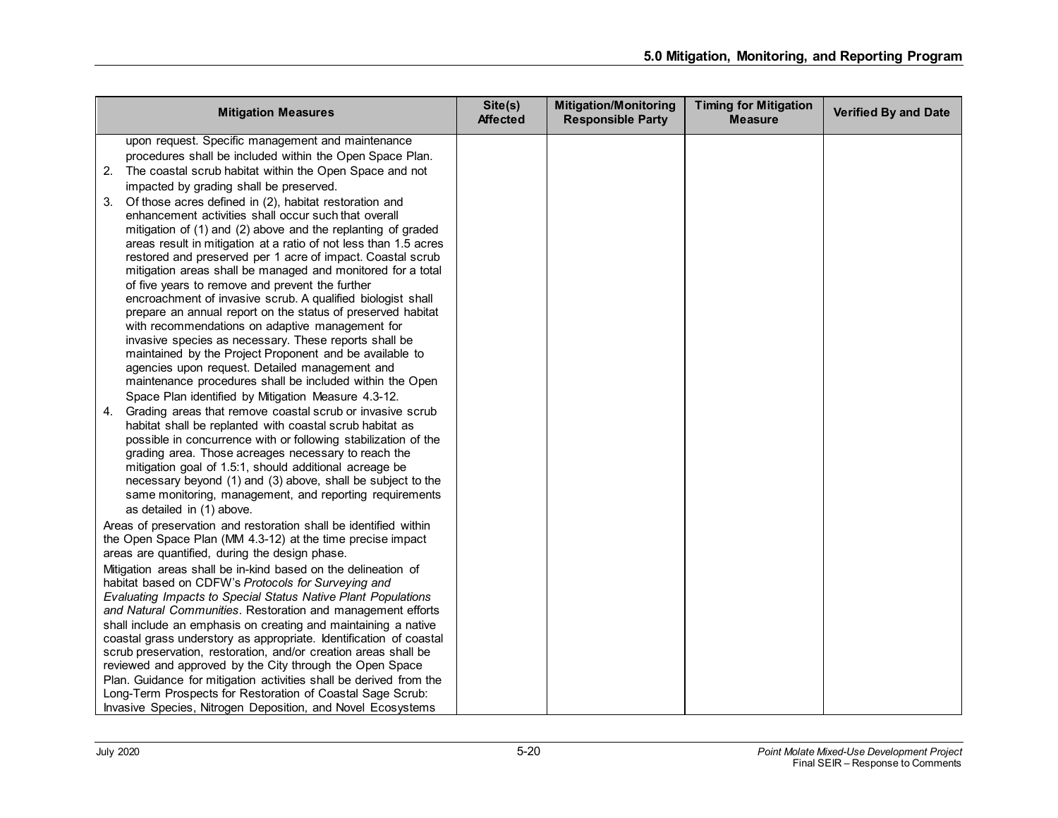| Mitigation Measures | Site(s) Affected | Mitigation/Monitoring Responsible Party | Timing for Mitigation Measure | Verified By and Date |
|---|---|---|---|---|
| upon request. Specific management and maintenance procedures shall be included within the Open Space Plan.<br>2. The coastal scrub habitat within the Open Space and not impacted by grading shall be preserved.<br>3. Of those acres defined in (2), habitat restoration and enhancement activities shall occur such that overall mitigation of (1) and (2) above and the replanting of graded areas result in mitigation at a ratio of not less than 1.5 acres restored and preserved per 1 acre of impact. Coastal scrub mitigation areas shall be managed and monitored for a total of five years to remove and prevent the further encroachment of invasive scrub. A qualified biologist shall prepare an annual report on the status of preserved habitat with recommendations on adaptive management for invasive species as necessary. These reports shall be maintained by the Project Proponent and be available to agencies upon request. Detailed management and maintenance procedures shall be included within the Open Space Plan identified by Mitigation Measure 4.3-12.<br>4. Grading areas that remove coastal scrub or invasive scrub habitat shall be replanted with coastal scrub habitat as possible in concurrence with or following stabilization of the grading area. Those acreages necessary to reach the mitigation goal of 1.5:1, should additional acreage be necessary beyond (1) and (3) above, shall be subject to the same monitoring, management, and reporting requirements as detailed in (1) above.<br>Areas of preservation and restoration shall be identified within the Open Space Plan (MM 4.3-12) at the time precise impact areas are quantified, during the design phase.<br>Mitigation areas shall be in-kind based on the delineation of habitat based on CDFW's *Protocols for Surveying and Evaluating Impacts to Special Status Native Plant Populations and Natural Communities*. Restoration and management efforts shall include an emphasis on creating and maintaining a native coastal grass understory as appropriate. Identification of coastal scrub preservation, restoration, and/or creation areas shall be reviewed and approved by the City through the Open Space Plan. Guidance for mitigation activities shall be derived from the Long-Term Prospects for Restoration of Coastal Sage Scrub: Invasive Species, Nitrogen Deposition, and Novel Ecosystems | | | | |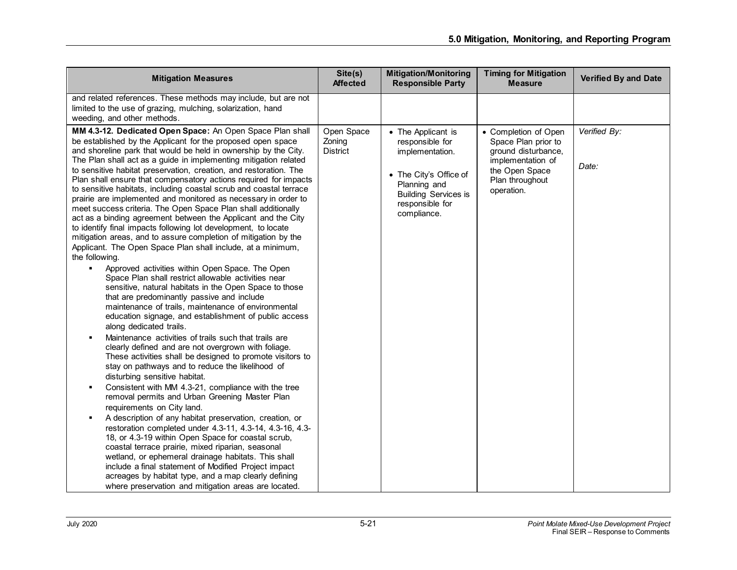| Mitigation Measures | Site(s) Affected | Mitigation/Monitoring Responsible Party | Timing for Mitigation Measure | Verified By and Date |
|---|---|---|---|---|
| and related references. These methods may include, but are not limited to the use of grazing, mulching, solarization, hand weeding, and other methods. | | | | |
| **MM 4.3-12. Dedicated Open Space:** An Open Space Plan shall be established by the Applicant for the proposed open space and shoreline park that would be held in ownership by the City. The Plan shall act as a guide in implementing mitigation related to sensitive habitat preservation, creation, and restoration. The Plan shall ensure that compensatory actions required for impacts to sensitive habitats, including coastal scrub and coastal terrace prairie are implemented and monitored as necessary in order to meet success criteria. The Open Space Plan shall additionally act as a binding agreement between the Applicant and the City to identify final impacts following lot development, to locate mitigation areas, and to assure completion of mitigation by the Applicant. The Open Space Plan shall include, at a minimum, the following.<br>▪ Approved activities within Open Space. The Open Space Plan shall restrict allowable activities near sensitive, natural habitats in the Open Space to those that are predominantly passive and include maintenance of trails, maintenance of environmental education signage, and establishment of public access along dedicated trails.<br>▪ Maintenance activities of trails such that trails are clearly defined and are not overgrown with foliage. These activities shall be designed to promote visitors to stay on pathways and to reduce the likelihood of disturbing sensitive habitat.<br>▪ Consistent with MM 4.3-21, compliance with the tree removal permits and Urban Greening Master Plan requirements on City land.<br>▪ A description of any habitat preservation, creation, or restoration completed under 4.3-11, 4.3-14, 4.3-16, 4.3-18, or 4.3-19 within Open Space for coastal scrub, coastal terrace prairie, mixed riparian, seasonal wetland, or ephemeral drainage habitats. This shall include a final statement of Modified Project impact acreages by habitat type, and a map clearly defining where preservation and mitigation areas are located. | Open Space Zoning District | • The Applicant is responsible for implementation.<br>• The City's Office of Planning and Building Services is responsible for compliance. | • Completion of Open Space Plan prior to ground disturbance, implementation of the Open Space Plan throughout operation. | *Verified By:*<br><br>*Date:* |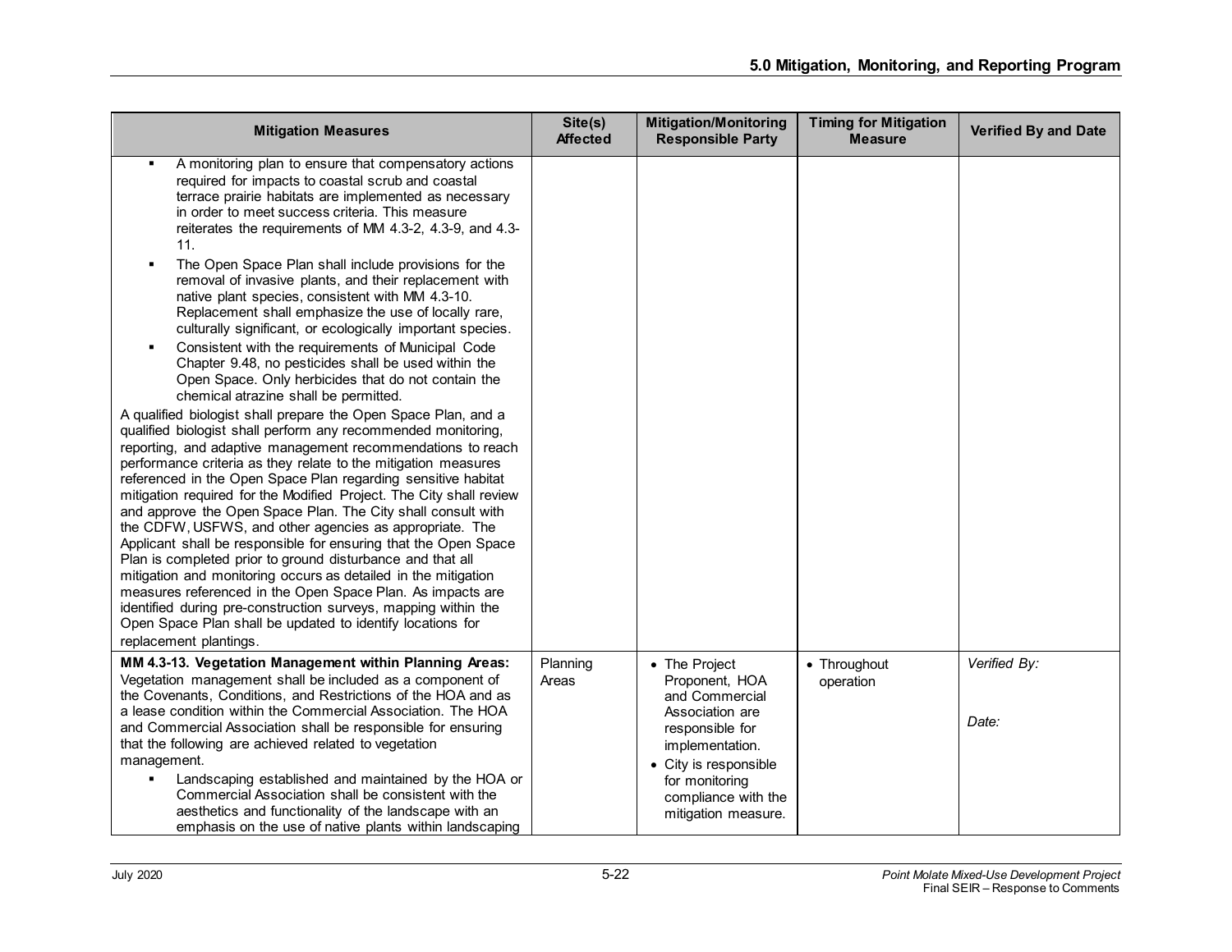| Mitigation Measures | Site(s) Affected | Mitigation/Monitoring Responsible Party | Timing for Mitigation Measure | Verified By and Date |
|---|---|---|---|---|
| ▪ A monitoring plan to ensure that compensatory actions required for impacts to coastal scrub and coastal terrace prairie habitats are implemented as necessary in order to meet success criteria. This measure reiterates the requirements of MM 4.3-2, 4.3-9, and 4.3-11.<br>▪ The Open Space Plan shall include provisions for the removal of invasive plants, and their replacement with native plant species, consistent with MM 4.3-10. Replacement shall emphasize the use of locally rare, culturally significant, or ecologically important species.<br>▪ Consistent with the requirements of Municipal Code Chapter 9.48, no pesticides shall be used within the Open Space. Only herbicides that do not contain the chemical atrazine shall be permitted.<br>A qualified biologist shall prepare the Open Space Plan, and a qualified biologist shall perform any recommended monitoring, reporting, and adaptive management recommendations to reach performance criteria as they relate to the mitigation measures referenced in the Open Space Plan regarding sensitive habitat mitigation required for the Modified Project. The City shall review and approve the Open Space Plan. The City shall consult with the CDFW, USFWS, and other agencies as appropriate. The Applicant shall be responsible for ensuring that the Open Space Plan is completed prior to ground disturbance and that all mitigation and monitoring occurs as detailed in the mitigation measures referenced in the Open Space Plan. As impacts are identified during pre-construction surveys, mapping within the Open Space Plan shall be updated to identify locations for replacement plantings. | | | | |
| **MM 4.3-13. Vegetation Management within Planning Areas:** Vegetation management shall be included as a component of the Covenants, Conditions, and Restrictions of the HOA and as a lease condition within the Commercial Association. The HOA and Commercial Association shall be responsible for ensuring that the following are achieved related to vegetation management.<br>▪ Landscaping established and maintained by the HOA or Commercial Association shall be consistent with the aesthetics and functionality of the landscape with an emphasis on the use of native plants within landscaping | Planning Areas | • The Project Proponent, HOA and Commercial Association are responsible for implementation.<br>• City is responsible for monitoring compliance with the mitigation measure. | • Throughout operation | *Verified By:*<br><br>*Date:* |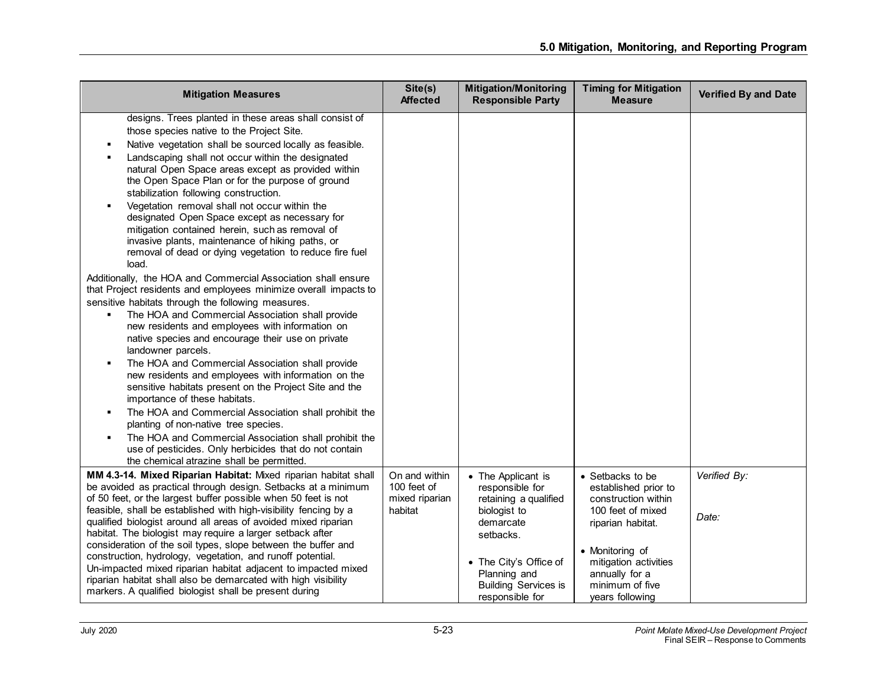| Mitigation Measures | Site(s) Affected | Mitigation/Monitoring Responsible Party | Timing for Mitigation Measure | Verified By and Date |
|---|---|---|---|---|
| designs. Trees planted in these areas shall consist of those species native to the Project Site.<br>▪ Native vegetation shall be sourced locally as feasible.<br>▪ Landscaping shall not occur within the designated natural Open Space areas except as provided within the Open Space Plan or for the purpose of ground stabilization following construction.<br>▪ Vegetation removal shall not occur within the designated Open Space except as necessary for mitigation contained herein, such as removal of invasive plants, maintenance of hiking paths, or removal of dead or dying vegetation to reduce fire fuel load.<br>Additionally, the HOA and Commercial Association shall ensure that Project residents and employees minimize overall impacts to sensitive habitats through the following measures.<br>▪ The HOA and Commercial Association shall provide new residents and employees with information on native species and encourage their use on private landowner parcels.<br>▪ The HOA and Commercial Association shall provide new residents and employees with information on the sensitive habitats present on the Project Site and the importance of these habitats.<br>▪ The HOA and Commercial Association shall prohibit the planting of non-native tree species.<br>▪ The HOA and Commercial Association shall prohibit the use of pesticides. Only herbicides that do not contain the chemical atrazine shall be permitted. | | | | |
| **MM 4.3-14. Mixed Riparian Habitat:** Mixed riparian habitat shall be avoided as practical through design. Setbacks at a minimum of 50 feet, or the largest buffer possible when 50 feet is not feasible, shall be established with high-visibility fencing by a qualified biologist around all areas of avoided mixed riparian habitat. The biologist may require a larger setback after consideration of the soil types, slope between the buffer and construction, hydrology, vegetation, and runoff potential. Un-impacted mixed riparian habitat adjacent to impacted mixed riparian habitat shall also be demarcated with high visibility markers. A qualified biologist shall be present during | On and within 100 feet of mixed riparian habitat | • The Applicant is responsible for retaining a qualified biologist to demarcate setbacks.<br>• The City's Office of Planning and Building Services is responsible for | • Setbacks to be established prior to construction within 100 feet of mixed riparian habitat.<br>• Monitoring of mitigation activities annually for a minimum of five years following | *Verified By:*<br><br>*Date:* |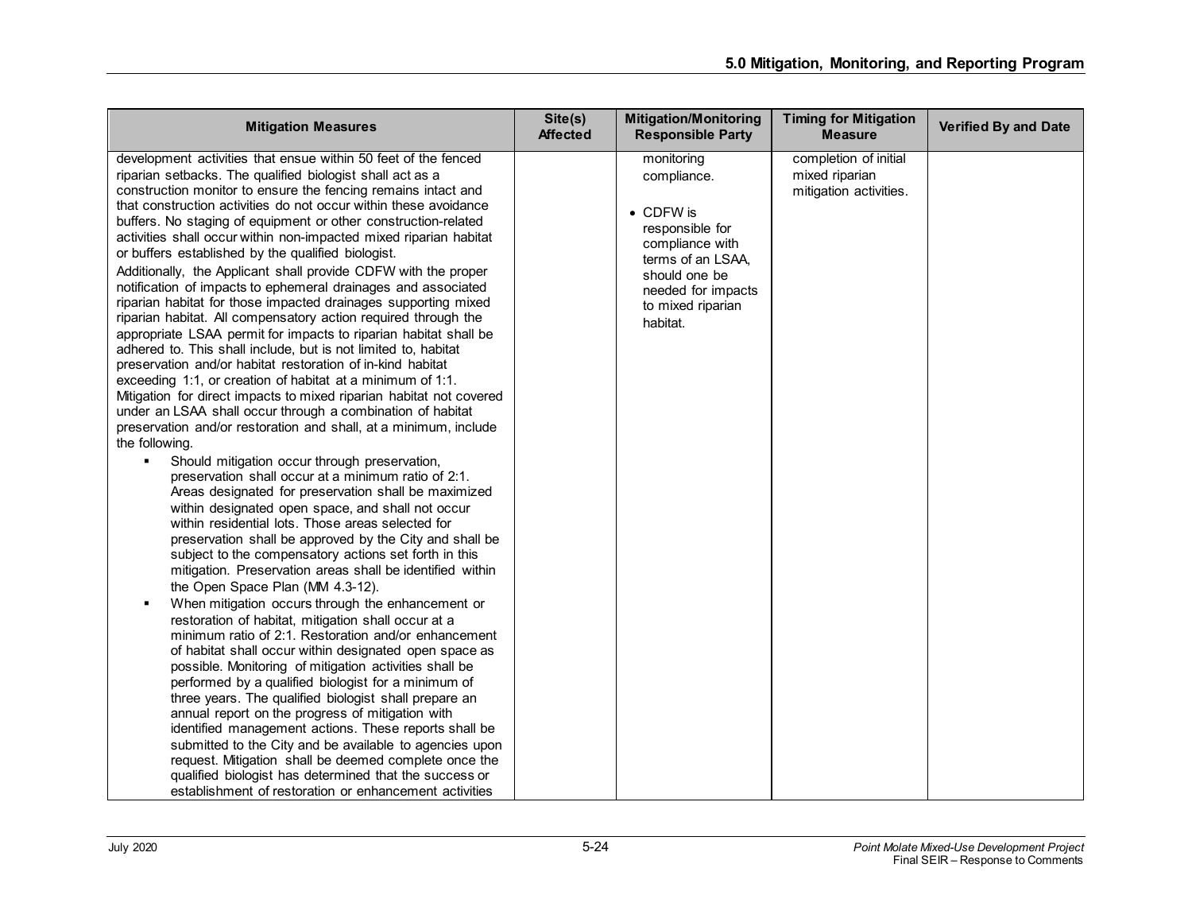| Mitigation Measures | Site(s) Affected | Mitigation/Monitoring Responsible Party | Timing for Mitigation Measure | Verified By and Date |
|---|---|---|---|---|
| development activities that ensue within 50 feet of the fenced riparian setbacks. The qualified biologist shall act as a construction monitor to ensure the fencing remains intact and that construction activities do not occur within these avoidance buffers. No staging of equipment or other construction-related activities shall occur within non-impacted mixed riparian habitat or buffers established by the qualified biologist.<br>Additionally, the Applicant shall provide CDFW with the proper notification of impacts to ephemeral drainages and associated riparian habitat for those impacted drainages supporting mixed riparian habitat. All compensatory action required through the appropriate LSAA permit for impacts to riparian habitat shall be adhered to. This shall include, but is not limited to, habitat preservation and/or habitat restoration of in-kind habitat exceeding 1:1, or creation of habitat at a minimum of 1:1. Mitigation for direct impacts to mixed riparian habitat not covered under an LSAA shall occur through a combination of habitat preservation and/or restoration and shall, at a minimum, include the following.<br>▪ Should mitigation occur through preservation, preservation shall occur at a minimum ratio of 2:1. Areas designated for preservation shall be maximized within designated open space, and shall not occur within residential lots. Those areas selected for preservation shall be approved by the City and shall be subject to the compensatory actions set forth in this mitigation. Preservation areas shall be identified within the Open Space Plan (MM 4.3-12).<br>▪ When mitigation occurs through the enhancement or restoration of habitat, mitigation shall occur at a minimum ratio of 2:1. Restoration and/or enhancement of habitat shall occur within designated open space as possible. Monitoring of mitigation activities shall be performed by a qualified biologist for a minimum of three years. The qualified biologist shall prepare an annual report on the progress of mitigation with identified management actions. These reports shall be submitted to the City and be available to agencies upon request. Mitigation shall be deemed complete once the qualified biologist has determined that the success or establishment of restoration or enhancement activities | | monitoring compliance.<br>• CDFW is responsible for compliance with terms of an LSAA, should one be needed for impacts to mixed riparian habitat. | completion of initial mixed riparian mitigation activities. | |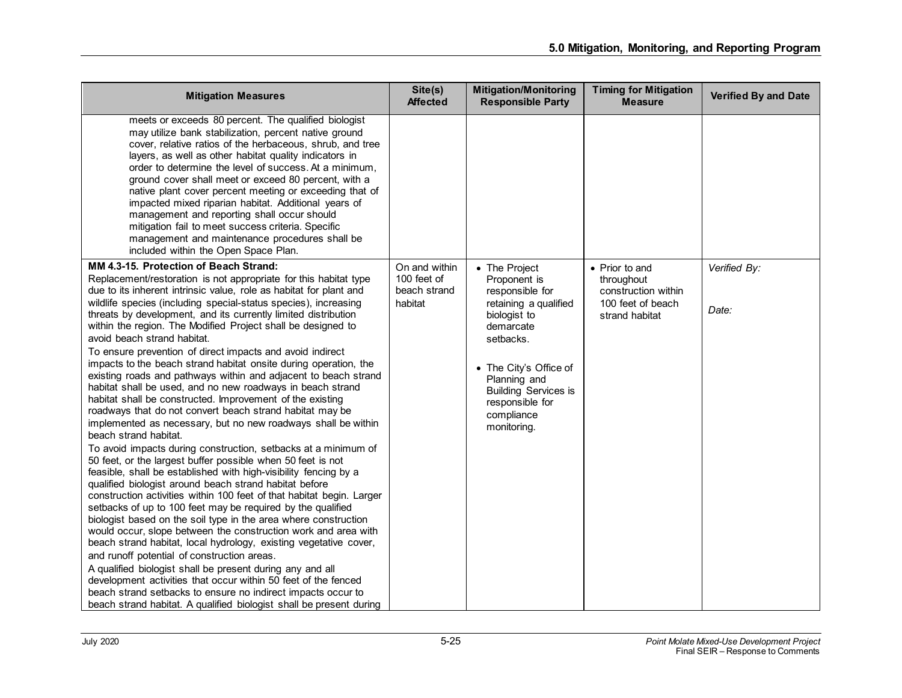| Mitigation Measures | Site(s) Affected | Mitigation/Monitoring Responsible Party | Timing for Mitigation Measure | Verified By and Date |
|---|---|---|---|---|
| meets or exceeds 80 percent. The qualified biologist may utilize bank stabilization, percent native ground cover, relative ratios of the herbaceous, shrub, and tree layers, as well as other habitat quality indicators in order to determine the level of success. At a minimum, ground cover shall meet or exceed 80 percent, with a native plant cover percent meeting or exceeding that of impacted mixed riparian habitat. Additional years of management and reporting shall occur should mitigation fail to meet success criteria. Specific management and maintenance procedures shall be included within the Open Space Plan. | | | | |
| **MM 4.3-15. Protection of Beach Strand:** Replacement/restoration is not appropriate for this habitat type due to its inherent intrinsic value, role as habitat for plant and wildlife species (including special-status species), increasing threats by development, and its currently limited distribution within the region. The Modified Project shall be designed to avoid beach strand habitat.<br>To ensure prevention of direct impacts and avoid indirect impacts to the beach strand habitat onsite during operation, the existing roads and pathways within and adjacent to beach strand habitat shall be used, and no new roadways in beach strand habitat shall be constructed. Improvement of the existing roadways that do not convert beach strand habitat may be implemented as necessary, but no new roadways shall be within beach strand habitat.<br>To avoid impacts during construction, setbacks at a minimum of 50 feet, or the largest buffer possible when 50 feet is not feasible, shall be established with high-visibility fencing by a qualified biologist around beach strand habitat before construction activities within 100 feet of that habitat begin. Larger setbacks of up to 100 feet may be required by the qualified biologist based on the soil type in the area where construction would occur, slope between the construction work and area with beach strand habitat, local hydrology, existing vegetative cover, and runoff potential of construction areas.<br>A qualified biologist shall be present during any and all development activities that occur within 50 feet of the fenced beach strand setbacks to ensure no indirect impacts occur to beach strand habitat. A qualified biologist shall be present during | On and within 100 feet of beach strand habitat | • The Project Proponent is responsible for retaining a qualified biologist to demarcate setbacks.<br>• The City's Office of Planning and Building Services is responsible for compliance monitoring. | • Prior to and throughout construction within 100 feet of beach strand habitat | *Verified By:*<br><br>*Date:* |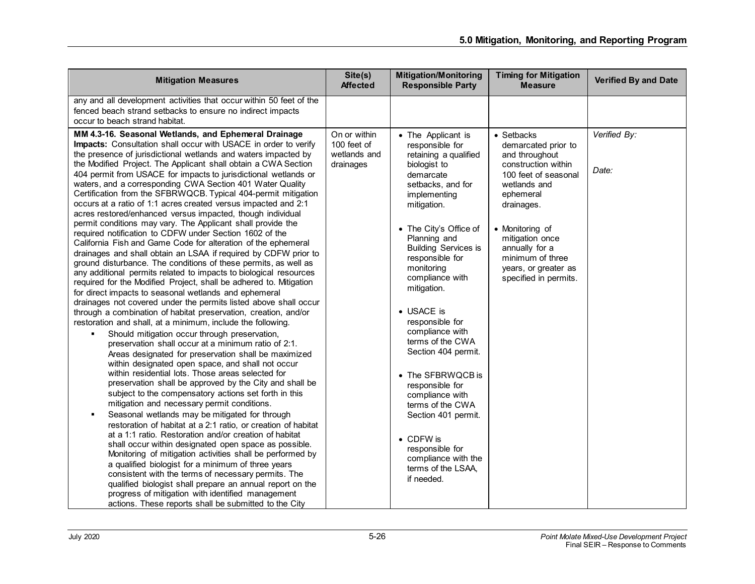| Mitigation Measures | Site(s) Affected | Mitigation/Monitoring Responsible Party | Timing for Mitigation Measure | Verified By and Date |
|---|---|---|---|---|
| any and all development activities that occur within 50 feet of the fenced beach strand setbacks to ensure no indirect impacts occur to beach strand habitat. | | | | |
| **MM 4.3-16. Seasonal Wetlands, and Ephemeral Drainage Impacts:** Consultation shall occur with USACE in order to verify the presence of jurisdictional wetlands and waters impacted by the Modified Project. The Applicant shall obtain a CWA Section 404 permit from USACE for impacts to jurisdictional wetlands or waters, and a corresponding CWA Section 401 Water Quality Certification from the SFBRWQCB. Typical 404-permit mitigation occurs at a ratio of 1:1 acres created versus impacted and 2:1 acres restored/enhanced versus impacted, though individual permit conditions may vary. The Applicant shall provide the required notification to CDFW under Section 1602 of the California Fish and Game Code for alteration of the ephemeral drainages and shall obtain an LSAA if required by CDFW prior to ground disturbance. The conditions of these permits, as well as any additional permits related to impacts to biological resources required for the Modified Project, shall be adhered to. Mitigation for direct impacts to seasonal wetlands and ephemeral drainages not covered under the permits listed above shall occur through a combination of habitat preservation, creation, and/or restoration and shall, at a minimum, include the following.<br>▪ Should mitigation occur through preservation, preservation shall occur at a minimum ratio of 2:1. Areas designated for preservation shall be maximized within designated open space, and shall not occur within residential lots. Those areas selected for preservation shall be approved by the City and shall be subject to the compensatory actions set forth in this mitigation and necessary permit conditions.<br>▪ Seasonal wetlands may be mitigated for through restoration of habitat at a 2:1 ratio, or creation of habitat at a 1:1 ratio. Restoration and/or creation of habitat shall occur within designated open space as possible. Monitoring of mitigation activities shall be performed by a qualified biologist for a minimum of three years consistent with the terms of necessary permits. The qualified biologist shall prepare an annual report on the progress of mitigation with identified management actions. These reports shall be submitted to the City | On or within 100 feet of wetlands and drainages | • The Applicant is responsible for retaining a qualified biologist to demarcate setbacks, and for implementing mitigation.<br>• The City's Office of Planning and Building Services is responsible for monitoring compliance with mitigation.<br>• USACE is responsible for compliance with terms of the CWA Section 404 permit.<br>• The SFBRWQCB is responsible for compliance with terms of the CWA Section 401 permit.<br>• CDFW is responsible for compliance with the terms of the LSAA, if needed. | • Setbacks demarcated prior to and throughout construction within 100 feet of seasonal wetlands and ephemeral drainages.<br>• Monitoring of mitigation once annually for a minimum of three years, or greater as specified in permits. | *Verified By:*<br><br>*Date:* |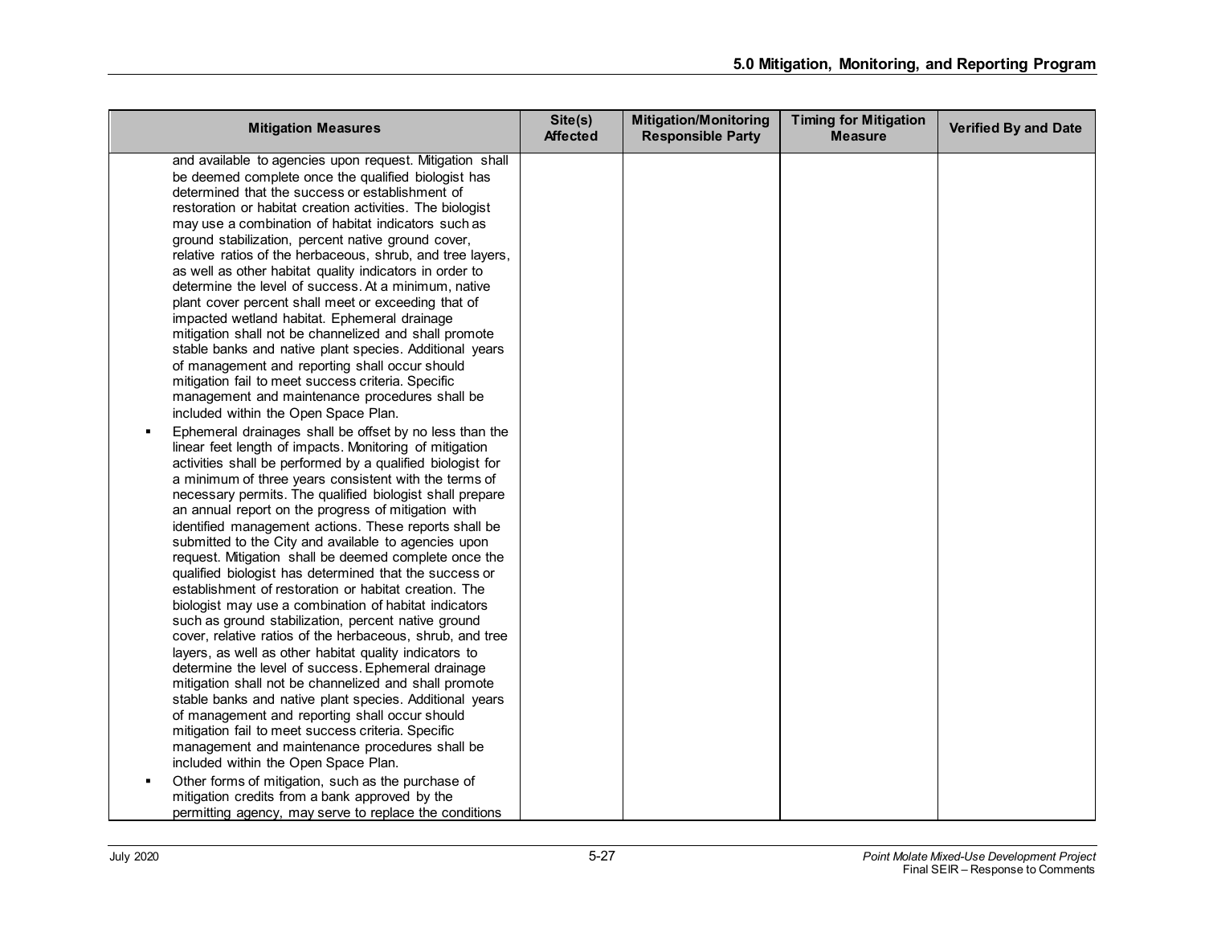| Mitigation Measures | Site(s) Affected | Mitigation/Monitoring Responsible Party | Timing for Mitigation Measure | Verified By and Date |
|---|---|---|---|---|
| and available to agencies upon request. Mitigation shall be deemed complete once the qualified biologist has determined that the success or establishment of restoration or habitat creation activities. The biologist may use a combination of habitat indicators such as ground stabilization, percent native ground cover, relative ratios of the herbaceous, shrub, and tree layers, as well as other habitat quality indicators in order to determine the level of success. At a minimum, native plant cover percent shall meet or exceeding that of impacted wetland habitat. Ephemeral drainage mitigation shall not be channelized and shall promote stable banks and native plant species. Additional years of management and reporting shall occur should mitigation fail to meet success criteria. Specific management and maintenance procedures shall be included within the Open Space Plan.<br>▪ Ephemeral drainages shall be offset by no less than the linear feet length of impacts. Monitoring of mitigation activities shall be performed by a qualified biologist for a minimum of three years consistent with the terms of necessary permits. The qualified biologist shall prepare an annual report on the progress of mitigation with identified management actions. These reports shall be submitted to the City and available to agencies upon request. Mitigation shall be deemed complete once the qualified biologist has determined that the success or establishment of restoration or habitat creation. The biologist may use a combination of habitat indicators such as ground stabilization, percent native ground cover, relative ratios of the herbaceous, shrub, and tree layers, as well as other habitat quality indicators to determine the level of success. Ephemeral drainage mitigation shall not be channelized and shall promote stable banks and native plant species. Additional years of management and reporting shall occur should mitigation fail to meet success criteria. Specific management and maintenance procedures shall be included within the Open Space Plan.<br>▪ Other forms of mitigation, such as the purchase of mitigation credits from a bank approved by the permitting agency, may serve to replace the conditions | | | | |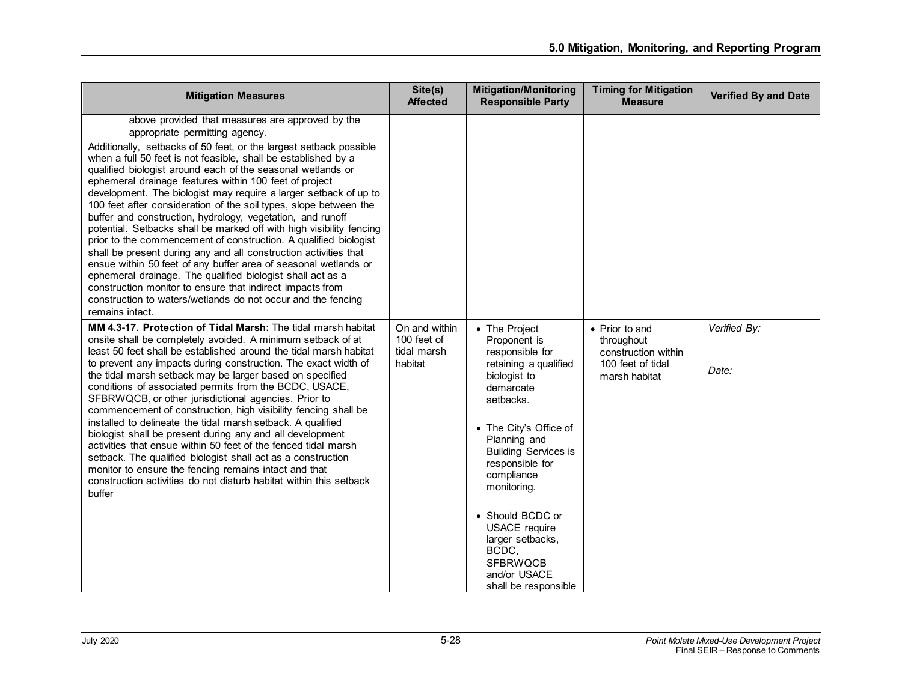| Mitigation Measures | Site(s) Affected | Mitigation/Monitoring Responsible Party | Timing for Mitigation Measure | Verified By and Date |
|---|---|---|---|---|
| above provided that measures are approved by the appropriate permitting agency.<br><br>Additionally, setbacks of 50 feet, or the largest setback possible when a full 50 feet is not feasible, shall be established by a qualified biologist around each of the seasonal wetlands or ephemeral drainage features within 100 feet of project development. The biologist may require a larger setback of up to 100 feet after consideration of the soil types, slope between the buffer and construction, hydrology, vegetation, and runoff potential. Setbacks shall be marked off with high visibility fencing prior to the commencement of construction. A qualified biologist shall be present during any and all construction activities that ensue within 50 feet of any buffer area of seasonal wetlands or ephemeral drainage. The qualified biologist shall act as a construction monitor to ensure that indirect impacts from construction to waters/wetlands do not occur and the fencing remains intact. | | | | |
| **MM 4.3-17. Protection of Tidal Marsh:** The tidal marsh habitat onsite shall be completely avoided. A minimum setback of at least 50 feet shall be established around the tidal marsh habitat to prevent any impacts during construction. The exact width of the tidal marsh setback may be larger based on specified conditions of associated permits from the BCDC, USACE, SFBRWQCB, or other jurisdictional agencies. Prior to commencement of construction, high visibility fencing shall be installed to delineate the tidal marsh setback. A qualified biologist shall be present during any and all development activities that ensue within 50 feet of the fenced tidal marsh setback. The qualified biologist shall act as a construction monitor to ensure the fencing remains intact and that construction activities do not disturb habitat within this setback buffer | On and within 100 feet of tidal marsh habitat | • The Project Proponent is responsible for retaining a qualified biologist to demarcate setbacks.<br><br>• The City's Office of Planning and Building Services is responsible for compliance monitoring.<br><br>• Should BCDC or USACE require larger setbacks, BCDC, SFBRWQCB and/or USACE shall be responsible | • Prior to and throughout construction within 100 feet of tidal marsh habitat | *Verified By:*<br><br>*Date:* |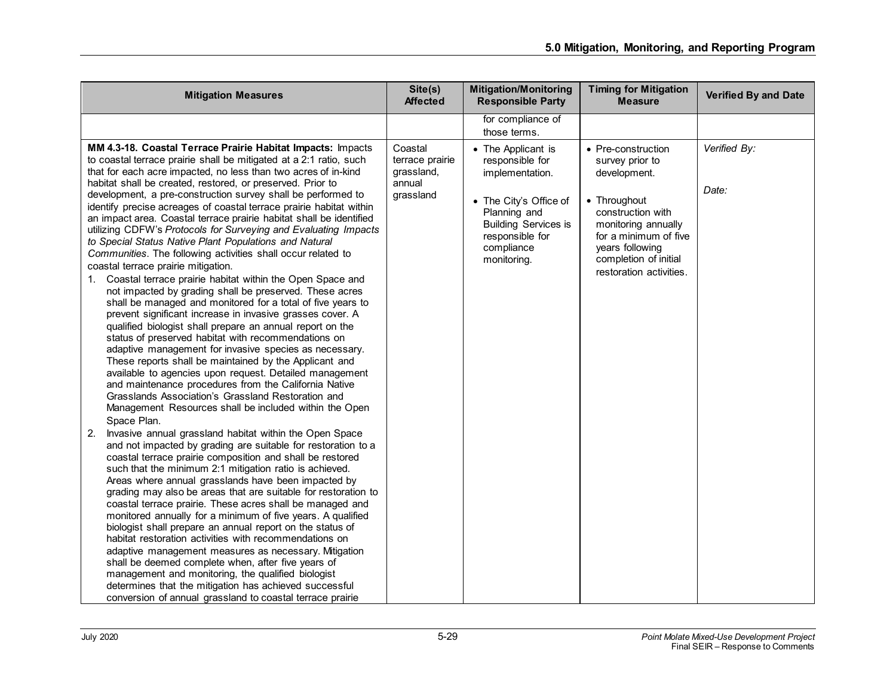| Mitigation Measures | Site(s) Affected | Mitigation/Monitoring Responsible Party | Timing for Mitigation Measure | Verified By and Date |
|---|---|---|---|---|
| | | for compliance of those terms. | | |
| **MM 4.3-18. Coastal Terrace Prairie Habitat Impacts:** Impacts to coastal terrace prairie shall be mitigated at a 2:1 ratio, such that for each acre impacted, no less than two acres of in-kind habitat shall be created, restored, or preserved. Prior to development, a pre-construction survey shall be performed to identify precise acreages of coastal terrace prairie habitat within an impact area. Coastal terrace prairie habitat shall be identified utilizing CDFW's *Protocols for Surveying and Evaluating Impacts to Special Status Native Plant Populations and Natural Communities*. The following activities shall occur related to coastal terrace prairie mitigation.<br>1. Coastal terrace prairie habitat within the Open Space and not impacted by grading shall be preserved. These acres shall be managed and monitored for a total of five years to prevent significant increase in invasive grasses cover. A qualified biologist shall prepare an annual report on the status of preserved habitat with recommendations on adaptive management for invasive species as necessary. These reports shall be maintained by the Applicant and available to agencies upon request. Detailed management and maintenance procedures from the California Native Grasslands Association's Grassland Restoration and Management Resources shall be included within the Open Space Plan.<br>2. Invasive annual grassland habitat within the Open Space and not impacted by grading are suitable for restoration to a coastal terrace prairie composition and shall be restored such that the minimum 2:1 mitigation ratio is achieved. Areas where annual grasslands have been impacted by grading may also be areas that are suitable for restoration to coastal terrace prairie. These acres shall be managed and monitored annually for a minimum of five years. A qualified biologist shall prepare an annual report on the status of habitat restoration activities with recommendations on adaptive management measures as necessary. Mitigation shall be deemed complete when, after five years of management and monitoring, the qualified biologist determines that the mitigation has achieved successful conversion of annual grassland to coastal terrace prairie | Coastal terrace prairie grassland, annual grassland | • The Applicant is responsible for implementation.<br><br>• The City's Office of Planning and Building Services is responsible for compliance monitoring. | • Pre-construction survey prior to development.<br><br>• Throughout construction with monitoring annually for a minimum of five years following completion of initial restoration activities. | *Verified By:*<br><br>*Date:* |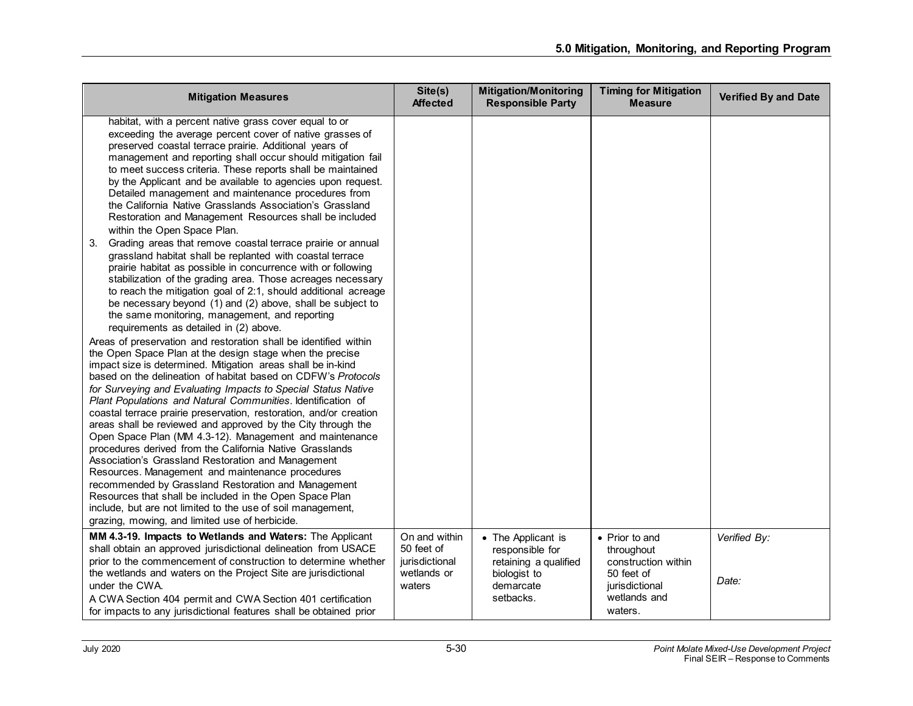| Mitigation Measures | Site(s) Affected | Mitigation/Monitoring Responsible Party | Timing for Mitigation Measure | Verified By and Date |
|---|---|---|---|---|
| habitat, with a percent native grass cover equal to or exceeding the average percent cover of native grasses of preserved coastal terrace prairie. Additional years of management and reporting shall occur should mitigation fail to meet success criteria. These reports shall be maintained by the Applicant and be available to agencies upon request. Detailed management and maintenance procedures from the California Native Grasslands Association's Grassland Restoration and Management Resources shall be included within the Open Space Plan.<br>3. Grading areas that remove coastal terrace prairie or annual grassland habitat shall be replanted with coastal terrace prairie habitat as possible in concurrence with or following stabilization of the grading area. Those acreages necessary to reach the mitigation goal of 2:1, should additional acreage be necessary beyond (1) and (2) above, shall be subject to the same monitoring, management, and reporting requirements as detailed in (2) above.<br>Areas of preservation and restoration shall be identified within the Open Space Plan at the design stage when the precise impact size is determined. Mitigation areas shall be in-kind based on the delineation of habitat based on CDFW's *Protocols for Surveying and Evaluating Impacts to Special Status Native Plant Populations and Natural Communities*. Identification of coastal terrace prairie preservation, restoration, and/or creation areas shall be reviewed and approved by the City through the Open Space Plan (MM 4.3-12). Management and maintenance procedures derived from the California Native Grasslands Association's Grassland Restoration and Management Resources. Management and maintenance procedures recommended by Grassland Restoration and Management Resources that shall be included in the Open Space Plan include, but are not limited to the use of soil management, grazing, mowing, and limited use of herbicide. | | | | |
| **MM 4.3-19. Impacts to Wetlands and Waters:** The Applicant shall obtain an approved jurisdictional delineation from USACE prior to the commencement of construction to determine whether the wetlands and waters on the Project Site are jurisdictional under the CWA.<br>A CWA Section 404 permit and CWA Section 401 certification for impacts to any jurisdictional features shall be obtained prior | On and within 50 feet of jurisdictional wetlands or waters | • The Applicant is responsible for retaining a qualified biologist to demarcate setbacks. | • Prior to and throughout construction within 50 feet of jurisdictional wetlands and waters. | *Verified By:*<br><br>*Date:* |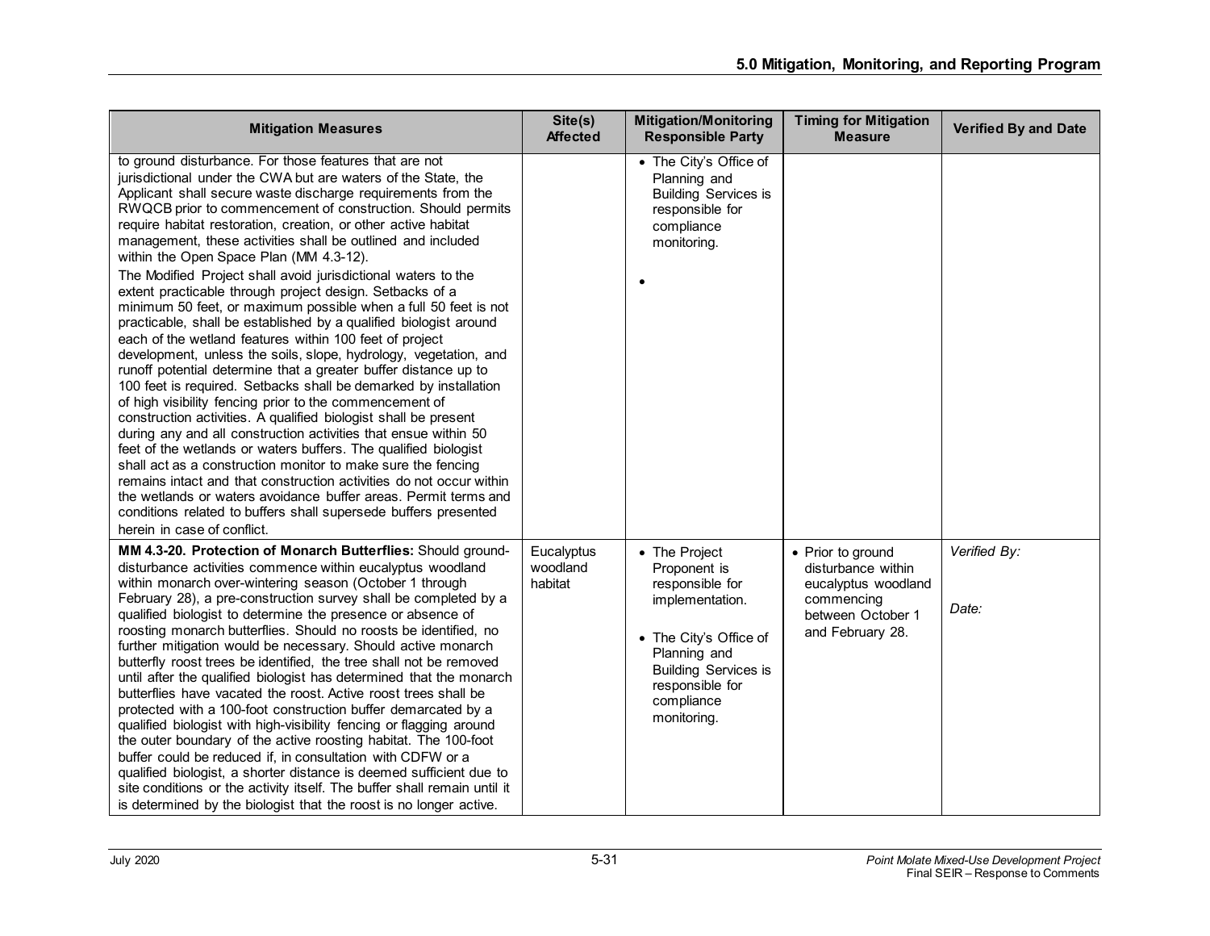| Mitigation Measures | Site(s) Affected | Mitigation/Monitoring Responsible Party | Timing for Mitigation Measure | Verified By and Date |
|---|---|---|---|---|
| to ground disturbance. For those features that are not jurisdictional under the CWA but are waters of the State, the Applicant shall secure waste discharge requirements from the RWQCB prior to commencement of construction. Should permits require habitat restoration, creation, or other active habitat management, these activities shall be outlined and included within the Open Space Plan (MM 4.3-12).<br>The Modified Project shall avoid jurisdictional waters to the extent practicable through project design. Setbacks of a minimum 50 feet, or maximum possible when a full 50 feet is not practicable, shall be established by a qualified biologist around each of the wetland features within 100 feet of project development, unless the soils, slope, hydrology, vegetation, and runoff potential determine that a greater buffer distance up to 100 feet is required. Setbacks shall be demarked by installation of high visibility fencing prior to the commencement of construction activities. A qualified biologist shall be present during any and all construction activities that ensue within 50 feet of the wetlands or waters buffers. The qualified biologist shall act as a construction monitor to make sure the fencing remains intact and that construction activities do not occur within the wetlands or waters avoidance buffer areas. Permit terms and conditions related to buffers shall supersede buffers presented herein in case of conflict. | | • The City's Office of Planning and Building Services is responsible for compliance monitoring.<br>• | | |
| **MM 4.3-20. Protection of Monarch Butterflies:** Should ground-disturbance activities commence within eucalyptus woodland within monarch over-wintering season (October 1 through February 28), a pre-construction survey shall be completed by a qualified biologist to determine the presence or absence of roosting monarch butterflies. Should no roosts be identified, no further mitigation would be necessary. Should active monarch butterfly roost trees be identified, the tree shall not be removed until after the qualified biologist has determined that the monarch butterflies have vacated the roost. Active roost trees shall be protected with a 100-foot construction buffer demarcated by a qualified biologist with high-visibility fencing or flagging around the outer boundary of the active roosting habitat. The 100-foot buffer could be reduced if, in consultation with CDFW or a qualified biologist, a shorter distance is deemed sufficient due to site conditions or the activity itself. The buffer shall remain until it is determined by the biologist that the roost is no longer active. | Eucalyptus woodland habitat | • The Project Proponent is responsible for implementation.<br>• The City's Office of Planning and Building Services is responsible for compliance monitoring. | • Prior to ground disturbance within eucalyptus woodland commencing between October 1 and February 28. | *Verified By:*<br><br>*Date:* |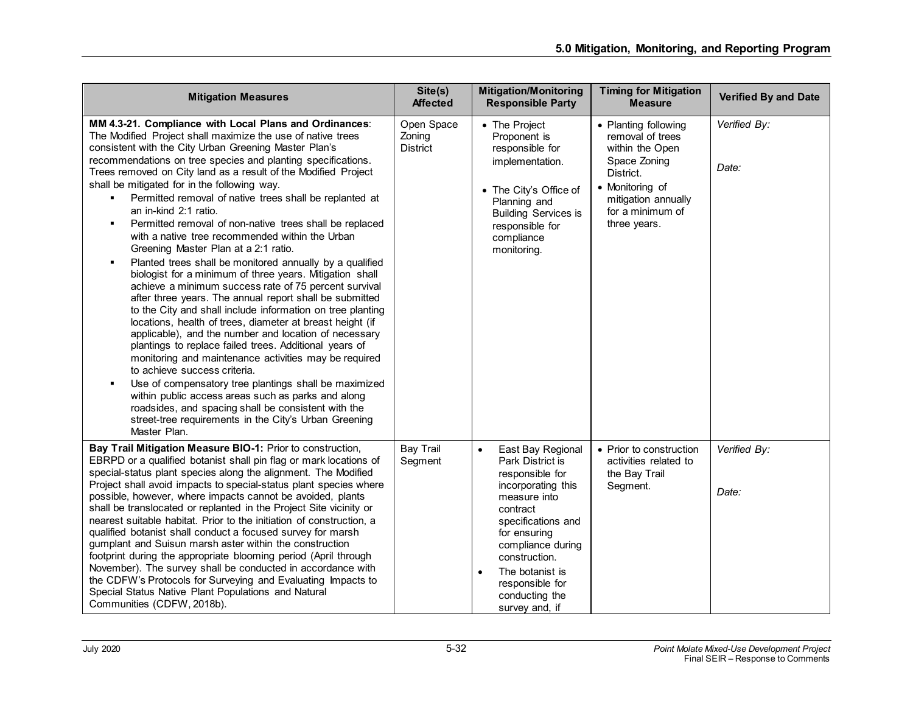| Mitigation Measures | Site(s) Affected | Mitigation/Monitoring Responsible Party | Timing for Mitigation Measure | Verified By and Date |
|---|---|---|---|---|
| **MM 4.3-21. Compliance with Local Plans and Ordinances**: The Modified Project shall maximize the use of native trees consistent with the City Urban Greening Master Plan's recommendations on tree species and planting specifications. Trees removed on City land as a result of the Modified Project shall be mitigated for in the following way.<br>▪ Permitted removal of native trees shall be replanted at an in-kind 2:1 ratio.<br>▪ Permitted removal of non-native trees shall be replaced with a native tree recommended within the Urban Greening Master Plan at a 2:1 ratio.<br>▪ Planted trees shall be monitored annually by a qualified biologist for a minimum of three years. Mitigation shall achieve a minimum success rate of 75 percent survival after three years. The annual report shall be submitted to the City and shall include information on tree planting locations, health of trees, diameter at breast height (if applicable), and the number and location of necessary plantings to replace failed trees. Additional years of monitoring and maintenance activities may be required to achieve success criteria.<br>▪ Use of compensatory tree plantings shall be maximized within public access areas such as parks and along roadsides, and spacing shall be consistent with the street-tree requirements in the City's Urban Greening Master Plan. | Open Space Zoning District | • The Project Proponent is responsible for implementation.<br>• The City's Office of Planning and Building Services is responsible for compliance monitoring. | • Planting following removal of trees within the Open Space Zoning District.<br>• Monitoring of mitigation annually for a minimum of three years. | *Verified By:*<br><br>*Date:* |
| **Bay Trail Mitigation Measure BIO-1:** Prior to construction, EBRPD or a qualified botanist shall pin flag or mark locations of special-status plant species along the alignment. The Modified Project shall avoid impacts to special-status plant species where possible, however, where impacts cannot be avoided, plants shall be translocated or replanted in the Project Site vicinity or nearest suitable habitat. Prior to the initiation of construction, a qualified botanist shall conduct a focused survey for marsh gumplant and Suisun marsh aster within the construction footprint during the appropriate blooming period (April through November). The survey shall be conducted in accordance with the CDFW's Protocols for Surveying and Evaluating Impacts to Special Status Native Plant Populations and Natural Communities (CDFW, 2018b). | Bay Trail Segment | • East Bay Regional Park District is responsible for incorporating this measure into contract specifications and for ensuring compliance during construction.<br>• The botanist is responsible for conducting the survey and, if | • Prior to construction activities related to the Bay Trail Segment. | *Verified By:*<br><br>*Date:* |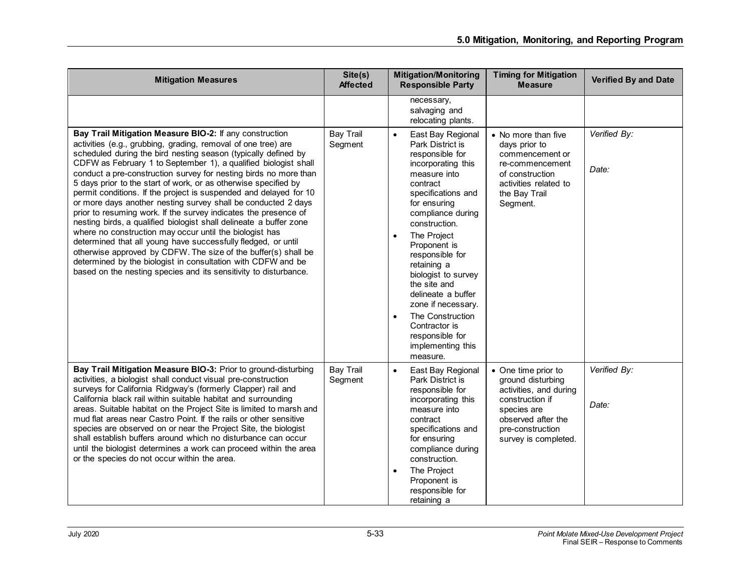| Mitigation Measures | Site(s) Affected | Mitigation/Monitoring Responsible Party | Timing for Mitigation Measure | Verified By and Date |
|---|---|---|---|---|
| | | necessary, salvaging and relocating plants. | | |
| **Bay Trail Mitigation Measure BIO-2:** If any construction activities (e.g., grubbing, grading, removal of one tree) are scheduled during the bird nesting season (typically defined by CDFW as February 1 to September 1), a qualified biologist shall conduct a pre-construction survey for nesting birds no more than 5 days prior to the start of work, or as otherwise specified by permit conditions. If the project is suspended and delayed for 10 or more days another nesting survey shall be conducted 2 days prior to resuming work. If the survey indicates the presence of nesting birds, a qualified biologist shall delineate a buffer zone where no construction may occur until the biologist has determined that all young have successfully fledged, or until otherwise approved by CDFW. The size of the buffer(s) shall be determined by the biologist in consultation with CDFW and be based on the nesting species and its sensitivity to disturbance. | Bay Trail Segment | • East Bay Regional Park District is responsible for incorporating this measure into contract specifications and for ensuring compliance during construction.<br>• The Project Proponent is responsible for retaining a biologist to survey the site and delineate a buffer zone if necessary.<br>• The Construction Contractor is responsible for implementing this measure. | • No more than five days prior to commencement or re-commencement of construction activities related to the Bay Trail Segment. | *Verified By:*<br><br>*Date:* |
| **Bay Trail Mitigation Measure BIO-3:** Prior to ground-disturbing activities, a biologist shall conduct visual pre-construction surveys for California Ridgway's (formerly Clapper) rail and California black rail within suitable habitat and surrounding areas. Suitable habitat on the Project Site is limited to marsh and mud flat areas near Castro Point. If the rails or other sensitive species are observed on or near the Project Site, the biologist shall establish buffers around which no disturbance can occur until the biologist determines a work can proceed within the area or the species do not occur within the area. | Bay Trail Segment | • East Bay Regional Park District is responsible for incorporating this measure into contract specifications and for ensuring compliance during construction.<br>• The Project Proponent is responsible for retaining a | • One time prior to ground disturbing activities, and during construction if species are observed after the pre-construction survey is completed. | *Verified By:*<br><br>*Date:* |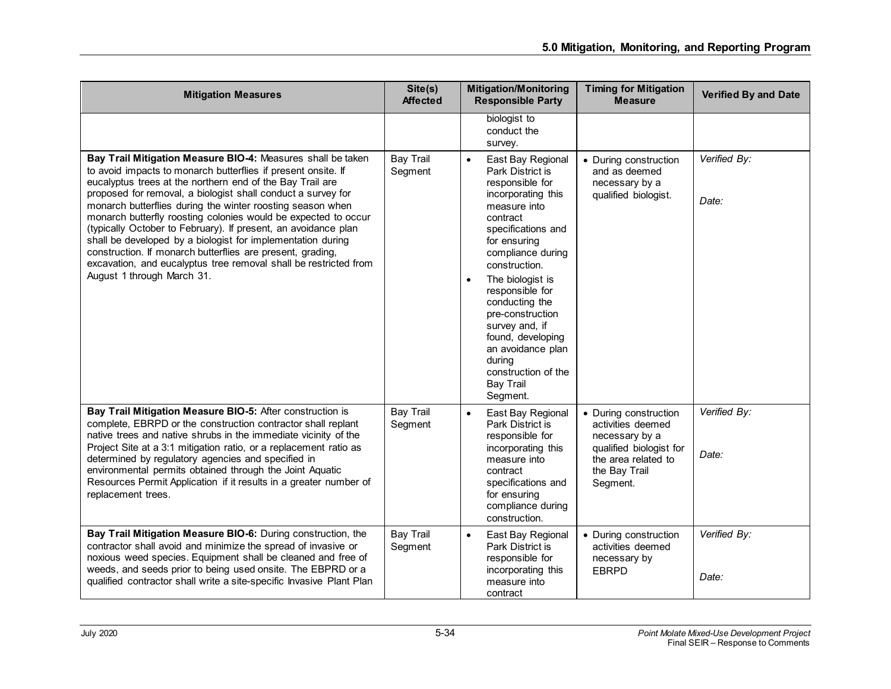| Mitigation Measures | Site(s) Affected | Mitigation/Monitoring Responsible Party | Timing for Mitigation Measure | Verified By and Date |
|---|---|---|---|---|
| | | biologist to conduct the survey. | | |
| **Bay Trail Mitigation Measure BIO-4:** Measures shall be taken to avoid impacts to monarch butterflies if present onsite. If eucalyptus trees at the northern end of the Bay Trail are proposed for removal, a biologist shall conduct a survey for monarch butterflies during the winter roosting season when monarch butterfly roosting colonies would be expected to occur (typically October to February). If present, an avoidance plan shall be developed by a biologist for implementation during construction. If monarch butterflies are present, grading, excavation, and eucalyptus tree removal shall be restricted from August 1 through March 31. | Bay Trail Segment | • East Bay Regional Park District is responsible for incorporating this measure into contract specifications and for ensuring compliance during construction. <br> • The biologist is responsible for conducting the pre-construction survey and, if found, developing an avoidance plan during construction of the Bay Trail Segment. | • During construction and as deemed necessary by a qualified biologist. | *Verified By:* <br><br> *Date:* |
| **Bay Trail Mitigation Measure BIO-5:** After construction is complete, EBRPD or the construction contractor shall replant native trees and native shrubs in the immediate vicinity of the Project Site at a 3:1 mitigation ratio, or a replacement ratio as determined by regulatory agencies and specified in environmental permits obtained through the Joint Aquatic Resources Permit Application if it results in a greater number of replacement trees. | Bay Trail Segment | • East Bay Regional Park District is responsible for incorporating this measure into contract specifications and for ensuring compliance during construction. | • During construction activities deemed necessary by a qualified biologist for the area related to the Bay Trail Segment. | *Verified By:* <br><br> *Date:* |
| **Bay Trail Mitigation Measure BIO-6:** During construction, the contractor shall avoid and minimize the spread of invasive or noxious weed species. Equipment shall be cleaned and free of weeds, and seeds prior to being used onsite. The EBRPD or a qualified contractor shall write a site-specific Invasive Plant Plan | Bay Trail Segment | • East Bay Regional Park District is responsible for incorporating this measure into contract | • During construction activities deemed necessary by EBRPD | *Verified By:* <br><br> *Date:* |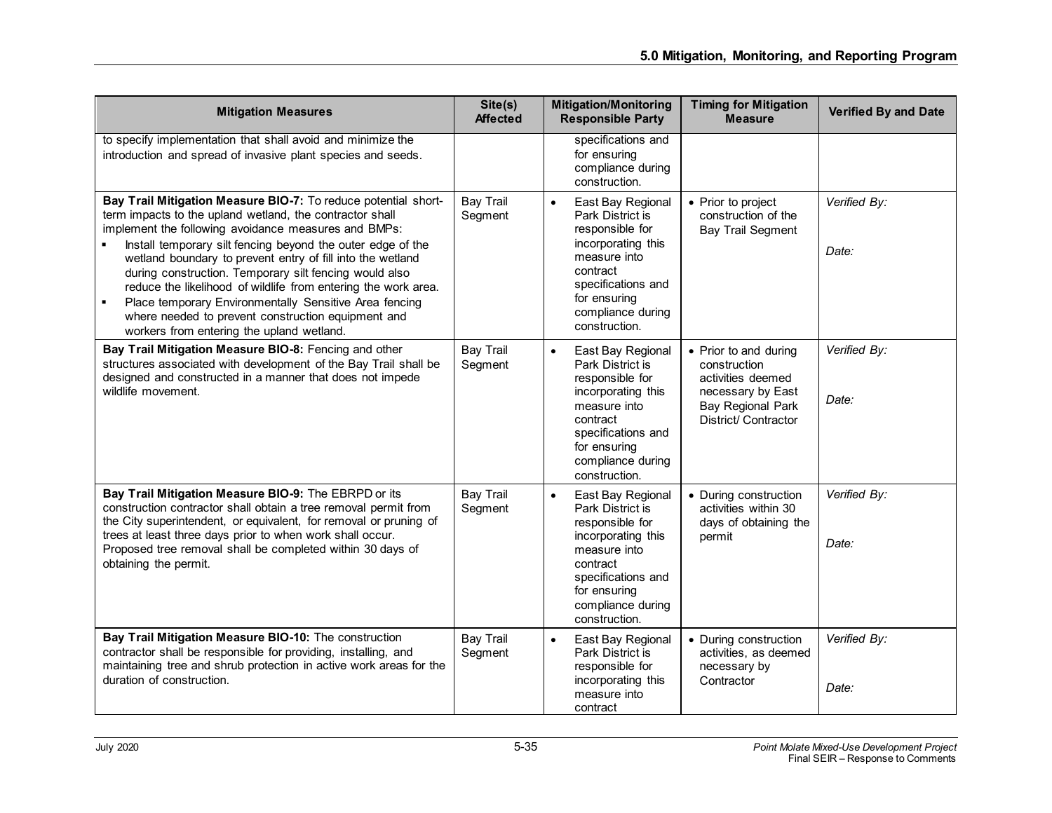| Mitigation Measures | Site(s) Affected | Mitigation/Monitoring Responsible Party | Timing for Mitigation Measure | Verified By and Date |
|---|---|---|---|---|
| to specify implementation that shall avoid and minimize the introduction and spread of invasive plant species and seeds. | | specifications and for ensuring compliance during construction. | | |
| **Bay Trail Mitigation Measure BIO-7:** To reduce potential short-term impacts to the upland wetland, the contractor shall implement the following avoidance measures and BMPs:<br>▪ Install temporary silt fencing beyond the outer edge of the wetland boundary to prevent entry of fill into the wetland during construction. Temporary silt fencing would also reduce the likelihood of wildlife from entering the work area.<br>▪ Place temporary Environmentally Sensitive Area fencing where needed to prevent construction equipment and workers from entering the upland wetland. | Bay Trail Segment | • East Bay Regional Park District is responsible for incorporating this measure into contract specifications and for ensuring compliance during construction. | • Prior to project construction of the Bay Trail Segment | *Verified By:*<br><br>*Date:* |
| **Bay Trail Mitigation Measure BIO-8:** Fencing and other structures associated with development of the Bay Trail shall be designed and constructed in a manner that does not impede wildlife movement. | Bay Trail Segment | • East Bay Regional Park District is responsible for incorporating this measure into contract specifications and for ensuring compliance during construction. | • Prior to and during construction activities deemed necessary by East Bay Regional Park District/ Contractor | *Verified By:*<br><br>*Date:* |
| **Bay Trail Mitigation Measure BIO-9:** The EBRPD or its construction contractor shall obtain a tree removal permit from the City superintendent, or equivalent, for removal or pruning of trees at least three days prior to when work shall occur. Proposed tree removal shall be completed within 30 days of obtaining the permit. | Bay Trail Segment | • East Bay Regional Park District is responsible for incorporating this measure into contract specifications and for ensuring compliance during construction. | • During construction activities within 30 days of obtaining the permit | *Verified By:*<br><br>*Date:* |
| **Bay Trail Mitigation Measure BIO-10:** The construction contractor shall be responsible for providing, installing, and maintaining tree and shrub protection in active work areas for the duration of construction. | Bay Trail Segment | • East Bay Regional Park District is responsible for incorporating this measure into contract | • During construction activities, as deemed necessary by Contractor | *Verified By:*<br><br>*Date:* |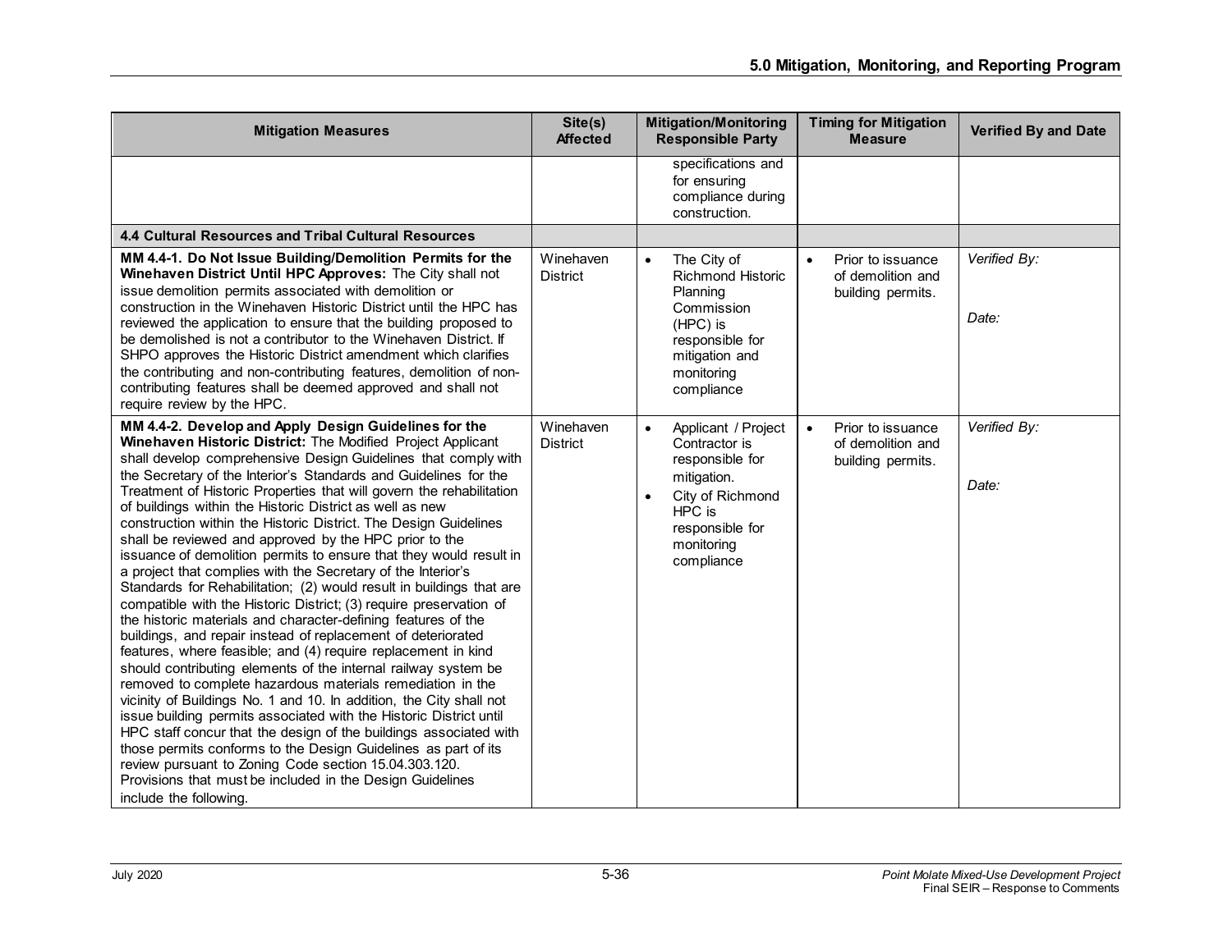| Mitigation Measures | Site(s) Affected | Mitigation/Monitoring Responsible Party | Timing for Mitigation Measure | Verified By and Date |
|---|---|---|---|---|
| | | specifications and for ensuring compliance during construction. | | |
| **4.4 Cultural Resources and Tribal Cultural Resources** | | | | |
| **MM 4.4-1. Do Not Issue Building/Demolition Permits for the Winehaven District Until HPC Approves:** The City shall not issue demolition permits associated with demolition or construction in the Winehaven Historic District until the HPC has reviewed the application to ensure that the building proposed to be demolished is not a contributor to the Winehaven District. If SHPO approves the Historic District amendment which clarifies the contributing and non-contributing features, demolition of non-contributing features shall be deemed approved and shall not require review by the HPC. | Winehaven District | • The City of Richmond Historic Planning Commission (HPC) is responsible for mitigation and monitoring compliance | • Prior to issuance of demolition and building permits. | *Verified By:*<br><br>*Date:* |
| **MM 4.4-2. Develop and Apply Design Guidelines for the Winehaven Historic District:** The Modified Project Applicant shall develop comprehensive Design Guidelines that comply with the Secretary of the Interior's Standards and Guidelines for the Treatment of Historic Properties that will govern the rehabilitation of buildings within the Historic District as well as new construction within the Historic District. The Design Guidelines shall be reviewed and approved by the HPC prior to the issuance of demolition permits to ensure that they would result in a project that complies with the Secretary of the Interior's Standards for Rehabilitation; (2) would result in buildings that are compatible with the Historic District; (3) require preservation of the historic materials and character-defining features of the buildings, and repair instead of replacement of deteriorated features, where feasible; and (4) require replacement in kind should contributing elements of the internal railway system be removed to complete hazardous materials remediation in the vicinity of Buildings No. 1 and 10. In addition, the City shall not issue building permits associated with the Historic District until HPC staff concur that the design of the buildings associated with those permits conforms to the Design Guidelines as part of its review pursuant to Zoning Code section 15.04.303.120. Provisions that must be included in the Design Guidelines include the following. | Winehaven District | • Applicant / Project Contractor is responsible for mitigation.<br>• City of Richmond HPC is responsible for monitoring compliance | • Prior to issuance of demolition and building permits. | *Verified By:*<br><br>*Date:* |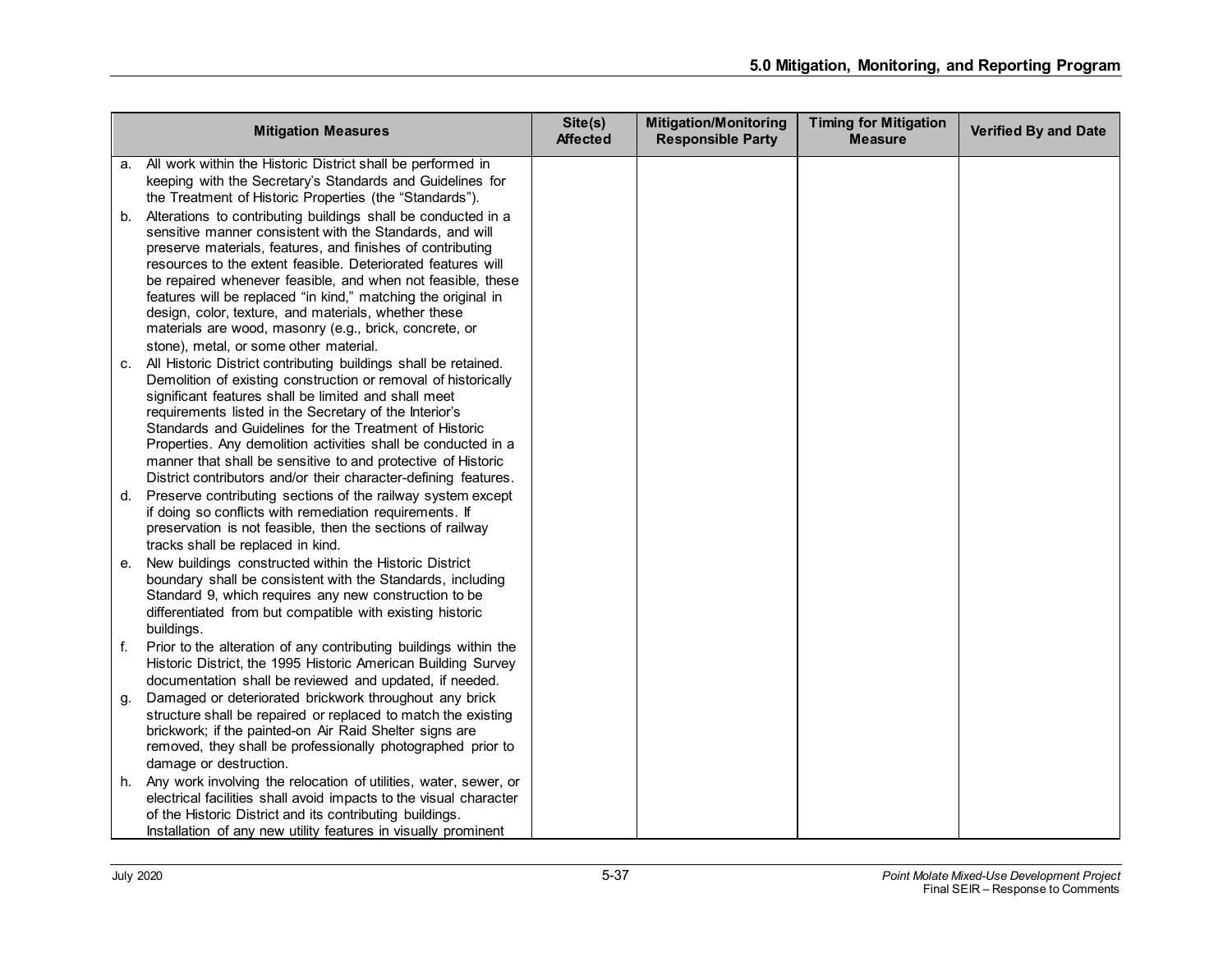| Mitigation Measures | Site(s) Affected | Mitigation/Monitoring Responsible Party | Timing for Mitigation Measure | Verified By and Date |
|---|---|---|---|---|
| a. All work within the Historic District shall be performed in keeping with the Secretary's Standards and Guidelines for the Treatment of Historic Properties (the "Standards").<br>b. Alterations to contributing buildings shall be conducted in a sensitive manner consistent with the Standards, and will preserve materials, features, and finishes of contributing resources to the extent feasible. Deteriorated features will be repaired whenever feasible, and when not feasible, these features will be replaced "in kind," matching the original in design, color, texture, and materials, whether these materials are wood, masonry (e.g., brick, concrete, or stone), metal, or some other material.<br>c. All Historic District contributing buildings shall be retained. Demolition of existing construction or removal of historically significant features shall be limited and shall meet requirements listed in the Secretary of the Interior's Standards and Guidelines for the Treatment of Historic Properties. Any demolition activities shall be conducted in a manner that shall be sensitive to and protective of Historic District contributors and/or their character-defining features.<br>d. Preserve contributing sections of the railway system except if doing so conflicts with remediation requirements. If preservation is not feasible, then the sections of railway tracks shall be replaced in kind.<br>e. New buildings constructed within the Historic District boundary shall be consistent with the Standards, including Standard 9, which requires any new construction to be differentiated from but compatible with existing historic buildings.<br>f. Prior to the alteration of any contributing buildings within the Historic District, the 1995 Historic American Building Survey documentation shall be reviewed and updated, if needed.<br>g. Damaged or deteriorated brickwork throughout any brick structure shall be repaired or replaced to match the existing brickwork; if the painted-on Air Raid Shelter signs are removed, they shall be professionally photographed prior to damage or destruction.<br>h. Any work involving the relocation of utilities, water, sewer, or electrical facilities shall avoid impacts to the visual character of the Historic District and its contributing buildings. Installation of any new utility features in visually prominent | | | | |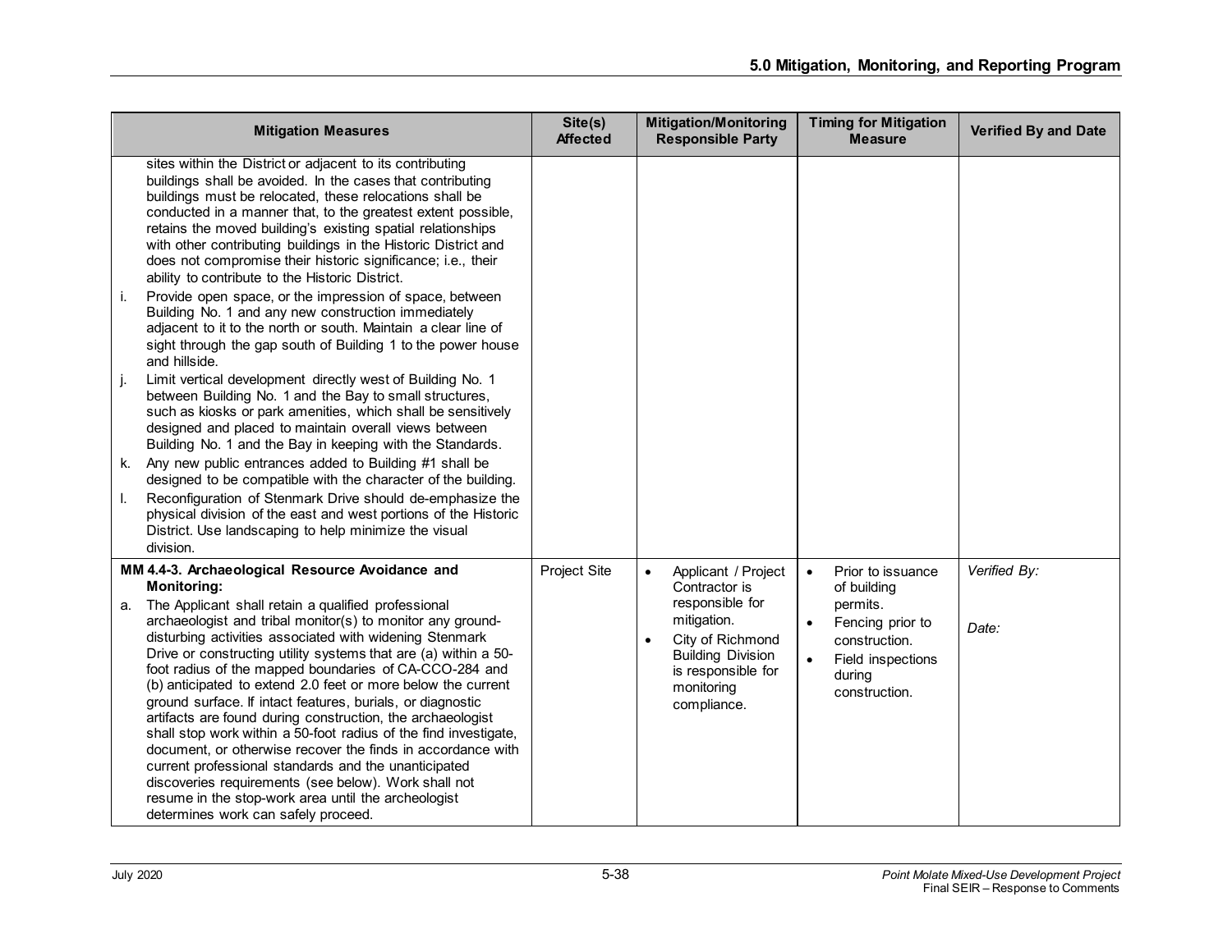| Mitigation Measures | Site(s) Affected | Mitigation/Monitoring Responsible Party | Timing for Mitigation Measure | Verified By and Date |
|---|---|---|---|---|
| sites within the District or adjacent to its contributing buildings shall be avoided. In the cases that contributing buildings must be relocated, these relocations shall be conducted in a manner that, to the greatest extent possible, retains the moved building's existing spatial relationships with other contributing buildings in the Historic District and does not compromise their historic significance; i.e., their ability to contribute to the Historic District.<br>i. Provide open space, or the impression of space, between Building No. 1 and any new construction immediately adjacent to it to the north or south. Maintain a clear line of sight through the gap south of Building 1 to the power house and hillside.<br>j. Limit vertical development directly west of Building No. 1 between Building No. 1 and the Bay to small structures, such as kiosks or park amenities, which shall be sensitively designed and placed to maintain overall views between Building No. 1 and the Bay in keeping with the Standards.<br>k. Any new public entrances added to Building #1 shall be designed to be compatible with the character of the building.<br>l. Reconfiguration of Stenmark Drive should de-emphasize the physical division of the east and west portions of the Historic District. Use landscaping to help minimize the visual division. | | | | |
| **MM 4.4-3. Archaeological Resource Avoidance and Monitoring:**<br>a. The Applicant shall retain a qualified professional archaeologist and tribal monitor(s) to monitor any ground-disturbing activities associated with widening Stenmark Drive or constructing utility systems that are (a) within a 50-foot radius of the mapped boundaries of CA-CCO-284 and (b) anticipated to extend 2.0 feet or more below the current ground surface. If intact features, burials, or diagnostic artifacts are found during construction, the archaeologist shall stop work within a 50-foot radius of the find investigate, document, or otherwise recover the finds in accordance with current professional standards and the unanticipated discoveries requirements (see below). Work shall not resume in the stop-work area until the archeologist determines work can safely proceed. | Project Site | • Applicant / Project Contractor is responsible for mitigation.<br>• City of Richmond Building Division is responsible for monitoring compliance. | • Prior to issuance of building permits.<br>• Fencing prior to construction.<br>• Field inspections during construction. | *Verified By:*<br><br>*Date:* |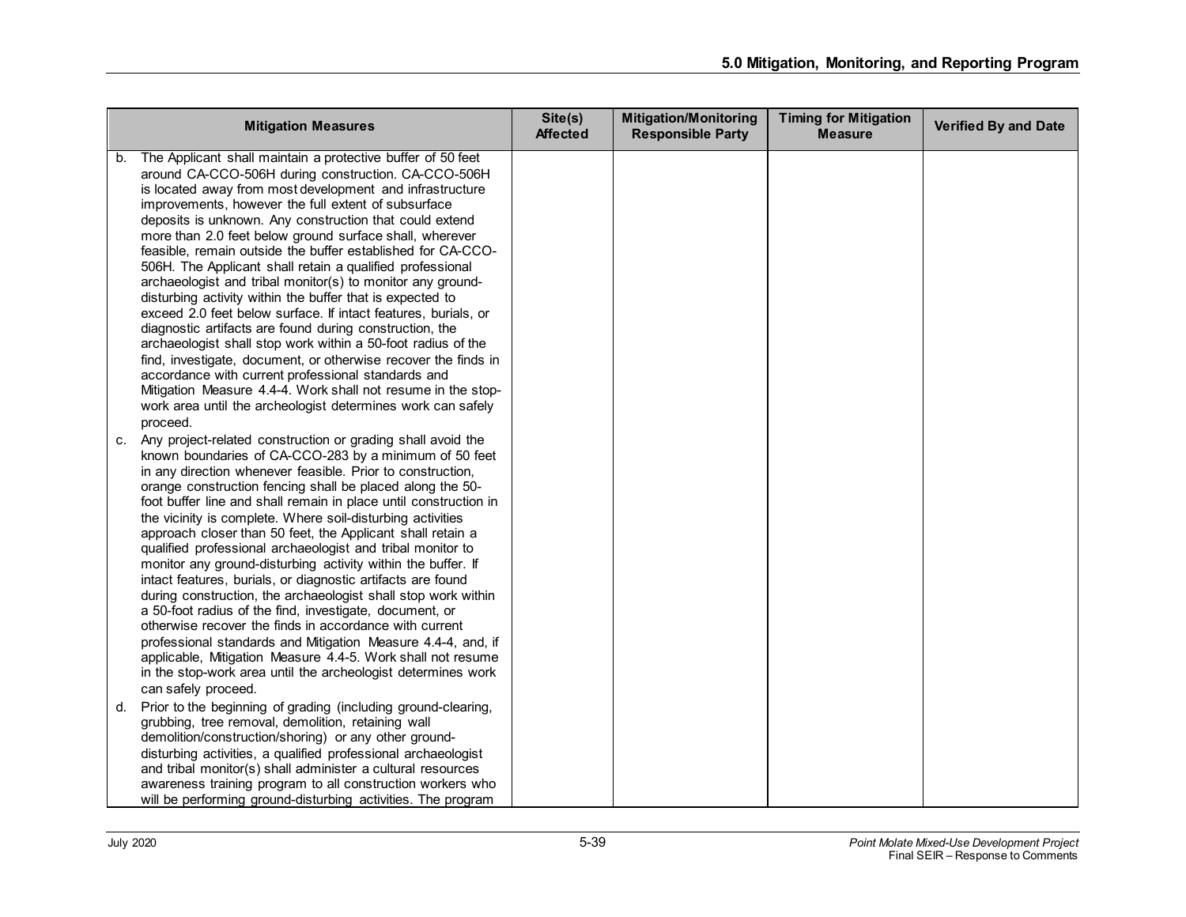| Mitigation Measures | Site(s) Affected | Mitigation/Monitoring Responsible Party | Timing for Mitigation Measure | Verified By and Date |
|---|---|---|---|---|
| b. The Applicant shall maintain a protective buffer of 50 feet around CA-CCO-506H during construction. CA-CCO-506H is located away from most development and infrastructure improvements, however the full extent of subsurface deposits is unknown. Any construction that could extend more than 2.0 feet below ground surface shall, wherever feasible, remain outside the buffer established for CA-CCO-506H. The Applicant shall retain a qualified professional archaeologist and tribal monitor(s) to monitor any ground-disturbing activity within the buffer that is expected to exceed 2.0 feet below surface. If intact features, burials, or diagnostic artifacts are found during construction, the archaeologist shall stop work within a 50-foot radius of the find, investigate, document, or otherwise recover the finds in accordance with current professional standards and Mitigation Measure 4.4-4. Work shall not resume in the stop-work area until the archeologist determines work can safely proceed.<br>c. Any project-related construction or grading shall avoid the known boundaries of CA-CCO-283 by a minimum of 50 feet in any direction whenever feasible. Prior to construction, orange construction fencing shall be placed along the 50-foot buffer line and shall remain in place until construction in the vicinity is complete. Where soil-disturbing activities approach closer than 50 feet, the Applicant shall retain a qualified professional archaeologist and tribal monitor to monitor any ground-disturbing activity within the buffer. If intact features, burials, or diagnostic artifacts are found during construction, the archaeologist shall stop work within a 50-foot radius of the find, investigate, document, or otherwise recover the finds in accordance with current professional standards and Mitigation Measure 4.4-4, and, if applicable, Mitigation Measure 4.4-5. Work shall not resume in the stop-work area until the archeologist determines work can safely proceed.<br>d. Prior to the beginning of grading (including ground-clearing, grubbing, tree removal, demolition, retaining wall demolition/construction/shoring) or any other ground-disturbing activities, a qualified professional archaeologist and tribal monitor(s) shall administer a cultural resources awareness training program to all construction workers who will be performing ground-disturbing activities. The program | | | | |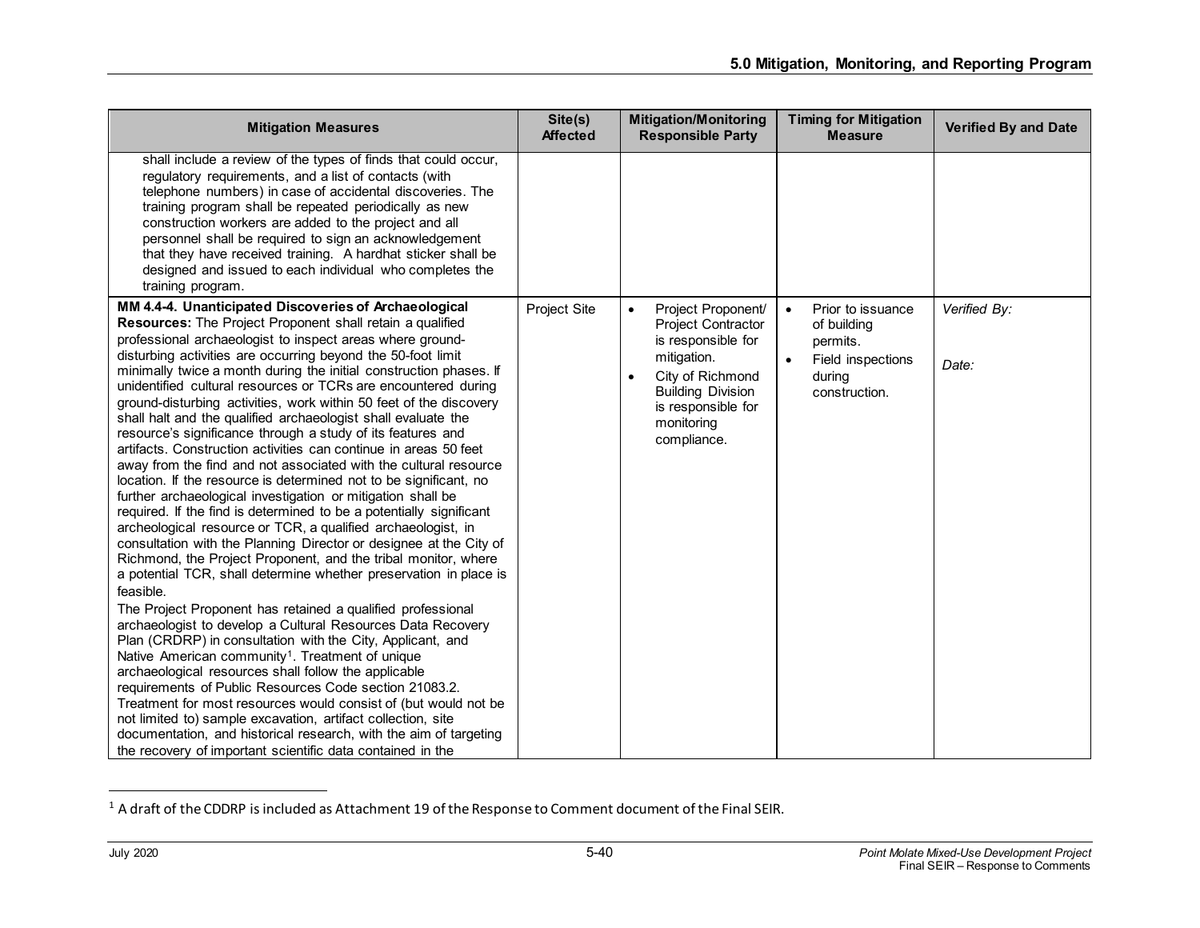| Mitigation Measures | Site(s) Affected | Mitigation/Monitoring Responsible Party | Timing for Mitigation Measure | Verified By and Date |
|---|---|---|---|---|
| shall include a review of the types of finds that could occur, regulatory requirements, and a list of contacts (with telephone numbers) in case of accidental discoveries. The training program shall be repeated periodically as new construction workers are added to the project and all personnel shall be required to sign an acknowledgement that they have received training. A hardhat sticker shall be designed and issued to each individual who completes the training program. | | | | |
| **MM 4.4-4. Unanticipated Discoveries of Archaeological Resources:** The Project Proponent shall retain a qualified professional archaeologist to inspect areas where ground-disturbing activities are occurring beyond the 50-foot limit minimally twice a month during the initial construction phases. If unidentified cultural resources or TCRs are encountered during ground-disturbing activities, work within 50 feet of the discovery shall halt and the qualified archaeologist shall evaluate the resource's significance through a study of its features and artifacts. Construction activities can continue in areas 50 feet away from the find and not associated with the cultural resource location. If the resource is determined not to be significant, no further archaeological investigation or mitigation shall be required. If the find is determined to be a potentially significant archeological resource or TCR, a qualified archaeologist, in consultation with the Planning Director or designee at the City of Richmond, the Project Proponent, and the tribal monitor, where a potential TCR, shall determine whether preservation in place is feasible.<br>The Project Proponent has retained a qualified professional archaeologist to develop a Cultural Resources Data Recovery Plan (CRDRP) in consultation with the City, Applicant, and Native American community[1]. Treatment of unique archaeological resources shall follow the applicable requirements of Public Resources Code section 21083.2. Treatment for most resources would consist of (but would not be not limited to) sample excavation, artifact collection, site documentation, and historical research, with the aim of targeting the recovery of important scientific data contained in the | Project Site | • Project Proponent/ Project Contractor is responsible for mitigation.<br>• City of Richmond Building Division is responsible for monitoring compliance. | • Prior to issuance of building permits.<br>• Field inspections during construction. | *Verified By:*<br><br>*Date:* |

[1] A draft of the CDDRP is included as Attachment 19 of the Response to Comment document of the Final SEIR.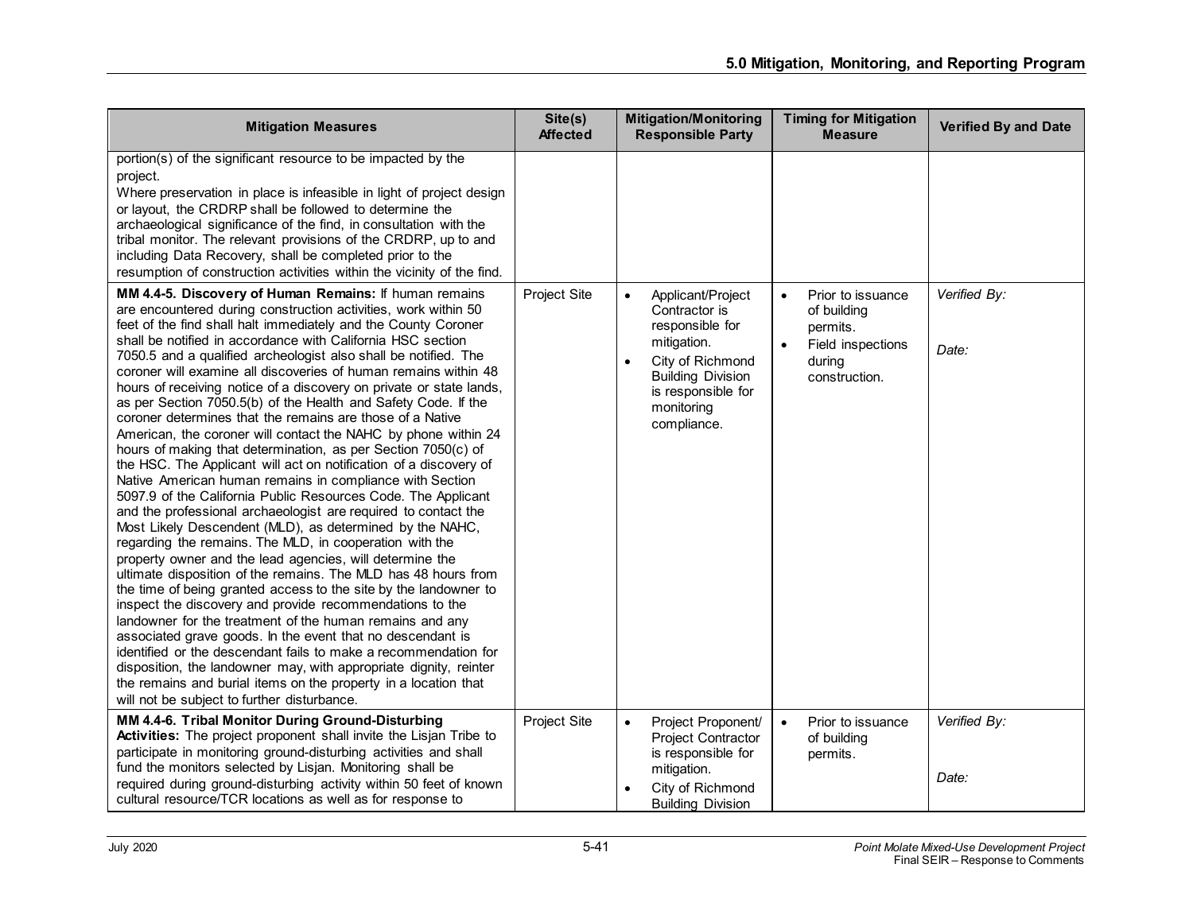| Mitigation Measures | Site(s) Affected | Mitigation/Monitoring Responsible Party | Timing for Mitigation Measure | Verified By and Date |
|---|---|---|---|---|
| portion(s) of the significant resource to be impacted by the project.<br>Where preservation in place is infeasible in light of project design or layout, the CRDRP shall be followed to determine the archaeological significance of the find, in consultation with the tribal monitor. The relevant provisions of the CRDRP, up to and including Data Recovery, shall be completed prior to the resumption of construction activities within the vicinity of the find. | | | | |
| **MM 4.4-5. Discovery of Human Remains:** If human remains are encountered during construction activities, work within 50 feet of the find shall halt immediately and the County Coroner shall be notified in accordance with California HSC section 7050.5 and a qualified archeologist also shall be notified. The coroner will examine all discoveries of human remains within 48 hours of receiving notice of a discovery on private or state lands, as per Section 7050.5(b) of the Health and Safety Code. If the coroner determines that the remains are those of a Native American, the coroner will contact the NAHC by phone within 24 hours of making that determination, as per Section 7050(c) of the HSC. The Applicant will act on notification of a discovery of Native American human remains in compliance with Section 5097.9 of the California Public Resources Code. The Applicant and the professional archaeologist are required to contact the Most Likely Descendent (MLD), as determined by the NAHC, regarding the remains. The MLD, in cooperation with the property owner and the lead agencies, will determine the ultimate disposition of the remains. The MLD has 48 hours from the time of being granted access to the site by the landowner to inspect the discovery and provide recommendations to the landowner for the treatment of the human remains and any associated grave goods. In the event that no descendant is identified or the descendant fails to make a recommendation for disposition, the landowner may, with appropriate dignity, reinter the remains and burial items on the property in a location that will not be subject to further disturbance. | Project Site | • Applicant/Project Contractor is responsible for mitigation.<br>• City of Richmond Building Division is responsible for monitoring compliance. | • Prior to issuance of building permits.<br>• Field inspections during construction. | *Verified By:*<br><br>*Date:* |
| **MM 4.4-6. Tribal Monitor During Ground-Disturbing Activities:** The project proponent shall invite the Lisjan Tribe to participate in monitoring ground-disturbing activities and shall fund the monitors selected by Lisjan. Monitoring shall be required during ground-disturbing activity within 50 feet of known cultural resource/TCR locations as well as for response to | Project Site | • Project Proponent/ Project Contractor is responsible for mitigation.<br>• City of Richmond Building Division | • Prior to issuance of building permits. | *Verified By:*<br><br>*Date:* |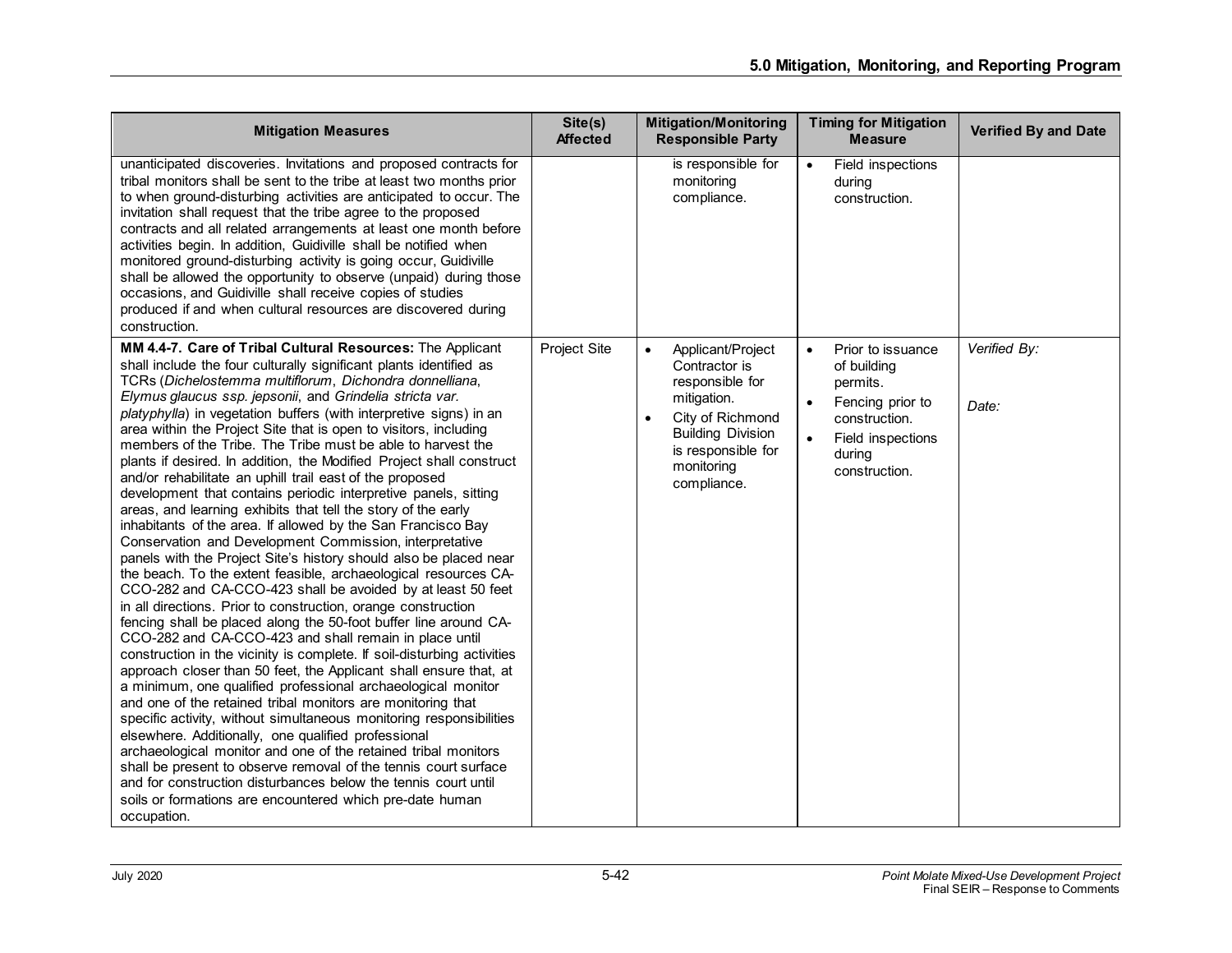| Mitigation Measures | Site(s) Affected | Mitigation/Monitoring Responsible Party | Timing for Mitigation Measure | Verified By and Date |
|---|---|---|---|---|
| unanticipated discoveries. Invitations and proposed contracts for tribal monitors shall be sent to the tribe at least two months prior to when ground-disturbing activities are anticipated to occur. The invitation shall request that the tribe agree to the proposed contracts and all related arrangements at least one month before activities begin. In addition, Guidiville shall be notified when monitored ground-disturbing activity is going occur, Guidiville shall be allowed the opportunity to observe (unpaid) during those occasions, and Guidiville shall receive copies of studies produced if and when cultural resources are discovered during construction. | | is responsible for monitoring compliance. | • Field inspections during construction. | |
| **MM 4.4-7. Care of Tribal Cultural Resources:** The Applicant shall include the four culturally significant plants identified as TCRs (*Dichelostemma multiflorum*, *Dichondra donnelliana*, *Elymus glaucus ssp. jepsonii*, and *Grindelia stricta var. platyphylla*) in vegetation buffers (with interpretive signs) in an area within the Project Site that is open to visitors, including members of the Tribe. The Tribe must be able to harvest the plants if desired. In addition, the Modified Project shall construct and/or rehabilitate an uphill trail east of the proposed development that contains periodic interpretive panels, sitting areas, and learning exhibits that tell the story of the early inhabitants of the area. If allowed by the San Francisco Bay Conservation and Development Commission, interpretative panels with the Project Site's history should also be placed near the beach. To the extent feasible, archaeological resources CA-CCO-282 and CA-CCO-423 shall be avoided by at least 50 feet in all directions. Prior to construction, orange construction fencing shall be placed along the 50-foot buffer line around CA-CCO-282 and CA-CCO-423 and shall remain in place until construction in the vicinity is complete. If soil-disturbing activities approach closer than 50 feet, the Applicant shall ensure that, at a minimum, one qualified professional archaeological monitor and one of the retained tribal monitors are monitoring that specific activity, without simultaneous monitoring responsibilities elsewhere. Additionally, one qualified professional archaeological monitor and one of the retained tribal monitors shall be present to observe removal of the tennis court surface and for construction disturbances below the tennis court until soils or formations are encountered which pre-date human occupation. | Project Site | • Applicant/Project Contractor is responsible for mitigation.<br>• City of Richmond Building Division is responsible for monitoring compliance. | • Prior to issuance of building permits.<br>• Fencing prior to construction.<br>• Field inspections during construction. | *Verified By:*<br><br>*Date:* |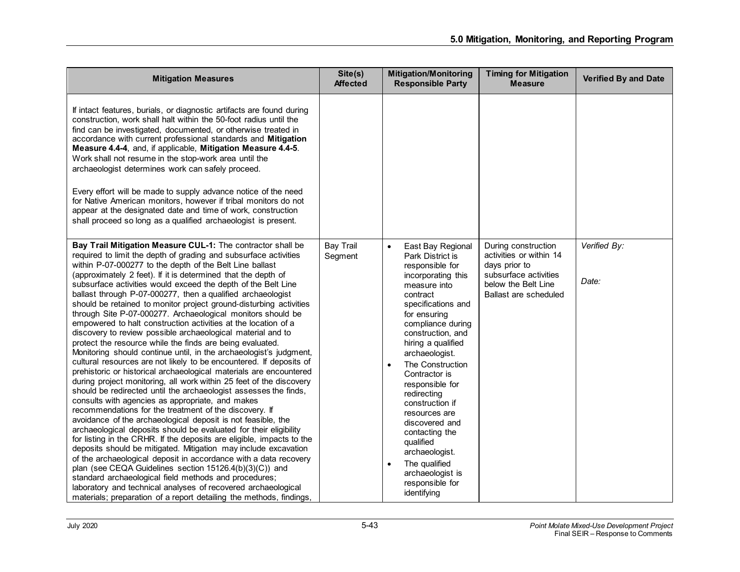| Mitigation Measures | Site(s) Affected | Mitigation/Monitoring Responsible Party | Timing for Mitigation Measure | Verified By and Date |
|---|---|---|---|---|
| If intact features, burials, or diagnostic artifacts are found during construction, work shall halt within the 50-foot radius until the find can be investigated, documented, or otherwise treated in accordance with current professional standards and **Mitigation Measure 4.4-4**, and, if applicable, **Mitigation Measure 4.4-5**. Work shall not resume in the stop-work area until the archaeologist determines work can safely proceed.<br><br>Every effort will be made to supply advance notice of the need for Native American monitors, however if tribal monitors do not appear at the designated date and time of work, construction shall proceed so long as a qualified archaeologist is present. | | | | |
| **Bay Trail Mitigation Measure CUL-1:** The contractor shall be required to limit the depth of grading and subsurface activities within P-07-000277 to the depth of the Belt Line ballast (approximately 2 feet). If it is determined that the depth of subsurface activities would exceed the depth of the Belt Line ballast through P-07-000277, then a qualified archaeologist should be retained to monitor project ground-disturbing activities through Site P-07-000277. Archaeological monitors should be empowered to halt construction activities at the location of a discovery to review possible archaeological material and to protect the resource while the finds are being evaluated. Monitoring should continue until, in the archaeologist's judgment, cultural resources are not likely to be encountered. If deposits of prehistoric or historical archaeological materials are encountered during project monitoring, all work within 25 feet of the discovery should be redirected until the archaeologist assesses the finds, consults with agencies as appropriate, and makes recommendations for the treatment of the discovery. If avoidance of the archaeological deposit is not feasible, the archaeological deposits should be evaluated for their eligibility for listing in the CRHR. If the deposits are eligible, impacts to the deposits should be mitigated. Mitigation may include excavation of the archaeological deposit in accordance with a data recovery plan (see CEQA Guidelines section 15126.4(b)(3)(C)) and standard archaeological field methods and procedures; laboratory and technical analyses of recovered archaeological materials; preparation of a report detailing the methods, findings, | Bay Trail Segment | • East Bay Regional Park District is responsible for incorporating this measure into contract specifications and for ensuring compliance during construction, and hiring a qualified archaeologist.<br>• The Construction Contractor is responsible for redirecting construction if resources are discovered and contacting the qualified archaeologist.<br>• The qualified archaeologist is responsible for identifying | During construction activities or within 14 days prior to subsurface activities below the Belt Line Ballast are scheduled | *Verified By:*<br><br>*Date:* |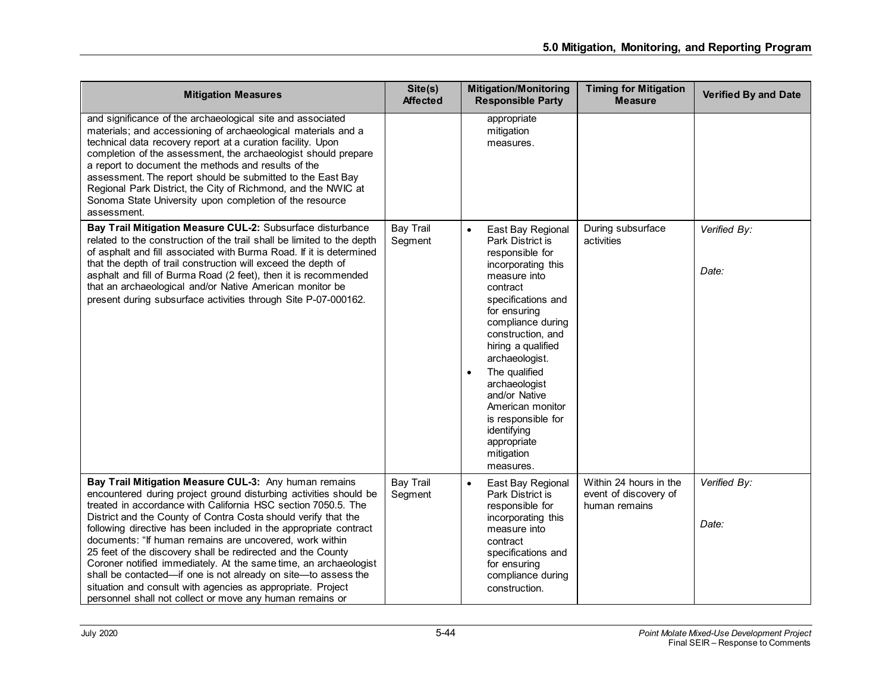| Mitigation Measures | Site(s) Affected | Mitigation/Monitoring Responsible Party | Timing for Mitigation Measure | Verified By and Date |
|---|---|---|---|---|
| and significance of the archaeological site and associated materials; and accessioning of archaeological materials and a technical data recovery report at a curation facility. Upon completion of the assessment, the archaeologist should prepare a report to document the methods and results of the assessment. The report should be submitted to the East Bay Regional Park District, the City of Richmond, and the NWIC at Sonoma State University upon completion of the resource assessment. | | appropriate mitigation measures. | | |
| **Bay Trail Mitigation Measure CUL-2:** Subsurface disturbance related to the construction of the trail shall be limited to the depth of asphalt and fill associated with Burma Road. If it is determined that the depth of trail construction will exceed the depth of asphalt and fill of Burma Road (2 feet), then it is recommended that an archaeological and/or Native American monitor be present during subsurface activities through Site P-07-000162. | Bay Trail Segment | • East Bay Regional Park District is responsible for incorporating this measure into contract specifications and for ensuring compliance during construction, and hiring a qualified archaeologist. <br> • The qualified archaeologist and/or Native American monitor is responsible for identifying appropriate mitigation measures. | During subsurface activities | *Verified By:* <br><br> *Date:* |
| **Bay Trail Mitigation Measure CUL-3:** Any human remains encountered during project ground disturbing activities should be treated in accordance with California HSC section 7050.5. The District and the County of Contra Costa should verify that the following directive has been included in the appropriate contract documents: "If human remains are uncovered, work within 25 feet of the discovery shall be redirected and the County Coroner notified immediately. At the same time, an archaeologist shall be contacted—if one is not already on site—to assess the situation and consult with agencies as appropriate. Project personnel shall not collect or move any human remains or | Bay Trail Segment | • East Bay Regional Park District is responsible for incorporating this measure into contract specifications and for ensuring compliance during construction. | Within 24 hours in the event of discovery of human remains | *Verified By:* <br><br> *Date:* |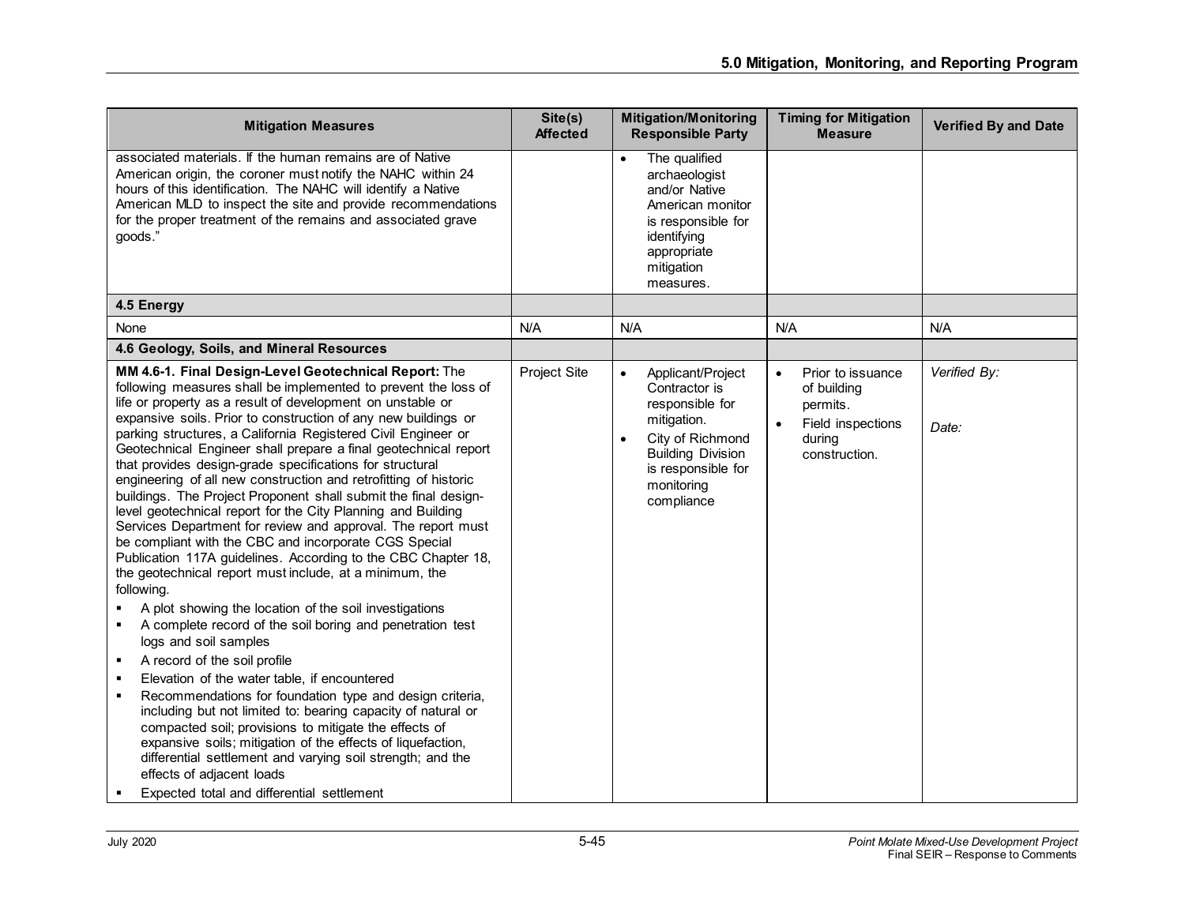| Mitigation Measures | Site(s) Affected | Mitigation/Monitoring Responsible Party | Timing for Mitigation Measure | Verified By and Date |
|---|---|---|---|---|
| associated materials. If the human remains are of Native American origin, the coroner must notify the NAHC within 24 hours of this identification. The NAHC will identify a Native American MLD to inspect the site and provide recommendations for the proper treatment of the remains and associated grave goods." | | • The qualified archaeologist and/or Native American monitor is responsible for identifying appropriate mitigation measures. | | |
| **4.5 Energy** | | | | |
| None | N/A | N/A | N/A | N/A |
| **4.6 Geology, Soils, and Mineral Resources** | | | | |
| **MM 4.6-1. Final Design-Level Geotechnical Report:** The following measures shall be implemented to prevent the loss of life or property as a result of development on unstable or expansive soils. Prior to construction of any new buildings or parking structures, a California Registered Civil Engineer or Geotechnical Engineer shall prepare a final geotechnical report that provides design-grade specifications for structural engineering of all new construction and retrofitting of historic buildings. The Project Proponent shall submit the final design-level geotechnical report for the City Planning and Building Services Department for review and approval. The report must be compliant with the CBC and incorporate CGS Special Publication 117A guidelines. According to the CBC Chapter 18, the geotechnical report must include, at a minimum, the following.<br>▪ A plot showing the location of the soil investigations<br>▪ A complete record of the soil boring and penetration test logs and soil samples<br>▪ A record of the soil profile<br>▪ Elevation of the water table, if encountered<br>▪ Recommendations for foundation type and design criteria, including but not limited to: bearing capacity of natural or compacted soil; provisions to mitigate the effects of expansive soils; mitigation of the effects of liquefaction, differential settlement and varying soil strength; and the effects of adjacent loads<br>▪ Expected total and differential settlement | Project Site | • Applicant/Project Contractor is responsible for mitigation.<br>• City of Richmond Building Division is responsible for monitoring compliance | • Prior to issuance of building permits.<br>• Field inspections during construction. | *Verified By:*<br><br>*Date:* |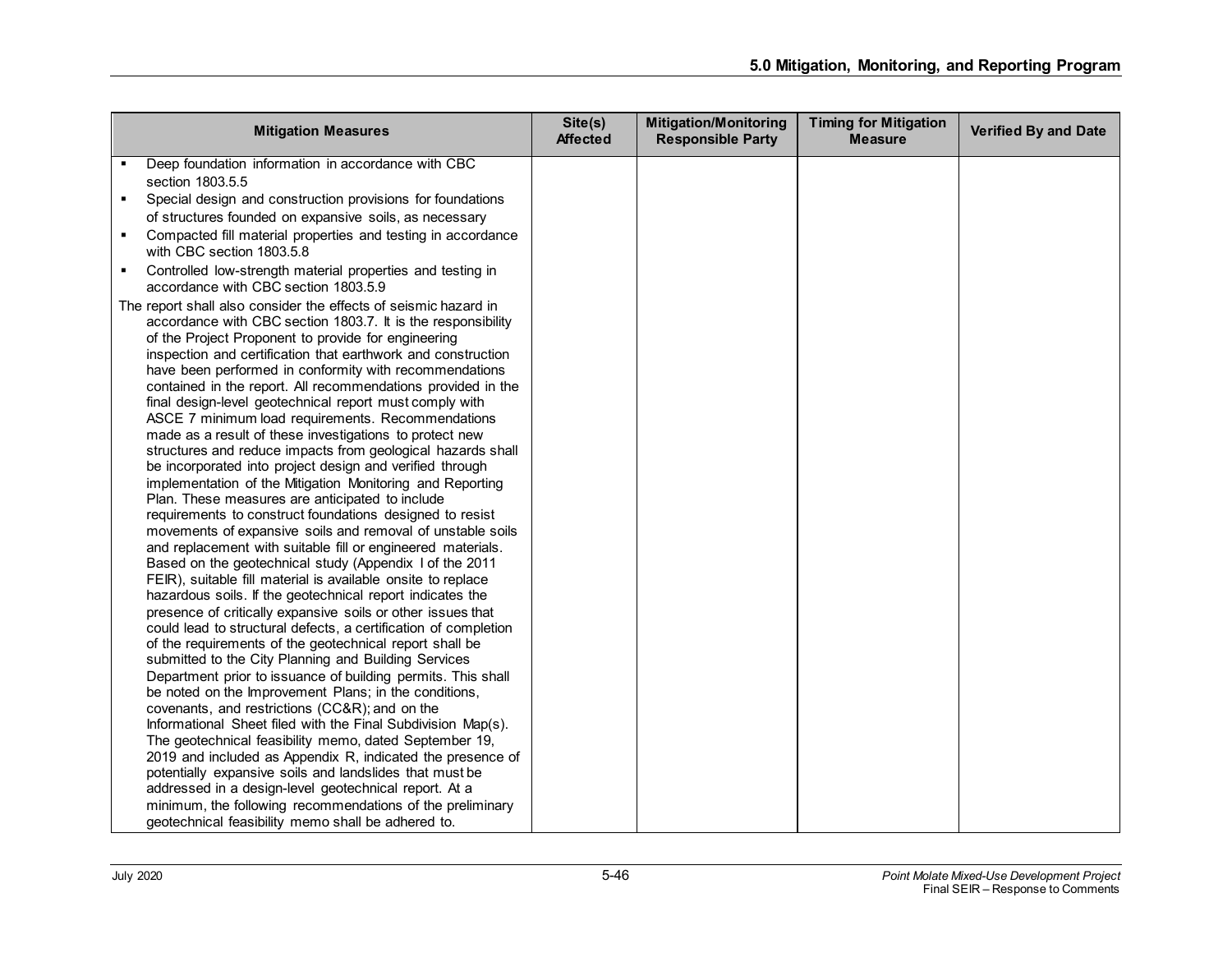| Mitigation Measures | Site(s) Affected | Mitigation/Monitoring Responsible Party | Timing for Mitigation Measure | Verified By and Date |
|---|---|---|---|---|
| ▪ Deep foundation information in accordance with CBC section 1803.5.5<br>▪ Special design and construction provisions for foundations of structures founded on expansive soils, as necessary<br>▪ Compacted fill material properties and testing in accordance with CBC section 1803.5.8<br>▪ Controlled low-strength material properties and testing in accordance with CBC section 1803.5.9<br>The report shall also consider the effects of seismic hazard in accordance with CBC section 1803.7. It is the responsibility of the Project Proponent to provide for engineering inspection and certification that earthwork and construction have been performed in conformity with recommendations contained in the report. All recommendations provided in the final design-level geotechnical report must comply with ASCE 7 minimum load requirements. Recommendations made as a result of these investigations to protect new structures and reduce impacts from geological hazards shall be incorporated into project design and verified through implementation of the Mitigation Monitoring and Reporting Plan. These measures are anticipated to include requirements to construct foundations designed to resist movements of expansive soils and removal of unstable soils and replacement with suitable fill or engineered materials. Based on the geotechnical study (Appendix I of the 2011 FEIR), suitable fill material is available onsite to replace hazardous soils. If the geotechnical report indicates the presence of critically expansive soils or other issues that could lead to structural defects, a certification of completion of the requirements of the geotechnical report shall be submitted to the City Planning and Building Services Department prior to issuance of building permits. This shall be noted on the Improvement Plans; in the conditions, covenants, and restrictions (CC&R); and on the Informational Sheet filed with the Final Subdivision Map(s). The geotechnical feasibility memo, dated September 19, 2019 and included as Appendix R, indicated the presence of potentially expansive soils and landslides that must be addressed in a design-level geotechnical report. At a minimum, the following recommendations of the preliminary geotechnical feasibility memo shall be adhered to. | | | | |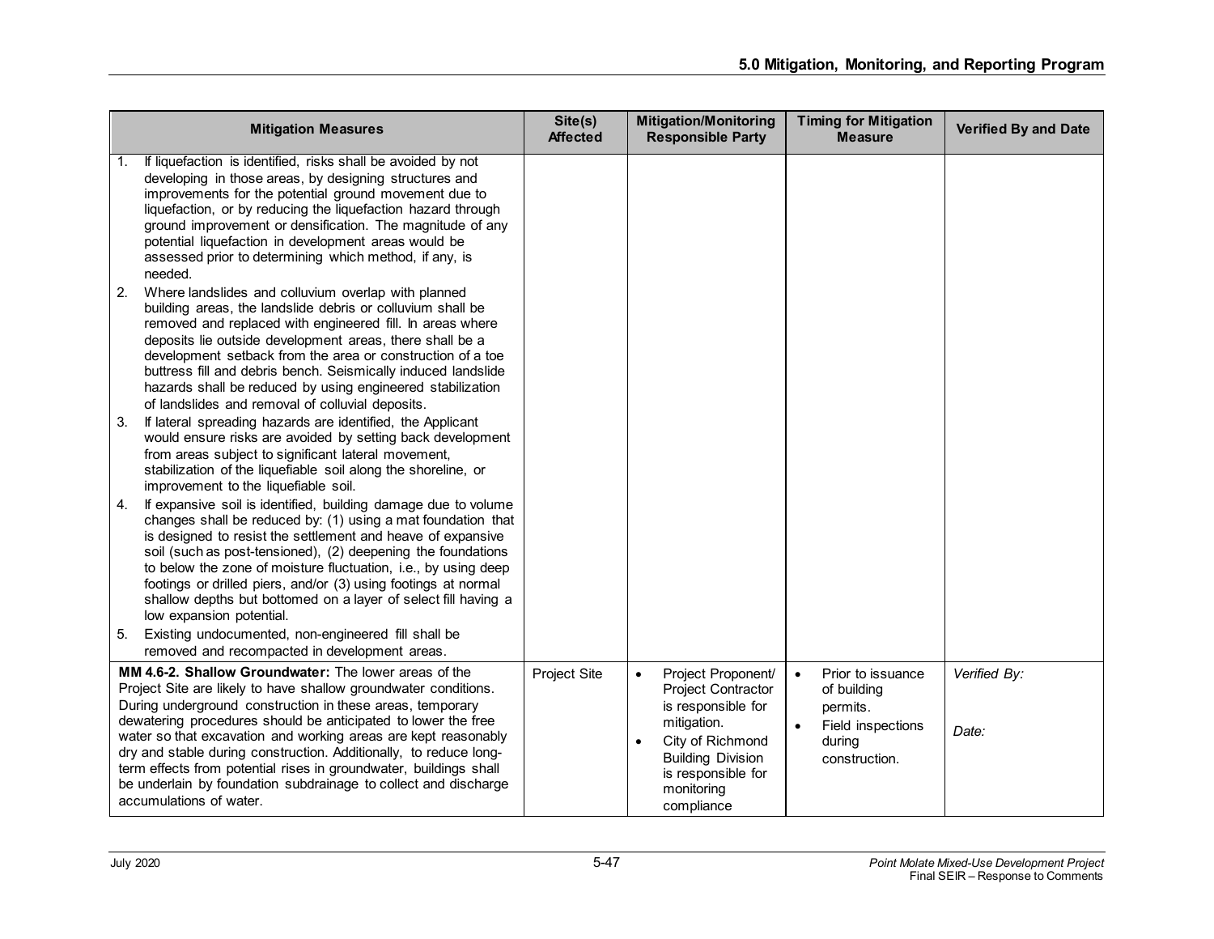| Mitigation Measures | Site(s) Affected | Mitigation/Monitoring Responsible Party | Timing for Mitigation Measure | Verified By and Date |
|---|---|---|---|---|
| 1. If liquefaction is identified, risks shall be avoided by not developing in those areas, by designing structures and improvements for the potential ground movement due to liquefaction, or by reducing the liquefaction hazard through ground improvement or densification. The magnitude of any potential liquefaction in development areas would be assessed prior to determining which method, if any, is needed.<br>2. Where landslides and colluvium overlap with planned building areas, the landslide debris or colluvium shall be removed and replaced with engineered fill. In areas where deposits lie outside development areas, there shall be a development setback from the area or construction of a toe buttress fill and debris bench. Seismically induced landslide hazards shall be reduced by using engineered stabilization of landslides and removal of colluvial deposits.<br>3. If lateral spreading hazards are identified, the Applicant would ensure risks are avoided by setting back development from areas subject to significant lateral movement, stabilization of the liquefiable soil along the shoreline, or improvement to the liquefiable soil.<br>4. If expansive soil is identified, building damage due to volume changes shall be reduced by: (1) using a mat foundation that is designed to resist the settlement and heave of expansive soil (such as post-tensioned), (2) deepening the foundations to below the zone of moisture fluctuation, i.e., by using deep footings or drilled piers, and/or (3) using footings at normal shallow depths but bottomed on a layer of select fill having a low expansion potential.<br>5. Existing undocumented, non-engineered fill shall be removed and recompacted in development areas. | | | | |
| **MM 4.6-2. Shallow Groundwater:** The lower areas of the Project Site are likely to have shallow groundwater conditions. During underground construction in these areas, temporary dewatering procedures should be anticipated to lower the free water so that excavation and working areas are kept reasonably dry and stable during construction. Additionally, to reduce long-term effects from potential rises in groundwater, buildings shall be underlain by foundation subdrainage to collect and discharge accumulations of water. | Project Site | • Project Proponent/ Project Contractor is responsible for mitigation.<br>• City of Richmond Building Division is responsible for monitoring compliance | • Prior to issuance of building permits.<br>• Field inspections during construction. | *Verified By:*<br><br>*Date:* |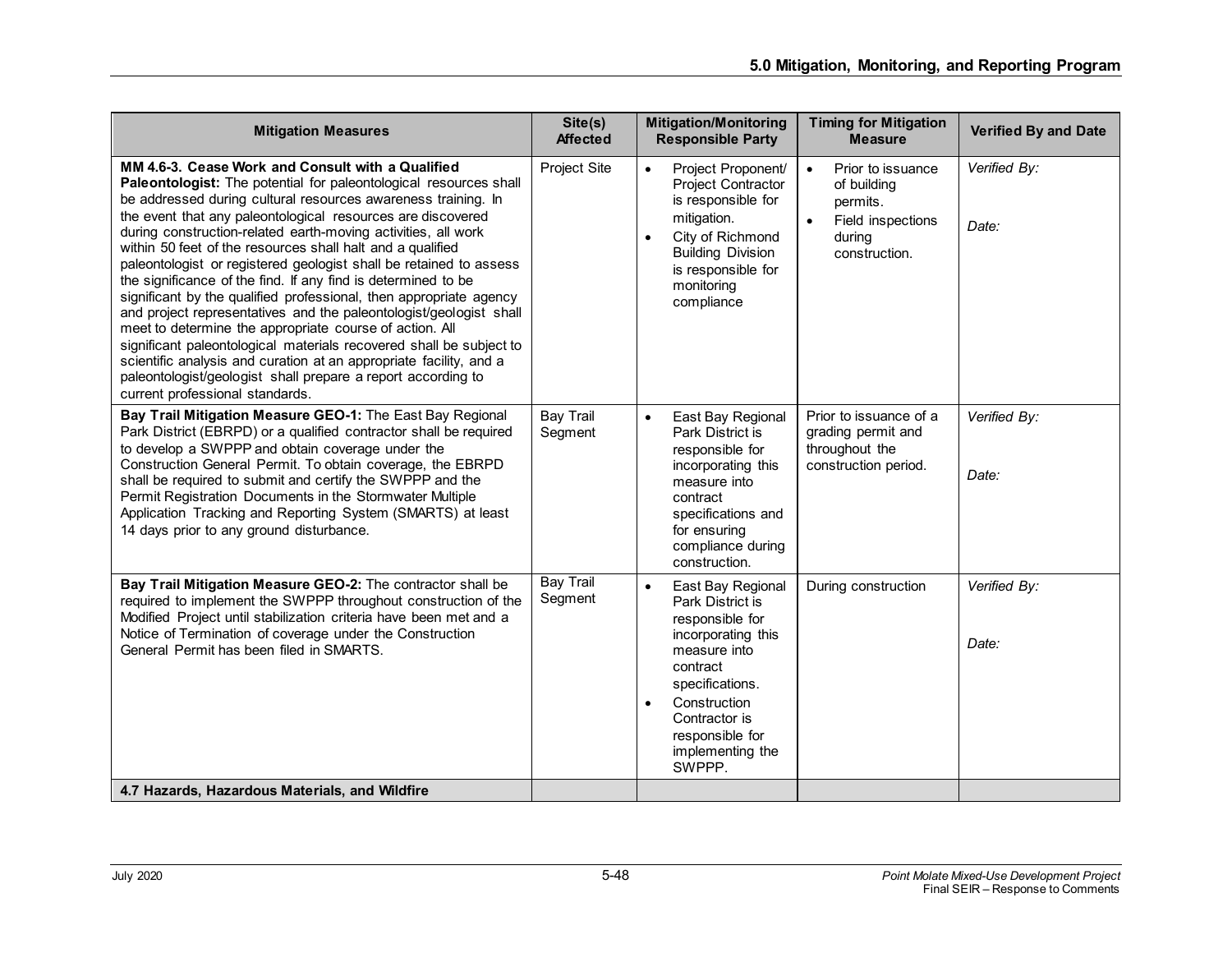| Mitigation Measures | Site(s) Affected | Mitigation/Monitoring Responsible Party | Timing for Mitigation Measure | Verified By and Date |
|---|---|---|---|---|
| **MM 4.6-3. Cease Work and Consult with a Qualified Paleontologist:** The potential for paleontological resources shall be addressed during cultural resources awareness training. In the event that any paleontological resources are discovered during construction-related earth-moving activities, all work within 50 feet of the resources shall halt and a qualified paleontologist or registered geologist shall be retained to assess the significance of the find. If any find is determined to be significant by the qualified professional, then appropriate agency and project representatives and the paleontologist/geologist shall meet to determine the appropriate course of action. All significant paleontological materials recovered shall be subject to scientific analysis and curation at an appropriate facility, and a paleontologist/geologist shall prepare a report according to current professional standards. | Project Site | • Project Proponent/ Project Contractor is responsible for mitigation.<br>• City of Richmond Building Division is responsible for monitoring compliance | • Prior to issuance of building permits.<br>• Field inspections during construction. | *Verified By:*<br><br>*Date:* |
| **Bay Trail Mitigation Measure GEO-1:** The East Bay Regional Park District (EBRPD) or a qualified contractor shall be required to develop a SWPPP and obtain coverage under the Construction General Permit. To obtain coverage, the EBRPD shall be required to submit and certify the SWPPP and the Permit Registration Documents in the Stormwater Multiple Application Tracking and Reporting System (SMARTS) at least 14 days prior to any ground disturbance. | Bay Trail Segment | • East Bay Regional Park District is responsible for incorporating this measure into contract specifications and for ensuring compliance during construction. | Prior to issuance of a grading permit and throughout the construction period. | *Verified By:*<br><br>*Date:* |
| **Bay Trail Mitigation Measure GEO-2:** The contractor shall be required to implement the SWPPP throughout construction of the Modified Project until stabilization criteria have been met and a Notice of Termination of coverage under the Construction General Permit has been filed in SMARTS. | Bay Trail Segment | • East Bay Regional Park District is responsible for incorporating this measure into contract specifications.<br>• Construction Contractor is responsible for implementing the SWPPP. | During construction | *Verified By:*<br><br>*Date:* |
| **4.7 Hazards, Hazardous Materials, and Wildfire** | | | | |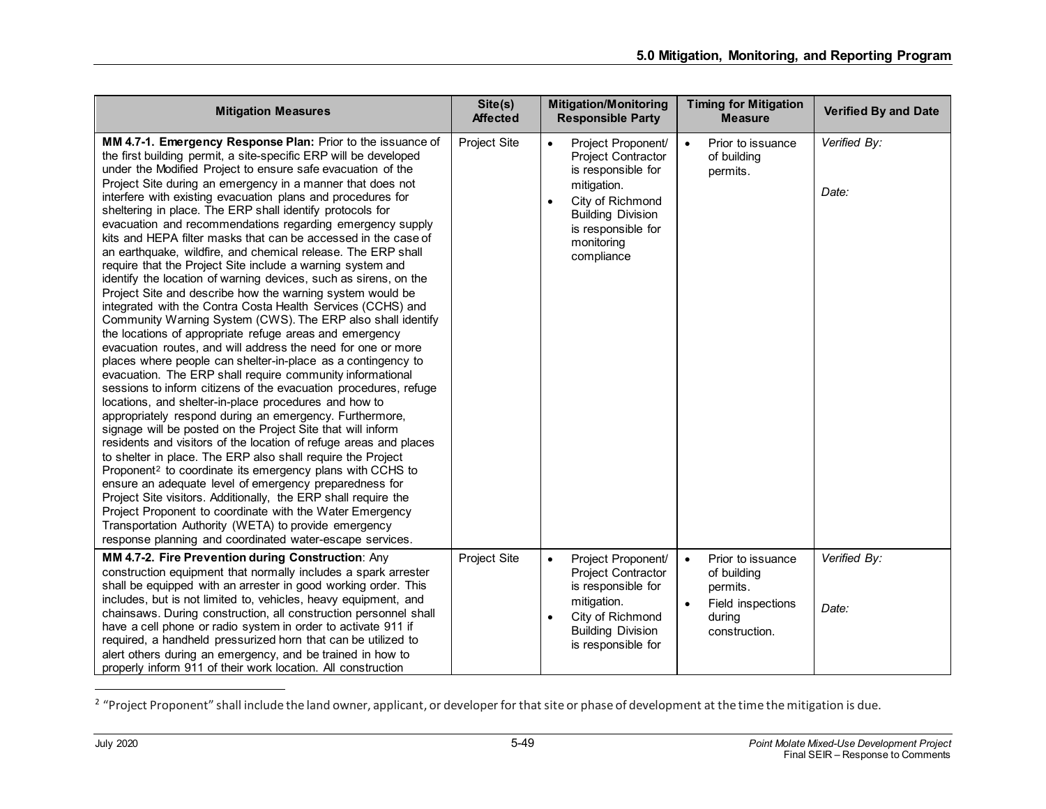| Mitigation Measures | Site(s) Affected | Mitigation/Monitoring Responsible Party | Timing for Mitigation Measure | Verified By and Date |
|---|---|---|---|---|
| **MM 4.7-1. Emergency Response Plan:** Prior to the issuance of the first building permit, a site-specific ERP will be developed under the Modified Project to ensure safe evacuation of the Project Site during an emergency in a manner that does not interfere with existing evacuation plans and procedures for sheltering in place. The ERP shall identify protocols for evacuation and recommendations regarding emergency supply kits and HEPA filter masks that can be accessed in the case of an earthquake, wildfire, and chemical release. The ERP shall require that the Project Site include a warning system and identify the location of warning devices, such as sirens, on the Project Site and describe how the warning system would be integrated with the Contra Costa Health Services (CCHS) and Community Warning System (CWS). The ERP also shall identify the locations of appropriate refuge areas and emergency evacuation routes, and will address the need for one or more places where people can shelter-in-place as a contingency to evacuation. The ERP shall require community informational sessions to inform citizens of the evacuation procedures, refuge locations, and shelter-in-place procedures and how to appropriately respond during an emergency. Furthermore, signage will be posted on the Project Site that will inform residents and visitors of the location of refuge areas and places to shelter in place. The ERP also shall require the Project Proponent[2] to coordinate its emergency plans with CCHS to ensure an adequate level of emergency preparedness for Project Site visitors. Additionally, the ERP shall require the Project Proponent to coordinate with the Water Emergency Transportation Authority (WETA) to provide emergency response planning and coordinated water-escape services. | Project Site | • Project Proponent/ Project Contractor is responsible for mitigation.<br>• City of Richmond Building Division is responsible for monitoring compliance | • Prior to issuance of building permits. | *Verified By:*<br><br>*Date:* |
| **MM 4.7-2. Fire Prevention during Construction**: Any construction equipment that normally includes a spark arrester shall be equipped with an arrester in good working order. This includes, but is not limited to, vehicles, heavy equipment, and chainsaws. During construction, all construction personnel shall have a cell phone or radio system in order to activate 911 if required, a handheld pressurized horn that can be utilized to alert others during an emergency, and be trained in how to properly inform 911 of their work location. All construction | Project Site | • Project Proponent/ Project Contractor is responsible for mitigation.<br>• City of Richmond Building Division is responsible for | • Prior to issuance of building permits.<br>• Field inspections during construction. | *Verified By:*<br><br>*Date:* |

[2] "Project Proponent" shall include the land owner, applicant, or developer for that site or phase of development at the time the mitigation is due.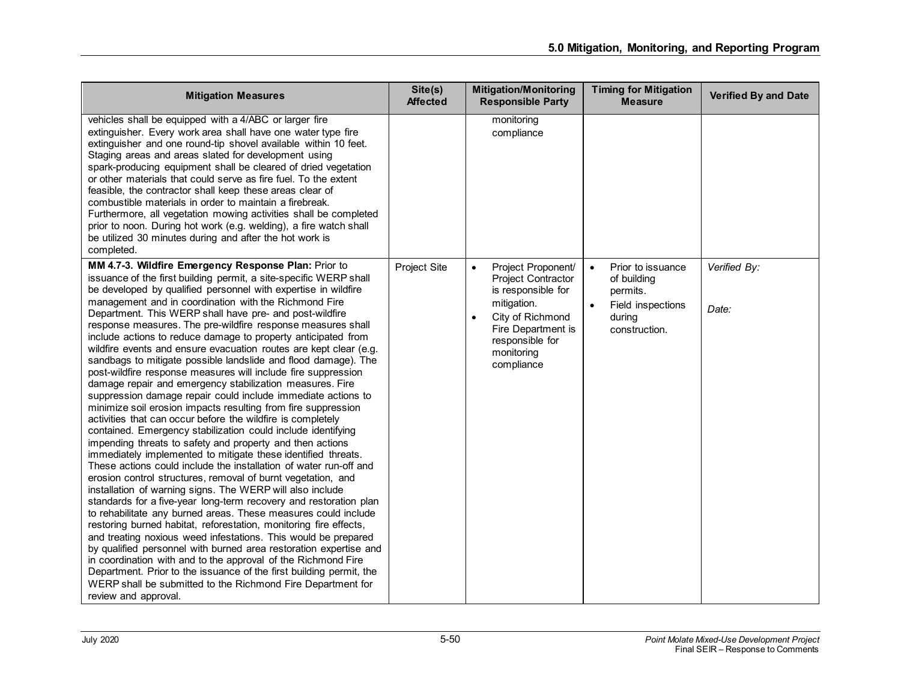| Mitigation Measures | Site(s) Affected | Mitigation/Monitoring Responsible Party | Timing for Mitigation Measure | Verified By and Date |
|---|---|---|---|---|
| vehicles shall be equipped with a 4/ABC or larger fire extinguisher. Every work area shall have one water type fire extinguisher and one round-tip shovel available within 10 feet. Staging areas and areas slated for development using spark-producing equipment shall be cleared of dried vegetation or other materials that could serve as fire fuel. To the extent feasible, the contractor shall keep these areas clear of combustible materials in order to maintain a firebreak. Furthermore, all vegetation mowing activities shall be completed prior to noon. During hot work (e.g. welding), a fire watch shall be utilized 30 minutes during and after the hot work is completed. | | monitoring compliance | | |
| **MM 4.7-3. Wildfire Emergency Response Plan:** Prior to issuance of the first building permit, a site-specific WERP shall be developed by qualified personnel with expertise in wildfire management and in coordination with the Richmond Fire Department. This WERP shall have pre- and post-wildfire response measures. The pre-wildfire response measures shall include actions to reduce damage to property anticipated from wildfire events and ensure evacuation routes are kept clear (e.g. sandbags to mitigate possible landslide and flood damage). The post-wildfire response measures will include fire suppression damage repair and emergency stabilization measures. Fire suppression damage repair could include immediate actions to minimize soil erosion impacts resulting from fire suppression activities that can occur before the wildfire is completely contained. Emergency stabilization could include identifying impending threats to safety and property and then actions immediately implemented to mitigate these identified threats. These actions could include the installation of water run-off and erosion control structures, removal of burnt vegetation, and installation of warning signs. The WERP will also include standards for a five-year long-term recovery and restoration plan to rehabilitate any burned areas. These measures could include restoring burned habitat, reforestation, monitoring fire effects, and treating noxious weed infestations. This would be prepared by qualified personnel with burned area restoration expertise and in coordination with and to the approval of the Richmond Fire Department. Prior to the issuance of the first building permit, the WERP shall be submitted to the Richmond Fire Department for review and approval. | Project Site | • Project Proponent/ Project Contractor is responsible for mitigation.<br>• City of Richmond Fire Department is responsible for monitoring compliance | • Prior to issuance of building permits.<br>• Field inspections during construction. | *Verified By:*<br><br>*Date:* |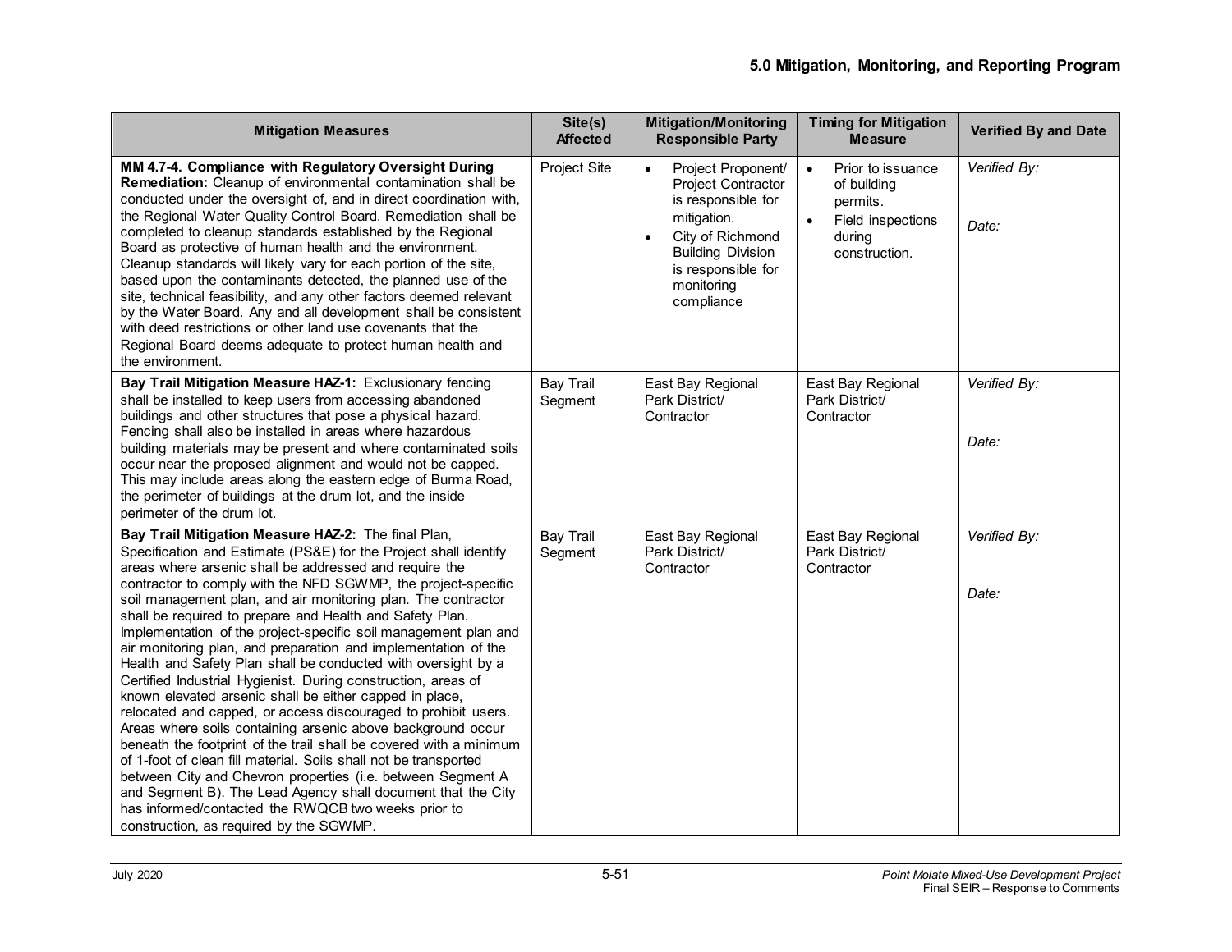| Mitigation Measures | Site(s) Affected | Mitigation/Monitoring Responsible Party | Timing for Mitigation Measure | Verified By and Date |
|---|---|---|---|---|
| **MM 4.7-4. Compliance with Regulatory Oversight During Remediation:** Cleanup of environmental contamination shall be conducted under the oversight of, and in direct coordination with, the Regional Water Quality Control Board. Remediation shall be completed to cleanup standards established by the Regional Board as protective of human health and the environment. Cleanup standards will likely vary for each portion of the site, based upon the contaminants detected, the planned use of the site, technical feasibility, and any other factors deemed relevant by the Water Board. Any and all development shall be consistent with deed restrictions or other land use covenants that the Regional Board deems adequate to protect human health and the environment. | Project Site | • Project Proponent/ Project Contractor is responsible for mitigation. <br> • City of Richmond Building Division is responsible for monitoring compliance | • Prior to issuance of building permits. <br> • Field inspections during construction. | *Verified By:* <br><br> *Date:* |
| **Bay Trail Mitigation Measure HAZ-1:** Exclusionary fencing shall be installed to keep users from accessing abandoned buildings and other structures that pose a physical hazard. Fencing shall also be installed in areas where hazardous building materials may be present and where contaminated soils occur near the proposed alignment and would not be capped. This may include areas along the eastern edge of Burma Road, the perimeter of buildings at the drum lot, and the inside perimeter of the drum lot. | Bay Trail Segment | East Bay Regional Park District/ Contractor | East Bay Regional Park District/ Contractor | *Verified By:* <br><br> *Date:* |
| **Bay Trail Mitigation Measure HAZ-2:** The final Plan, Specification and Estimate (PS&E) for the Project shall identify areas where arsenic shall be addressed and require the contractor to comply with the NFD SGWMP, the project-specific soil management plan, and air monitoring plan. The contractor shall be required to prepare and Health and Safety Plan. Implementation of the project-specific soil management plan and air monitoring plan, and preparation and implementation of the Health and Safety Plan shall be conducted with oversight by a Certified Industrial Hygienist. During construction, areas of known elevated arsenic shall be either capped in place, relocated and capped, or access discouraged to prohibit users. Areas where soils containing arsenic above background occur beneath the footprint of the trail shall be covered with a minimum of 1-foot of clean fill material. Soils shall not be transported between City and Chevron properties (i.e. between Segment A and Segment B). The Lead Agency shall document that the City has informed/contacted the RWQCB two weeks prior to construction, as required by the SGWMP. | Bay Trail Segment | East Bay Regional Park District/ Contractor | East Bay Regional Park District/ Contractor | *Verified By:* <br><br> *Date:* |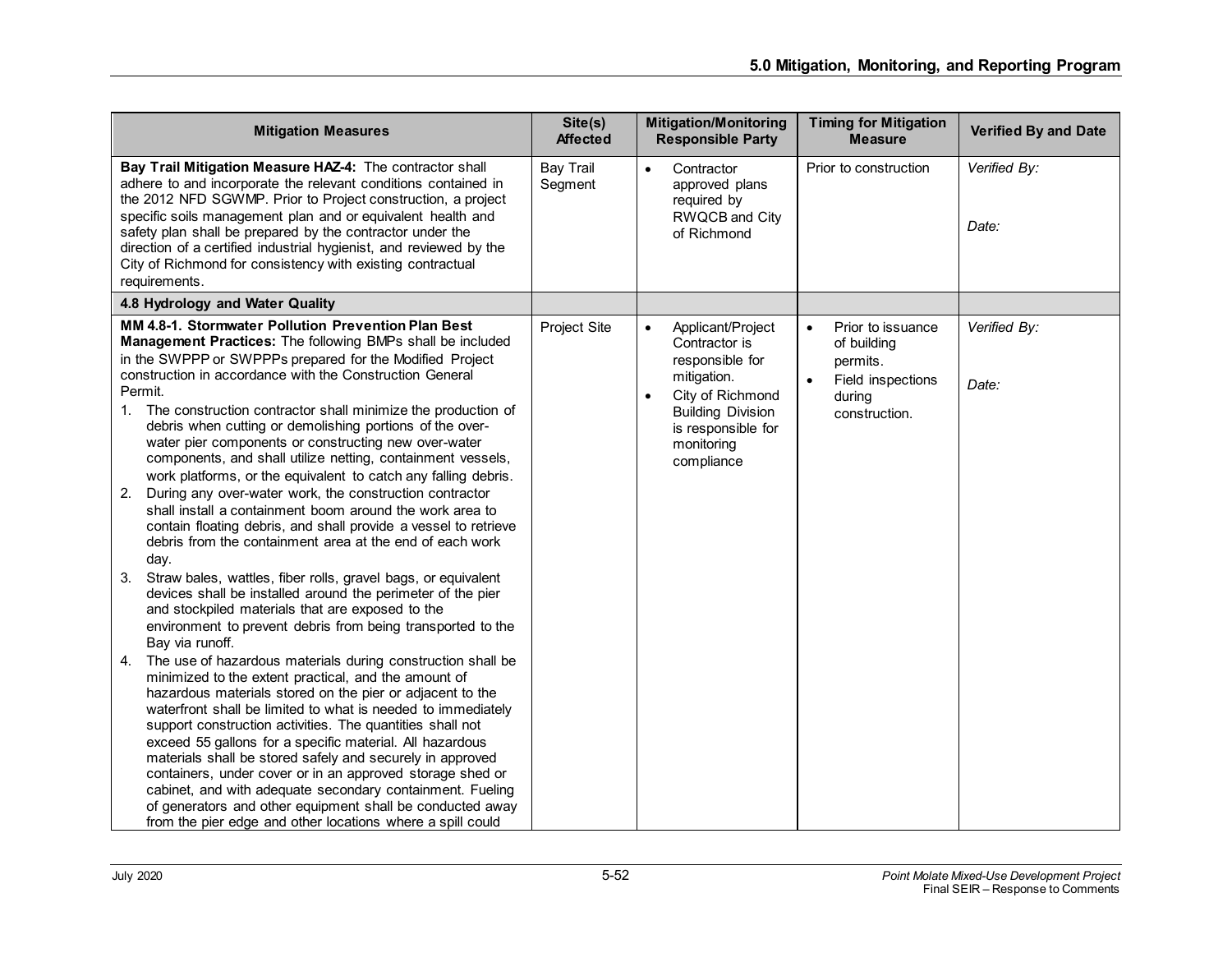| Mitigation Measures | Site(s) Affected | Mitigation/Monitoring Responsible Party | Timing for Mitigation Measure | Verified By and Date |
|---|---|---|---|---|
| **Bay Trail Mitigation Measure HAZ-4:** The contractor shall adhere to and incorporate the relevant conditions contained in the 2012 NFD SGWMP. Prior to Project construction, a project specific soils management plan and or equivalent health and safety plan shall be prepared by the contractor under the direction of a certified industrial hygienist, and reviewed by the City of Richmond for consistency with existing contractual requirements. | Bay Trail Segment | • Contractor approved plans required by RWQCB and City of Richmond | Prior to construction | *Verified By:*<br><br>*Date:* |
| **4.8 Hydrology and Water Quality** | | | | |
| **MM 4.8-1. Stormwater Pollution Prevention Plan Best Management Practices:** The following BMPs shall be included in the SWPPP or SWPPPs prepared for the Modified Project construction in accordance with the Construction General Permit.<br>1. The construction contractor shall minimize the production of debris when cutting or demolishing portions of the over-water pier components or constructing new over-water components, and shall utilize netting, containment vessels, work platforms, or the equivalent to catch any falling debris.<br>2. During any over-water work, the construction contractor shall install a containment boom around the work area to contain floating debris, and shall provide a vessel to retrieve debris from the containment area at the end of each work day.<br>3. Straw bales, wattles, fiber rolls, gravel bags, or equivalent devices shall be installed around the perimeter of the pier and stockpiled materials that are exposed to the environment to prevent debris from being transported to the Bay via runoff.<br>4. The use of hazardous materials during construction shall be minimized to the extent practical, and the amount of hazardous materials stored on the pier or adjacent to the waterfront shall be limited to what is needed to immediately support construction activities. The quantities shall not exceed 55 gallons for a specific material. All hazardous materials shall be stored safely and securely in approved containers, under cover or in an approved storage shed or cabinet, and with adequate secondary containment. Fueling of generators and other equipment shall be conducted away from the pier edge and other locations where a spill could | Project Site | • Applicant/Project Contractor is responsible for mitigation.<br>• City of Richmond Building Division is responsible for monitoring compliance | • Prior to issuance of building permits.<br>• Field inspections during construction. | *Verified By:*<br><br>*Date:* |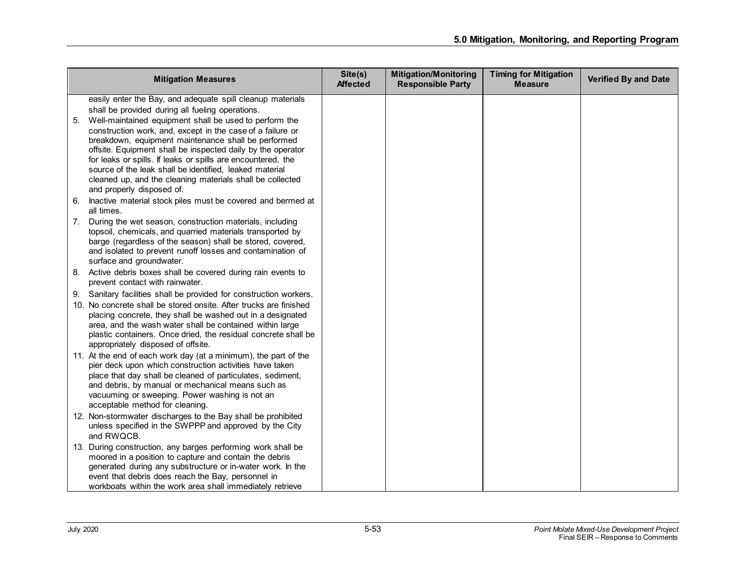| Mitigation Measures | Site(s) Affected | Mitigation/Monitoring Responsible Party | Timing for Mitigation Measure | Verified By and Date |
|---|---|---|---|---|
| easily enter the Bay, and adequate spill cleanup materials shall be provided during all fueling operations.<br>5. Well-maintained equipment shall be used to perform the construction work, and, except in the case of a failure or breakdown, equipment maintenance shall be performed offsite. Equipment shall be inspected daily by the operator for leaks or spills. If leaks or spills are encountered, the source of the leak shall be identified, leaked material cleaned up, and the cleaning materials shall be collected and properly disposed of.<br>6. Inactive material stock piles must be covered and bermed at all times.<br>7. During the wet season, construction materials, including topsoil, chemicals, and quarried materials transported by barge (regardless of the season) shall be stored, covered, and isolated to prevent runoff losses and contamination of surface and groundwater.<br>8. Active debris boxes shall be covered during rain events to prevent contact with rainwater.<br>9. Sanitary facilities shall be provided for construction workers.<br>10. No concrete shall be stored onsite. After trucks are finished placing concrete, they shall be washed out in a designated area, and the wash water shall be contained within large plastic containers. Once dried, the residual concrete shall be appropriately disposed of offsite.<br>11. At the end of each work day (at a minimum), the part of the pier deck upon which construction activities have taken place that day shall be cleaned of particulates, sediment, and debris, by manual or mechanical means such as vacuuming or sweeping. Power washing is not an acceptable method for cleaning.<br>12. Non-stormwater discharges to the Bay shall be prohibited unless specified in the SWPPP and approved by the City and RWQCB.<br>13. During construction, any barges performing work shall be moored in a position to capture and contain the debris generated during any substructure or in-water work. In the event that debris does reach the Bay, personnel in workboats within the work area shall immediately retrieve | | | | |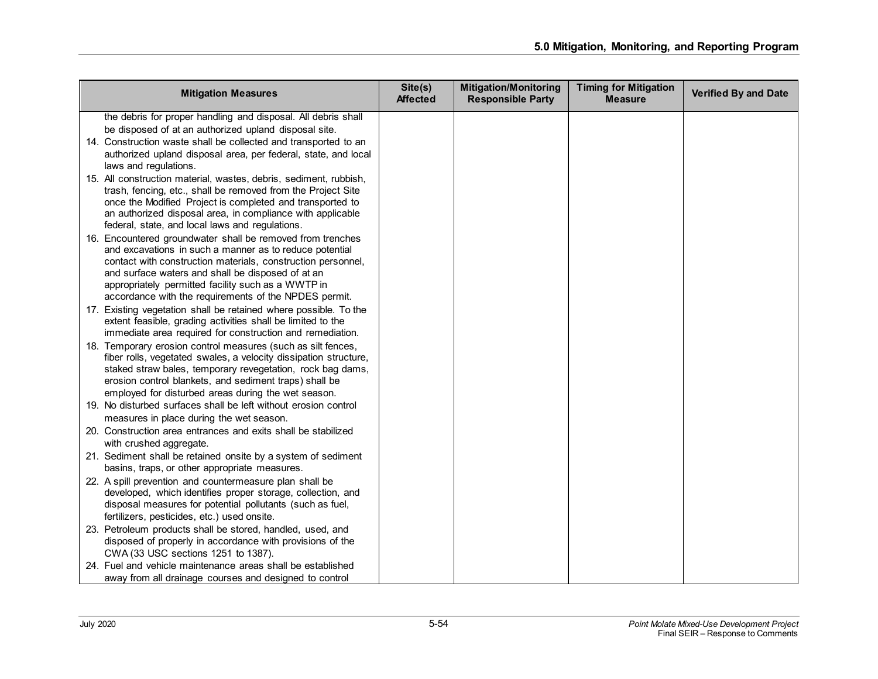| Mitigation Measures | Site(s) Affected | Mitigation/Monitoring Responsible Party | Timing for Mitigation Measure | Verified By and Date |
|---|---|---|---|---|
| the debris for proper handling and disposal. All debris shall be disposed of at an authorized upland disposal site.<br>14. Construction waste shall be collected and transported to an authorized upland disposal area, per federal, state, and local laws and regulations.<br>15. All construction material, wastes, debris, sediment, rubbish, trash, fencing, etc., shall be removed from the Project Site once the Modified Project is completed and transported to an authorized disposal area, in compliance with applicable federal, state, and local laws and regulations.<br>16. Encountered groundwater shall be removed from trenches and excavations in such a manner as to reduce potential contact with construction materials, construction personnel, and surface waters and shall be disposed of at an appropriately permitted facility such as a WWTP in accordance with the requirements of the NPDES permit.<br>17. Existing vegetation shall be retained where possible. To the extent feasible, grading activities shall be limited to the immediate area required for construction and remediation.<br>18. Temporary erosion control measures (such as silt fences, fiber rolls, vegetated swales, a velocity dissipation structure, staked straw bales, temporary revegetation, rock bag dams, erosion control blankets, and sediment traps) shall be employed for disturbed areas during the wet season.<br>19. No disturbed surfaces shall be left without erosion control measures in place during the wet season.<br>20. Construction area entrances and exits shall be stabilized with crushed aggregate.<br>21. Sediment shall be retained onsite by a system of sediment basins, traps, or other appropriate measures.<br>22. A spill prevention and countermeasure plan shall be developed, which identifies proper storage, collection, and disposal measures for potential pollutants (such as fuel, fertilizers, pesticides, etc.) used onsite.<br>23. Petroleum products shall be stored, handled, used, and disposed of properly in accordance with provisions of the CWA (33 USC sections 1251 to 1387).<br>24. Fuel and vehicle maintenance areas shall be established away from all drainage courses and designed to control | | | | |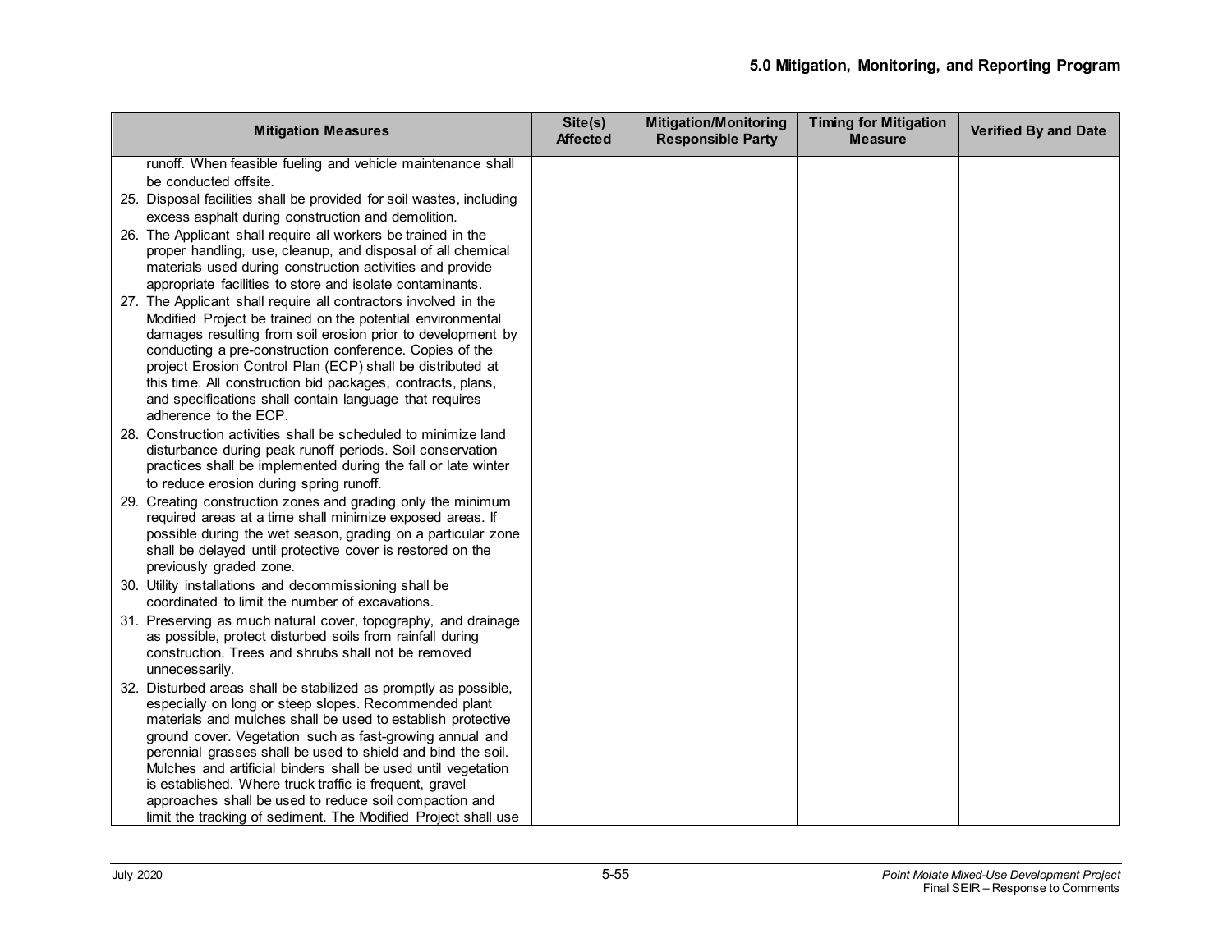| Mitigation Measures | Site(s) Affected | Mitigation/Monitoring Responsible Party | Timing for Mitigation Measure | Verified By and Date |
|---|---|---|---|---|
| runoff. When feasible fueling and vehicle maintenance shall be conducted offsite.<br>25. Disposal facilities shall be provided for soil wastes, including excess asphalt during construction and demolition.<br>26. The Applicant shall require all workers be trained in the proper handling, use, cleanup, and disposal of all chemical materials used during construction activities and provide appropriate facilities to store and isolate contaminants.<br>27. The Applicant shall require all contractors involved in the Modified Project be trained on the potential environmental damages resulting from soil erosion prior to development by conducting a pre-construction conference. Copies of the project Erosion Control Plan (ECP) shall be distributed at this time. All construction bid packages, contracts, plans, and specifications shall contain language that requires adherence to the ECP.<br>28. Construction activities shall be scheduled to minimize land disturbance during peak runoff periods. Soil conservation practices shall be implemented during the fall or late winter to reduce erosion during spring runoff.<br>29. Creating construction zones and grading only the minimum required areas at a time shall minimize exposed areas. If possible during the wet season, grading on a particular zone shall be delayed until protective cover is restored on the previously graded zone.<br>30. Utility installations and decommissioning shall be coordinated to limit the number of excavations.<br>31. Preserving as much natural cover, topography, and drainage as possible, protect disturbed soils from rainfall during construction. Trees and shrubs shall not be removed unnecessarily.<br>32. Disturbed areas shall be stabilized as promptly as possible, especially on long or steep slopes. Recommended plant materials and mulches shall be used to establish protective ground cover. Vegetation such as fast-growing annual and perennial grasses shall be used to shield and bind the soil. Mulches and artificial binders shall be used until vegetation is established. Where truck traffic is frequent, gravel approaches shall be used to reduce soil compaction and limit the tracking of sediment. The Modified Project shall use | | | | |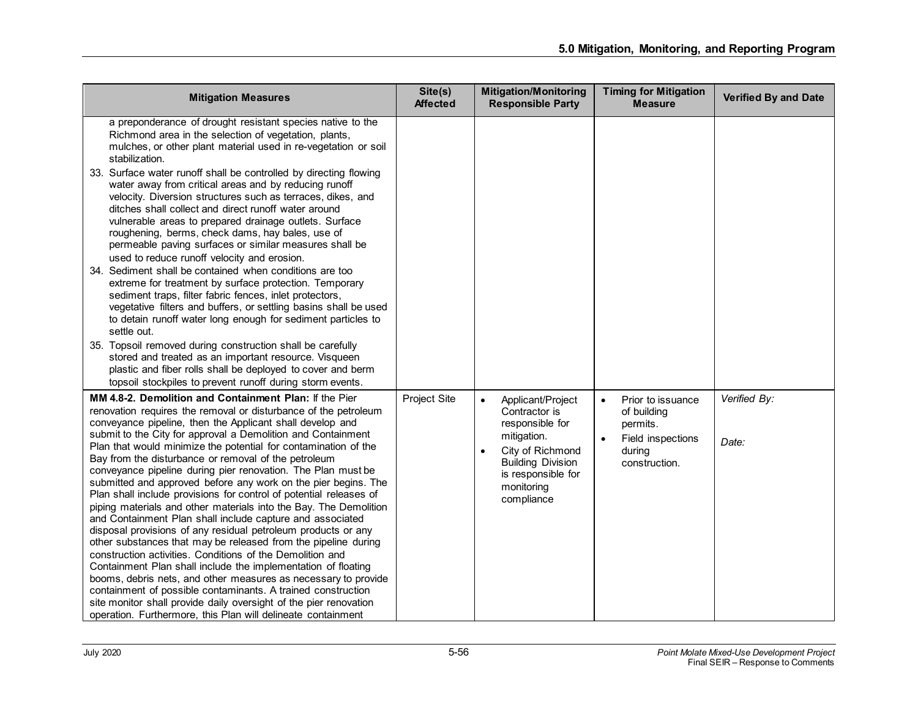| Mitigation Measures | Site(s) Affected | Mitigation/Monitoring Responsible Party | Timing for Mitigation Measure | Verified By and Date |
|---|---|---|---|---|
| a preponderance of drought resistant species native to the Richmond area in the selection of vegetation, plants, mulches, or other plant material used in re-vegetation or soil stabilization.<br>33. Surface water runoff shall be controlled by directing flowing water away from critical areas and by reducing runoff velocity. Diversion structures such as terraces, dikes, and ditches shall collect and direct runoff water around vulnerable areas to prepared drainage outlets. Surface roughening, berms, check dams, hay bales, use of permeable paving surfaces or similar measures shall be used to reduce runoff velocity and erosion.<br>34. Sediment shall be contained when conditions are too extreme for treatment by surface protection. Temporary sediment traps, filter fabric fences, inlet protectors, vegetative filters and buffers, or settling basins shall be used to detain runoff water long enough for sediment particles to settle out.<br>35. Topsoil removed during construction shall be carefully stored and treated as an important resource. Visqueen plastic and fiber rolls shall be deployed to cover and berm topsoil stockpiles to prevent runoff during storm events. | | | | |
| **MM 4.8-2. Demolition and Containment Plan:** If the Pier renovation requires the removal or disturbance of the petroleum conveyance pipeline, then the Applicant shall develop and submit to the City for approval a Demolition and Containment Plan that would minimize the potential for contamination of the Bay from the disturbance or removal of the petroleum conveyance pipeline during pier renovation. The Plan must be submitted and approved before any work on the pier begins. The Plan shall include provisions for control of potential releases of piping materials and other materials into the Bay. The Demolition and Containment Plan shall include capture and associated disposal provisions of any residual petroleum products or any other substances that may be released from the pipeline during construction activities. Conditions of the Demolition and Containment Plan shall include the implementation of floating booms, debris nets, and other measures as necessary to provide containment of possible contaminants. A trained construction site monitor shall provide daily oversight of the pier renovation operation. Furthermore, this Plan will delineate containment | Project Site | • Applicant/Project Contractor is responsible for mitigation.<br>• City of Richmond Building Division is responsible for monitoring compliance | • Prior to issuance of building permits.<br>• Field inspections during construction. | *Verified By:*<br><br>*Date:* |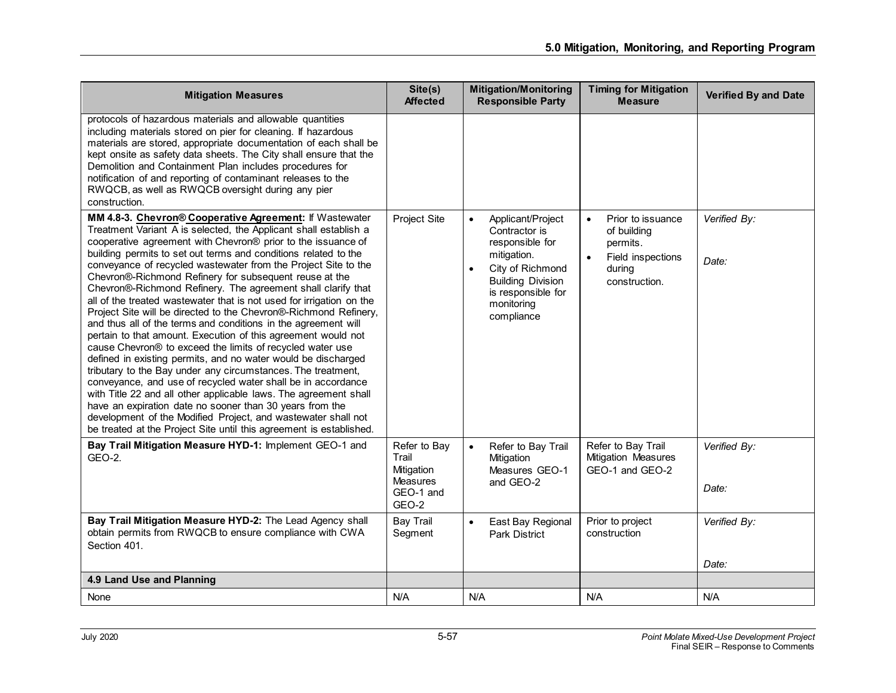| Mitigation Measures | Site(s) Affected | Mitigation/Monitoring Responsible Party | Timing for Mitigation Measure | Verified By and Date |
|---|---|---|---|---|
| protocols of hazardous materials and allowable quantities including materials stored on pier for cleaning. If hazardous materials are stored, appropriate documentation of each shall be kept onsite as safety data sheets. The City shall ensure that the Demolition and Containment Plan includes procedures for notification of and reporting of contaminant releases to the RWQCB, as well as RWQCB oversight during any pier construction. | | | | |
| **MM 4.8-3. <u>Chevron® Cooperative Agreement</u>:** If Wastewater Treatment Variant A is selected, the Applicant shall establish a cooperative agreement with Chevron® prior to the issuance of building permits to set out terms and conditions related to the conveyance of recycled wastewater from the Project Site to the Chevron®-Richmond Refinery for subsequent reuse at the Chevron®-Richmond Refinery. The agreement shall clarify that all of the treated wastewater that is not used for irrigation on the Project Site will be directed to the Chevron®-Richmond Refinery, and thus all of the terms and conditions in the agreement will pertain to that amount. Execution of this agreement would not cause Chevron® to exceed the limits of recycled water use defined in existing permits, and no water would be discharged tributary to the Bay under any circumstances. The treatment, conveyance, and use of recycled water shall be in accordance with Title 22 and all other applicable laws. The agreement shall have an expiration date no sooner than 30 years from the development of the Modified Project, and wastewater shall not be treated at the Project Site until this agreement is established. | Project Site | • Applicant/Project Contractor is responsible for mitigation.<br>• City of Richmond Building Division is responsible for monitoring compliance | • Prior to issuance of building permits.<br>• Field inspections during construction. | *Verified By:*<br><br>*Date:* |
| **Bay Trail Mitigation Measure HYD-1:** Implement GEO-1 and GEO-2. | Refer to Bay Trail Mitigation Measures GEO-1 and GEO-2 | • Refer to Bay Trail Mitigation Measures GEO-1 and GEO-2 | Refer to Bay Trail Mitigation Measures GEO-1 and GEO-2 | *Verified By:*<br><br>*Date:* |
| **Bay Trail Mitigation Measure HYD-2:** The Lead Agency shall obtain permits from RWQCB to ensure compliance with CWA Section 401. | Bay Trail Segment | • East Bay Regional Park District | Prior to project construction | *Verified By:*<br><br>*Date:* |
| **4.9 Land Use and Planning** | | | | |
| None | N/A | N/A | N/A | N/A |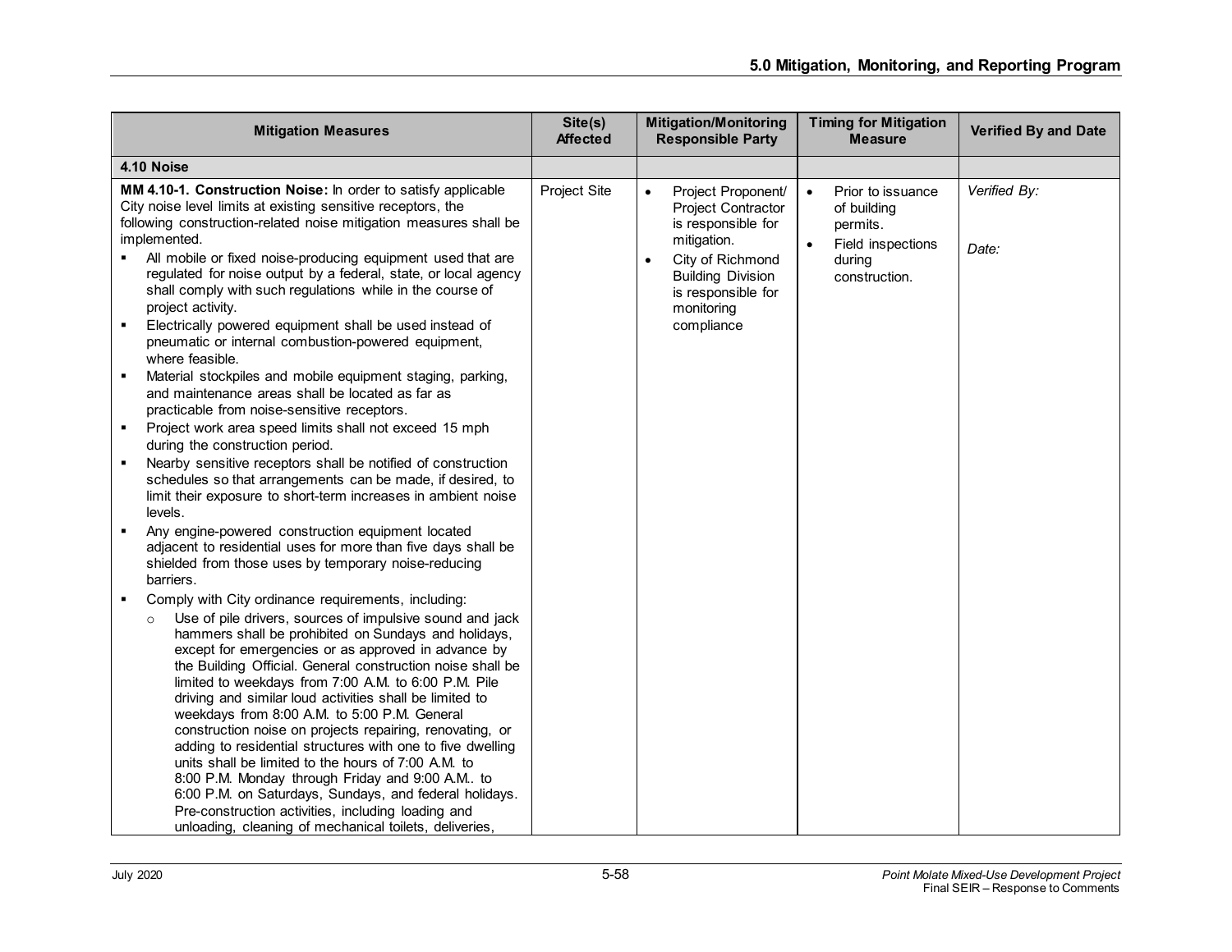| Mitigation Measures | Site(s) Affected | Mitigation/Monitoring Responsible Party | Timing for Mitigation Measure | Verified By and Date |
|---|---|---|---|---|
| **4.10 Noise** | | | | |
| **MM 4.10-1. Construction Noise:** In order to satisfy applicable City noise level limits at existing sensitive receptors, the following construction-related noise mitigation measures shall be implemented.<br>▪ All mobile or fixed noise-producing equipment used that are regulated for noise output by a federal, state, or local agency shall comply with such regulations while in the course of project activity.<br>▪ Electrically powered equipment shall be used instead of pneumatic or internal combustion-powered equipment, where feasible.<br>▪ Material stockpiles and mobile equipment staging, parking, and maintenance areas shall be located as far as practicable from noise-sensitive receptors.<br>▪ Project work area speed limits shall not exceed 15 mph during the construction period.<br>▪ Nearby sensitive receptors shall be notified of construction schedules so that arrangements can be made, if desired, to limit their exposure to short-term increases in ambient noise levels.<br>▪ Any engine-powered construction equipment located adjacent to residential uses for more than five days shall be shielded from those uses by temporary noise-reducing barriers.<br>▪ Comply with City ordinance requirements, including:<br>○ Use of pile drivers, sources of impulsive sound and jack hammers shall be prohibited on Sundays and holidays, except for emergencies or as approved in advance by the Building Official. General construction noise shall be limited to weekdays from 7:00 A.M. to 6:00 P.M. Pile driving and similar loud activities shall be limited to weekdays from 8:00 A.M. to 5:00 P.M. General construction noise on projects repairing, renovating, or adding to residential structures with one to five dwelling units shall be limited to the hours of 7:00 A.M. to 8:00 P.M. Monday through Friday and 9:00 A.M.. to 6:00 P.M. on Saturdays, Sundays, and federal holidays. Pre-construction activities, including loading and unloading, cleaning of mechanical toilets, deliveries, | Project Site | • Project Proponent/ Project Contractor is responsible for mitigation.<br>• City of Richmond Building Division is responsible for monitoring compliance | • Prior to issuance of building permits.<br>• Field inspections during construction. | *Verified By:*<br><br>*Date:* |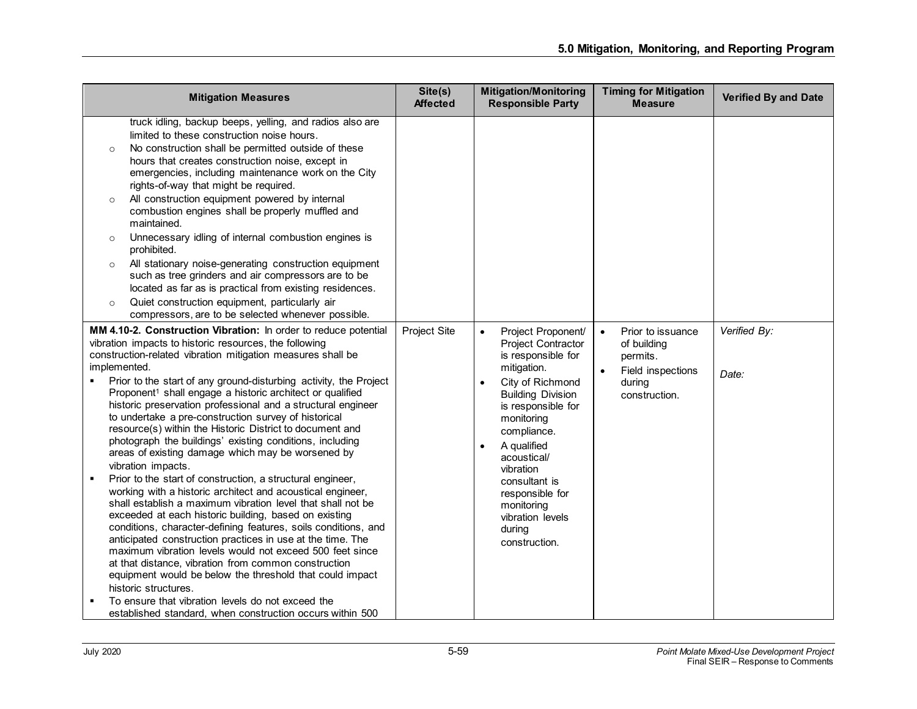| Mitigation Measures | Site(s) Affected | Mitigation/Monitoring Responsible Party | Timing for Mitigation Measure | Verified By and Date |
|---|---|---|---|---|
| truck idling, backup beeps, yelling, and radios also are limited to these construction noise hours.<br>○ No construction shall be permitted outside of these hours that creates construction noise, except in emergencies, including maintenance work on the City rights-of-way that might be required.<br>○ All construction equipment powered by internal combustion engines shall be properly muffled and maintained.<br>○ Unnecessary idling of internal combustion engines is prohibited.<br>○ All stationary noise-generating construction equipment such as tree grinders and air compressors are to be located as far as is practical from existing residences.<br>○ Quiet construction equipment, particularly air compressors, are to be selected whenever possible. | | | | |
| **MM 4.10-2. Construction Vibration:** In order to reduce potential vibration impacts to historic resources, the following construction-related vibration mitigation measures shall be implemented.<br>▪ Prior to the start of any ground-disturbing activity, the Project Proponent[1] shall engage a historic architect or qualified historic preservation professional and a structural engineer to undertake a pre-construction survey of historical resource(s) within the Historic District to document and photograph the buildings' existing conditions, including areas of existing damage which may be worsened by vibration impacts.<br>▪ Prior to the start of construction, a structural engineer, working with a historic architect and acoustical engineer, shall establish a maximum vibration level that shall not be exceeded at each historic building, based on existing conditions, character-defining features, soils conditions, and anticipated construction practices in use at the time. The maximum vibration levels would not exceed 500 feet since at that distance, vibration from common construction equipment would be below the threshold that could impact historic structures.<br>▪ To ensure that vibration levels do not exceed the established standard, when construction occurs within 500 | Project Site | • Project Proponent/ Project Contractor is responsible for mitigation.<br>• City of Richmond Building Division is responsible for monitoring compliance.<br>• A qualified acoustical/ vibration consultant is responsible for monitoring vibration levels during construction. | • Prior to issuance of building permits.<br>• Field inspections during construction. | *Verified By:*<br><br>*Date:* |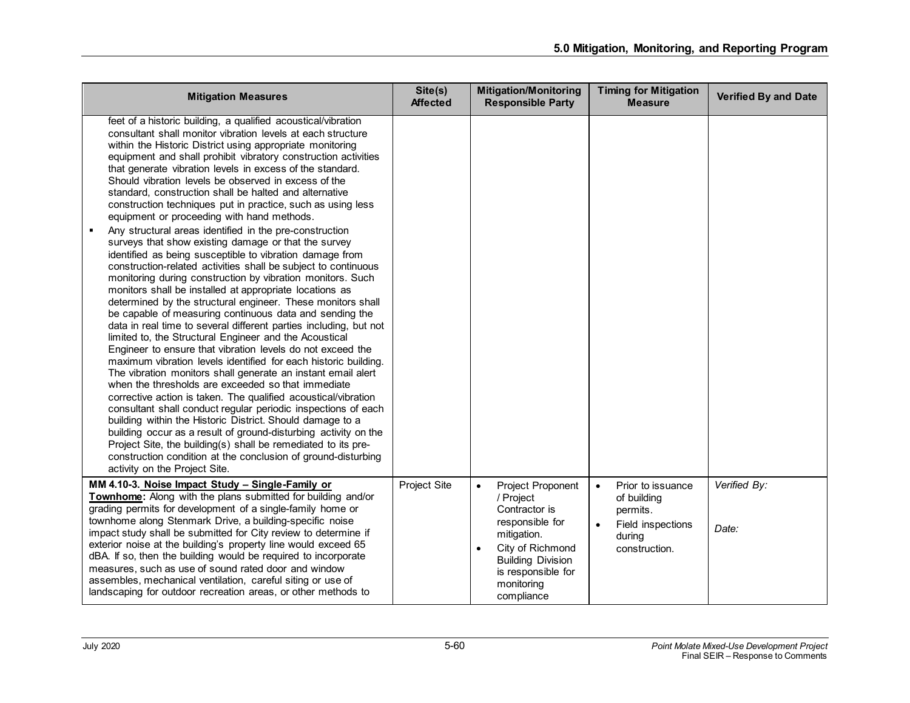| Mitigation Measures | Site(s) Affected | Mitigation/Monitoring Responsible Party | Timing for Mitigation Measure | Verified By and Date |
|---|---|---|---|---|
| feet of a historic building, a qualified acoustical/vibration consultant shall monitor vibration levels at each structure within the Historic District using appropriate monitoring equipment and shall prohibit vibratory construction activities that generate vibration levels in excess of the standard. Should vibration levels be observed in excess of the standard, construction shall be halted and alternative construction techniques put in practice, such as using less equipment or proceeding with hand methods.<br>▪ Any structural areas identified in the pre-construction surveys that show existing damage or that the survey identified as being susceptible to vibration damage from construction-related activities shall be subject to continuous monitoring during construction by vibration monitors. Such monitors shall be installed at appropriate locations as determined by the structural engineer. These monitors shall be capable of measuring continuous data and sending the data in real time to several different parties including, but not limited to, the Structural Engineer and the Acoustical Engineer to ensure that vibration levels do not exceed the maximum vibration levels identified for each historic building. The vibration monitors shall generate an instant email alert when the thresholds are exceeded so that immediate corrective action is taken. The qualified acoustical/vibration consultant shall conduct regular periodic inspections of each building within the Historic District. Should damage to a building occur as a result of ground-disturbing activity on the Project Site, the building(s) shall be remediated to its pre-construction condition at the conclusion of ground-disturbing activity on the Project Site. | | | | |
| **MM 4.10-3. Noise Impact Study – Single-Family or Townhome:** Along with the plans submitted for building and/or grading permits for development of a single-family home or townhome along Stenmark Drive, a building-specific noise impact study shall be submitted for City review to determine if exterior noise at the building's property line would exceed 65 dBA. If so, then the building would be required to incorporate measures, such as use of sound rated door and window assembles, mechanical ventilation, careful siting or use of landscaping for outdoor recreation areas, or other methods to | Project Site | • Project Proponent / Project Contractor is responsible for mitigation.<br>• City of Richmond Building Division is responsible for monitoring compliance | • Prior to issuance of building permits.<br>• Field inspections during construction. | *Verified By:*<br><br>*Date:* |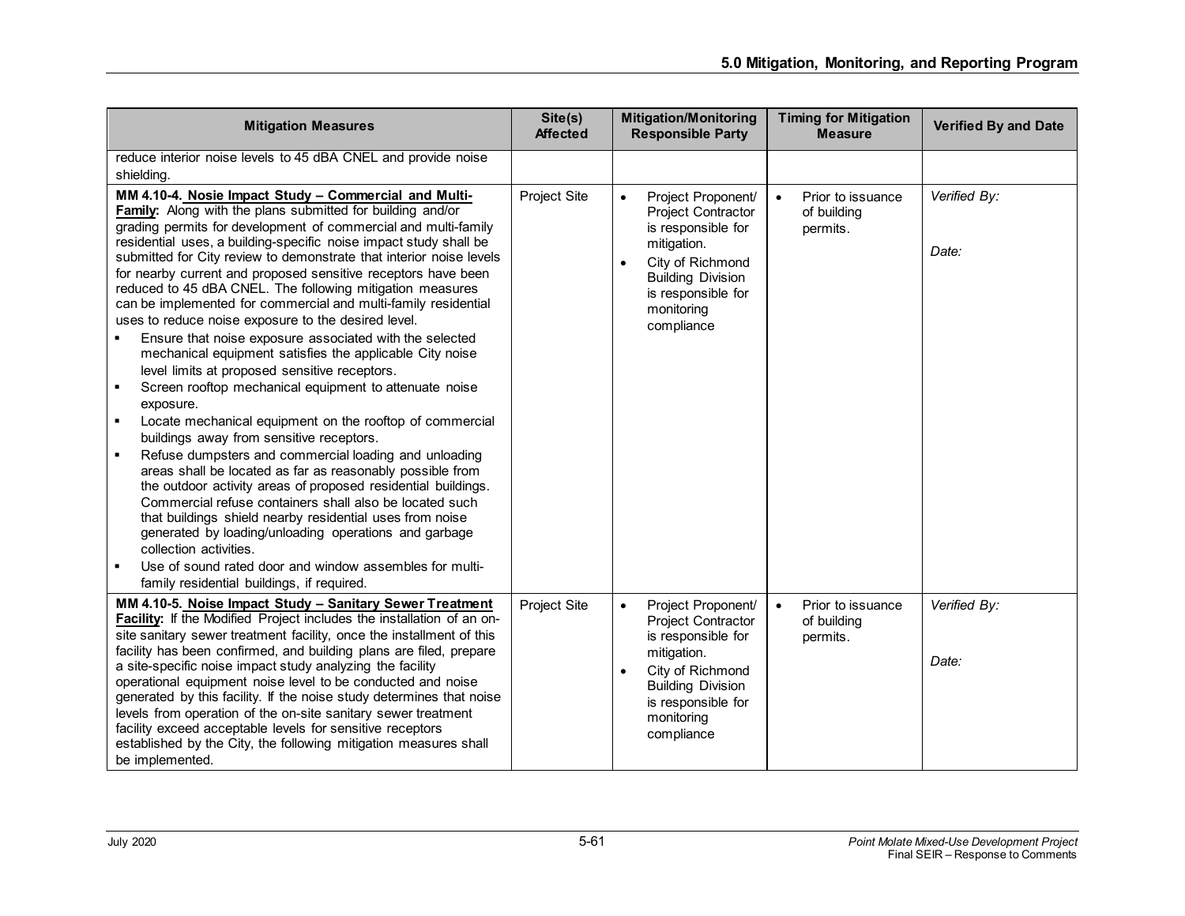| Mitigation Measures | Site(s) Affected | Mitigation/Monitoring Responsible Party | Timing for Mitigation Measure | Verified By and Date |
|---|---|---|---|---|
| reduce interior noise levels to 45 dBA CNEL and provide noise shielding. | | | | |
| **MM 4.10-4. <u>Nosie Impact Study – Commercial and Multi-Family</u>:** Along with the plans submitted for building and/or grading permits for development of commercial and multi-family residential uses, a building-specific noise impact study shall be submitted for City review to demonstrate that interior noise levels for nearby current and proposed sensitive receptors have been reduced to 45 dBA CNEL. The following mitigation measures can be implemented for commercial and multi-family residential uses to reduce noise exposure to the desired level.<br>▪ Ensure that noise exposure associated with the selected mechanical equipment satisfies the applicable City noise level limits at proposed sensitive receptors.<br>▪ Screen rooftop mechanical equipment to attenuate noise exposure.<br>▪ Locate mechanical equipment on the rooftop of commercial buildings away from sensitive receptors.<br>▪ Refuse dumpsters and commercial loading and unloading areas shall be located as far as reasonably possible from the outdoor activity areas of proposed residential buildings. Commercial refuse containers shall also be located such that buildings shield nearby residential uses from noise generated by loading/unloading operations and garbage collection activities.<br>▪ Use of sound rated door and window assembles for multi-family residential buildings, if required. | Project Site | • Project Proponent/ Project Contractor is responsible for mitigation.<br>• City of Richmond Building Division is responsible for monitoring compliance | • Prior to issuance of building permits. | *Verified By:*<br><br>*Date:* |
| **MM 4.10-5. <u>Noise Impact Study – Sanitary Sewer Treatment Facility</u>:** If the Modified Project includes the installation of an on-site sanitary sewer treatment facility, once the installment of this facility has been confirmed, and building plans are filed, prepare a site-specific noise impact study analyzing the facility operational equipment noise level to be conducted and noise generated by this facility. If the noise study determines that noise levels from operation of the on-site sanitary sewer treatment facility exceed acceptable levels for sensitive receptors established by the City, the following mitigation measures shall be implemented. | Project Site | • Project Proponent/ Project Contractor is responsible for mitigation.<br>• City of Richmond Building Division is responsible for monitoring compliance | • Prior to issuance of building permits. | *Verified By:*<br><br>*Date:* |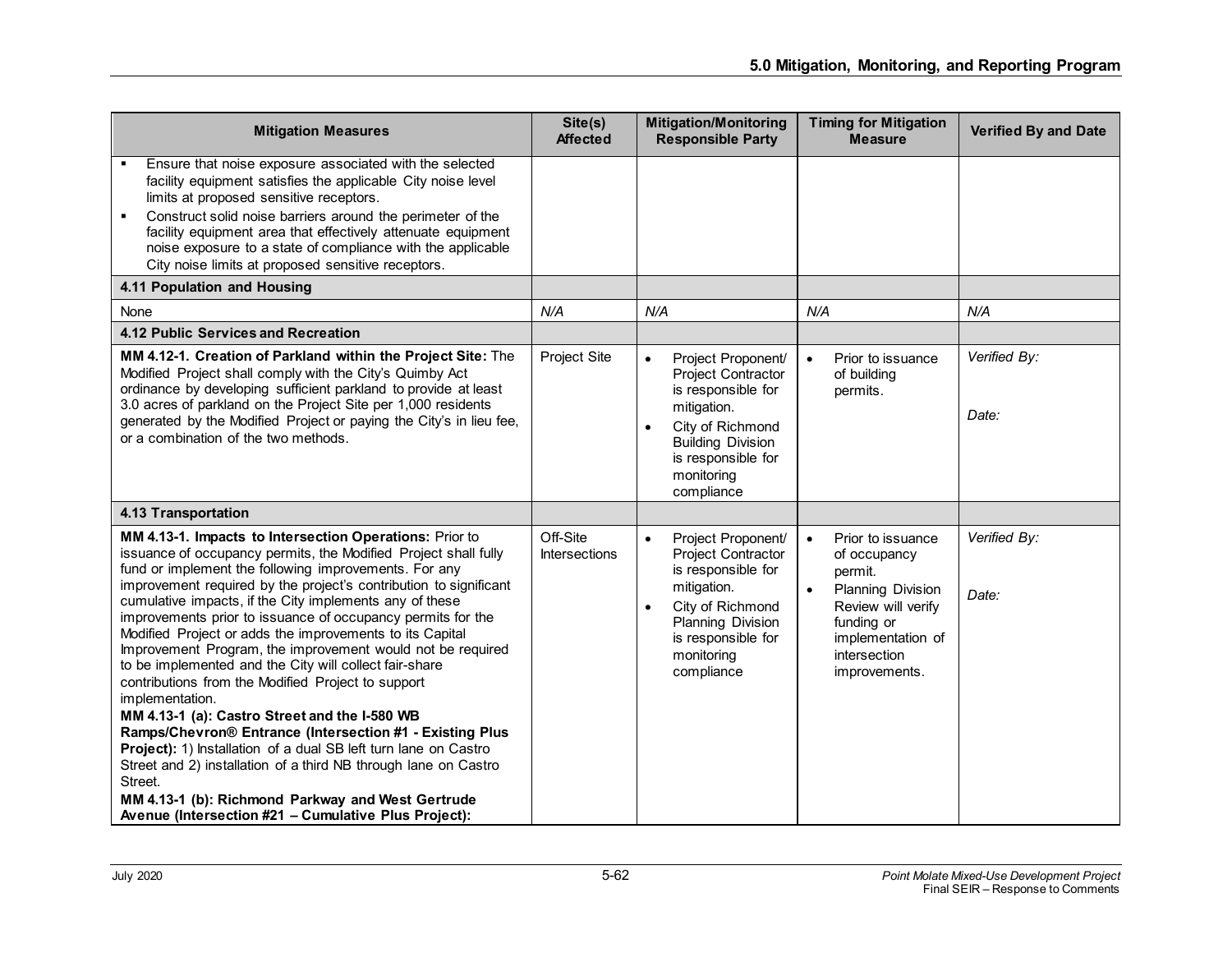| Mitigation Measures | Site(s) Affected | Mitigation/Monitoring Responsible Party | Timing for Mitigation Measure | Verified By and Date |
|---|---|---|---|---|
| ▪ Ensure that noise exposure associated with the selected facility equipment satisfies the applicable City noise level limits at proposed sensitive receptors.<br>▪ Construct solid noise barriers around the perimeter of the facility equipment area that effectively attenuate equipment noise exposure to a state of compliance with the applicable City noise limits at proposed sensitive receptors. | | | | |
| **4.11 Population and Housing** | | | | |
| None | *N/A* | *N/A* | *N/A* | *N/A* |
| **4.12 Public Services and Recreation** | | | | |
| **MM 4.12-1. Creation of Parkland within the Project Site:** The Modified Project shall comply with the City's Quimby Act ordinance by developing sufficient parkland to provide at least 3.0 acres of parkland on the Project Site per 1,000 residents generated by the Modified Project or paying the City's in lieu fee, or a combination of the two methods. | Project Site | • Project Proponent/ Project Contractor is responsible for mitigation.<br>• City of Richmond Building Division is responsible for monitoring compliance | • Prior to issuance of building permits. | *Verified By:*<br><br>*Date:* |
| **4.13 Transportation** | | | | |
| **MM 4.13-1. Impacts to Intersection Operations:** Prior to issuance of occupancy permits, the Modified Project shall fully fund or implement the following improvements. For any improvement required by the project's contribution to significant cumulative impacts, if the City implements any of these improvements prior to issuance of occupancy permits for the Modified Project or adds the improvements to its Capital Improvement Program, the improvement would not be required to be implemented and the City will collect fair-share contributions from the Modified Project to support implementation.<br>**MM 4.13-1 (a): Castro Street and the I-580 WB Ramps/Chevron® Entrance (Intersection #1 - Existing Plus Project):** 1) Installation of a dual SB left turn lane on Castro Street and 2) installation of a third NB through lane on Castro Street.<br>**MM 4.13-1 (b): Richmond Parkway and West Gertrude Avenue (Intersection #21 – Cumulative Plus Project):** | Off-Site Intersections | • Project Proponent/ Project Contractor is responsible for mitigation.<br>• City of Richmond Planning Division is responsible for monitoring compliance | • Prior to issuance of occupancy permit.<br>• Planning Division Review will verify funding or implementation of intersection improvements. | *Verified By:*<br><br>*Date:* |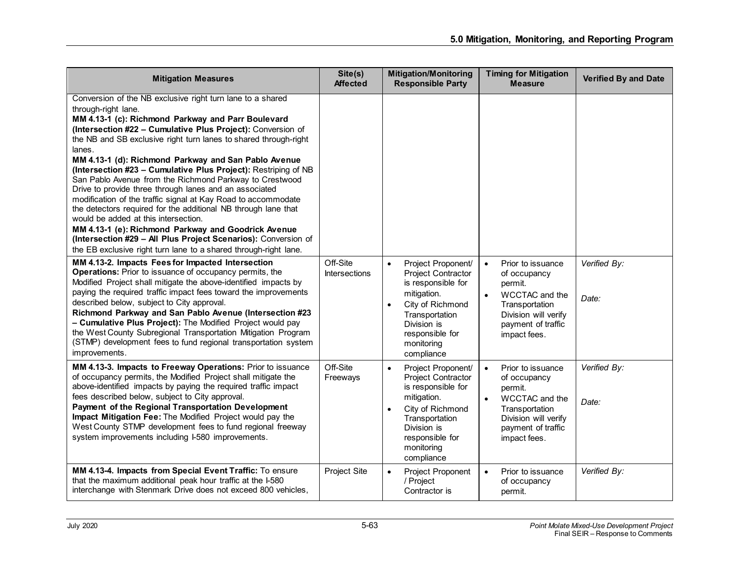| Mitigation Measures | Site(s) Affected | Mitigation/Monitoring Responsible Party | Timing for Mitigation Measure | Verified By and Date |
|---|---|---|---|---|
| Conversion of the NB exclusive right turn lane to a shared through-right lane.<br>**MM 4.13-1 (c): Richmond Parkway and Parr Boulevard (Intersection #22 – Cumulative Plus Project):** Conversion of the NB and SB exclusive right turn lanes to shared through-right lanes.<br>**MM 4.13-1 (d): Richmond Parkway and San Pablo Avenue (Intersection #23 – Cumulative Plus Project):** Restriping of NB San Pablo Avenue from the Richmond Parkway to Crestwood Drive to provide three through lanes and an associated modification of the traffic signal at Kay Road to accommodate the detectors required for the additional NB through lane that would be added at this intersection.<br>**MM 4.13-1 (e): Richmond Parkway and Goodrick Avenue (Intersection #29 – All Plus Project Scenarios):** Conversion of the EB exclusive right turn lane to a shared through-right lane. | | | | |
| **MM 4.13-2. Impacts Fees for Impacted Intersection Operations:** Prior to issuance of occupancy permits, the Modified Project shall mitigate the above-identified impacts by paying the required traffic impact fees toward the improvements described below, subject to City approval.<br>**Richmond Parkway and San Pablo Avenue (Intersection #23 – Cumulative Plus Project):** The Modified Project would pay the West County Subregional Transportation Mitigation Program (STMP) development fees to fund regional transportation system improvements. | Off-Site Intersections | • Project Proponent/ Project Contractor is responsible for mitigation.<br>• City of Richmond Transportation Division is responsible for monitoring compliance | • Prior to issuance of occupancy permit.<br>• WCCTAC and the Transportation Division will verify payment of traffic impact fees. | *Verified By:*<br><br>*Date:* |
| **MM 4.13-3. Impacts to Freeway Operations:** Prior to issuance of occupancy permits, the Modified Project shall mitigate the above-identified impacts by paying the required traffic impact fees described below, subject to City approval.<br>**Payment of the Regional Transportation Development Impact Mitigation Fee:** The Modified Project would pay the West County STMP development fees to fund regional freeway system improvements including I-580 improvements. | Off-Site Freeways | • Project Proponent/ Project Contractor is responsible for mitigation.<br>• City of Richmond Transportation Division is responsible for monitoring compliance | • Prior to issuance of occupancy permit.<br>• WCCTAC and the Transportation Division will verify payment of traffic impact fees. | *Verified By:*<br><br>*Date:* |
| **MM 4.13-4. Impacts from Special Event Traffic:** To ensure that the maximum additional peak hour traffic at the I-580 interchange with Stenmark Drive does not exceed 800 vehicles, | Project Site | • Project Proponent / Project Contractor is | • Prior to issuance of occupancy permit. | *Verified By:* |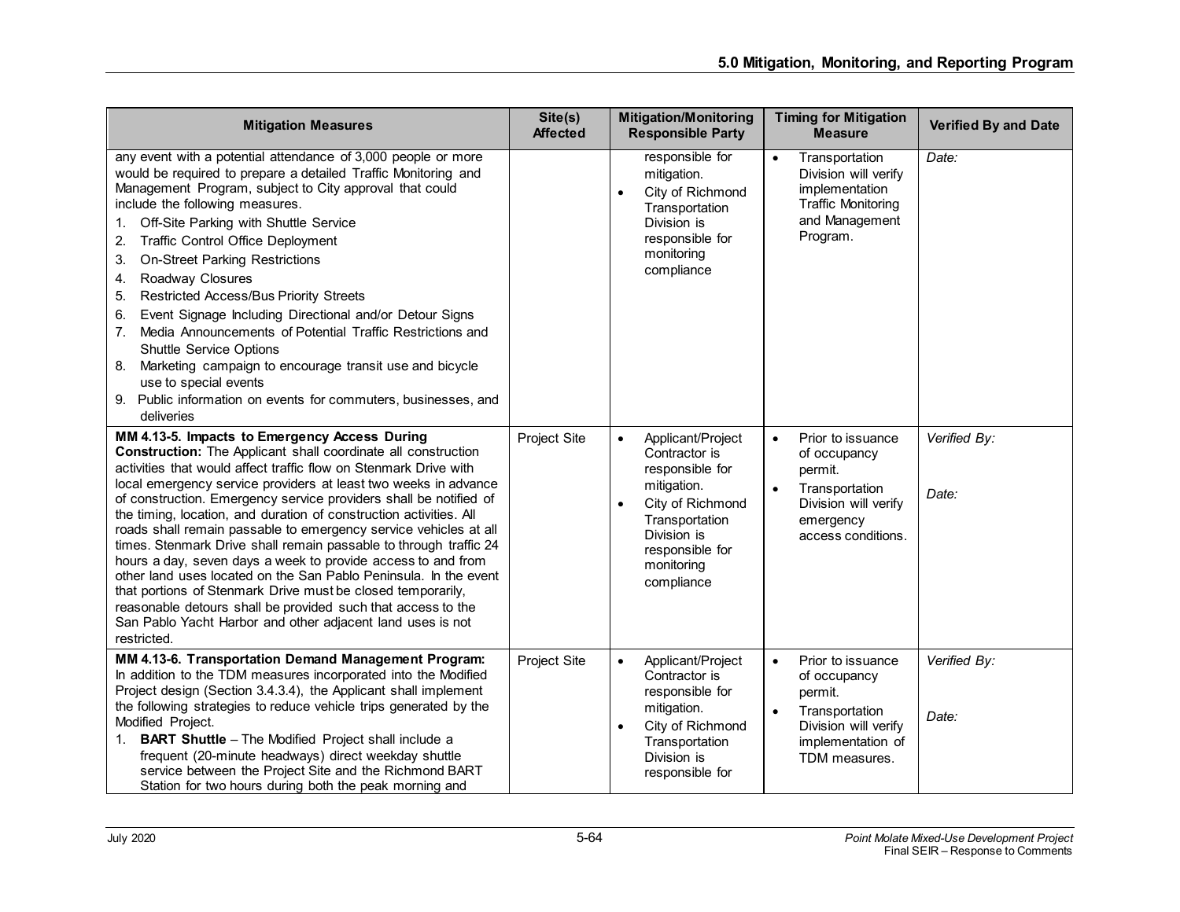| Mitigation Measures | Site(s) Affected | Mitigation/Monitoring Responsible Party | Timing for Mitigation Measure | Verified By and Date |
|---|---|---|---|---|
| any event with a potential attendance of 3,000 people or more would be required to prepare a detailed Traffic Monitoring and Management Program, subject to City approval that could include the following measures.<br>1. Off-Site Parking with Shuttle Service<br>2. Traffic Control Office Deployment<br>3. On-Street Parking Restrictions<br>4. Roadway Closures<br>5. Restricted Access/Bus Priority Streets<br>6. Event Signage Including Directional and/or Detour Signs<br>7. Media Announcements of Potential Traffic Restrictions and Shuttle Service Options<br>8. Marketing campaign to encourage transit use and bicycle use to special events<br>9. Public information on events for commuters, businesses, and deliveries | | responsible for mitigation.<br>• City of Richmond Transportation Division is responsible for monitoring compliance | • Transportation Division will verify implementation Traffic Monitoring and Management Program. | *Date:* |
| **MM 4.13-5. Impacts to Emergency Access During Construction:** The Applicant shall coordinate all construction activities that would affect traffic flow on Stenmark Drive with local emergency service providers at least two weeks in advance of construction. Emergency service providers shall be notified of the timing, location, and duration of construction activities. All roads shall remain passable to emergency service vehicles at all times. Stenmark Drive shall remain passable to through traffic 24 hours a day, seven days a week to provide access to and from other land uses located on the San Pablo Peninsula. In the event that portions of Stenmark Drive must be closed temporarily, reasonable detours shall be provided such that access to the San Pablo Yacht Harbor and other adjacent land uses is not restricted. | Project Site | • Applicant/Project Contractor is responsible for mitigation.<br>• City of Richmond Transportation Division is responsible for monitoring compliance | • Prior to issuance of occupancy permit.<br>• Transportation Division will verify emergency access conditions. | *Verified By:*<br><br>*Date:* |
| **MM 4.13-6. Transportation Demand Management Program:** In addition to the TDM measures incorporated into the Modified Project design (Section 3.4.3.4), the Applicant shall implement the following strategies to reduce vehicle trips generated by the Modified Project.<br>1. **BART Shuttle** – The Modified Project shall include a frequent (20-minute headways) direct weekday shuttle service between the Project Site and the Richmond BART Station for two hours during both the peak morning and | Project Site | • Applicant/Project Contractor is responsible for mitigation.<br>• City of Richmond Transportation Division is responsible for | • Prior to issuance of occupancy permit.<br>• Transportation Division will verify implementation of TDM measures. | *Verified By:*<br><br>*Date:* |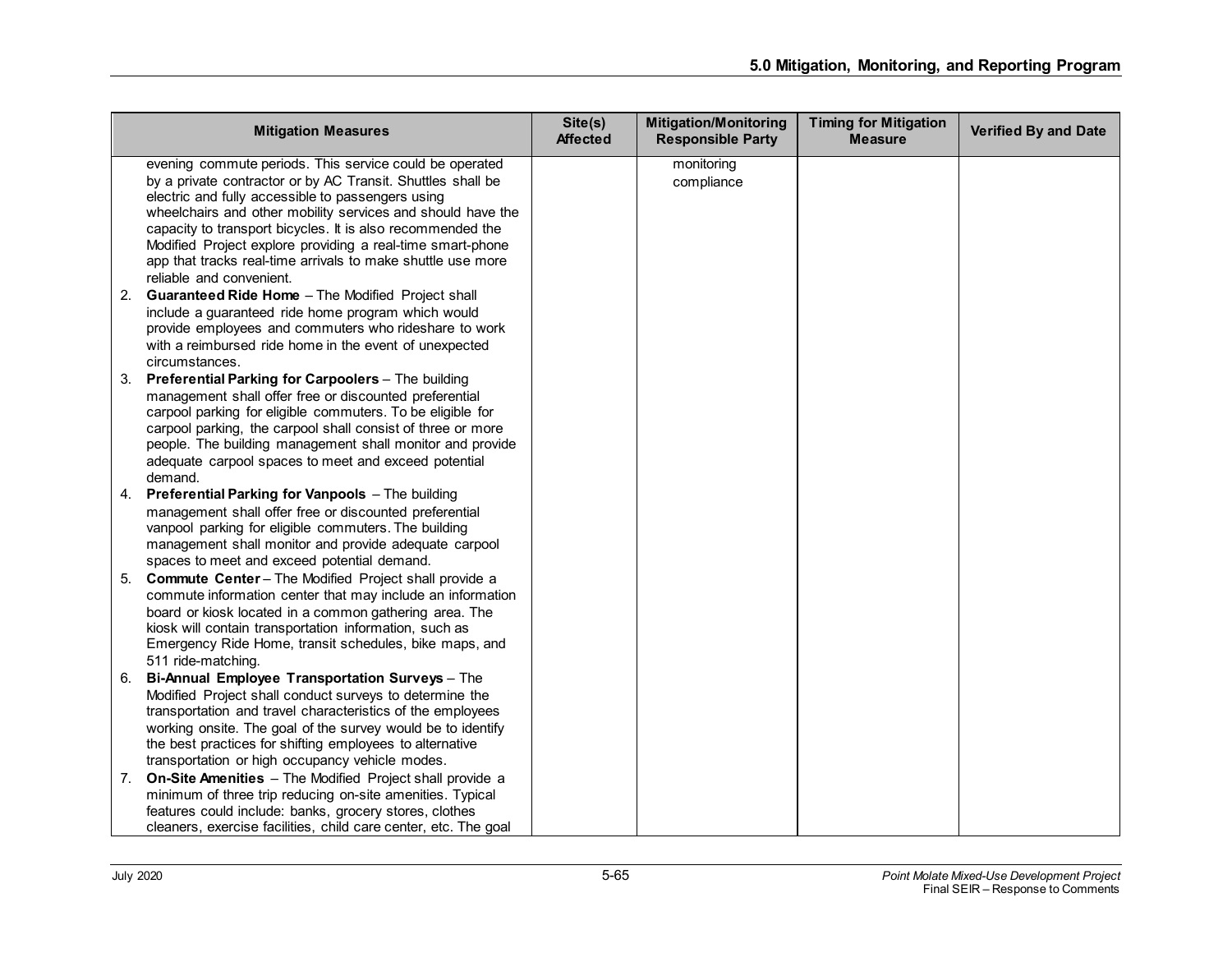| Mitigation Measures | Site(s) Affected | Mitigation/Monitoring Responsible Party | Timing for Mitigation Measure | Verified By and Date |
|---|---|---|---|---|
| evening commute periods. This service could be operated by a private contractor or by AC Transit. Shuttles shall be electric and fully accessible to passengers using wheelchairs and other mobility services and should have the capacity to transport bicycles. It is also recommended the Modified Project explore providing a real-time smart-phone app that tracks real-time arrivals to make shuttle use more reliable and convenient.<br>2. **Guaranteed Ride Home** – The Modified Project shall include a guaranteed ride home program which would provide employees and commuters who rideshare to work with a reimbursed ride home in the event of unexpected circumstances.<br>3. **Preferential Parking for Carpoolers** – The building management shall offer free or discounted preferential carpool parking for eligible commuters. To be eligible for carpool parking, the carpool shall consist of three or more people. The building management shall monitor and provide adequate carpool spaces to meet and exceed potential demand.<br>4. **Preferential Parking for Vanpools** – The building management shall offer free or discounted preferential vanpool parking for eligible commuters. The building management shall monitor and provide adequate carpool spaces to meet and exceed potential demand.<br>5. **Commute Center** – The Modified Project shall provide a commute information center that may include an information board or kiosk located in a common gathering area. The kiosk will contain transportation information, such as Emergency Ride Home, transit schedules, bike maps, and 511 ride-matching.<br>6. **Bi-Annual Employee Transportation Surveys** – The Modified Project shall conduct surveys to determine the transportation and travel characteristics of the employees working onsite. The goal of the survey would be to identify the best practices for shifting employees to alternative transportation or high occupancy vehicle modes.<br>7. **On-Site Amenities** – The Modified Project shall provide a minimum of three trip reducing on-site amenities. Typical features could include: banks, grocery stores, clothes cleaners, exercise facilities, child care center, etc. The goal | | monitoring compliance | | |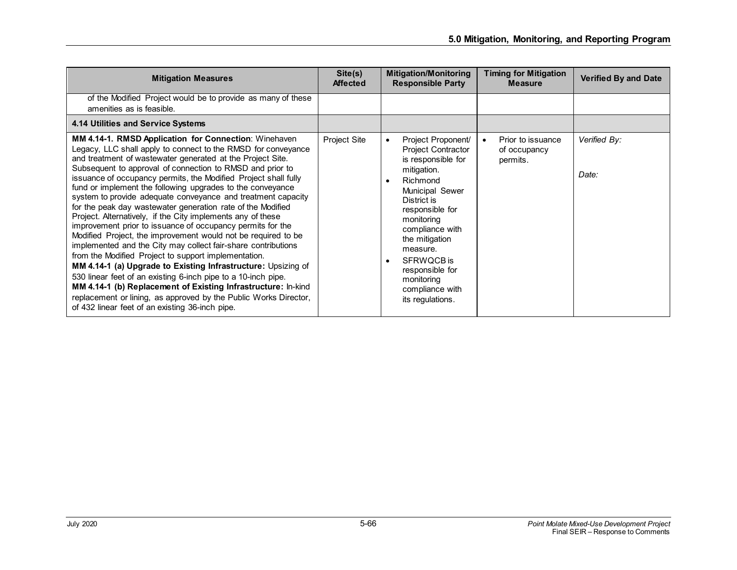| Mitigation Measures | Site(s) Affected | Mitigation/Monitoring Responsible Party | Timing for Mitigation Measure | Verified By and Date |
|---|---|---|---|---|
| of the Modified Project would be to provide as many of these amenities as is feasible. | | | | |
| **4.14 Utilities and Service Systems** | | | | |
| **MM 4.14-1. RMSD Application for Connection**: Winehaven Legacy, LLC shall apply to connect to the RMSD for conveyance and treatment of wastewater generated at the Project Site. Subsequent to approval of connection to RMSD and prior to issuance of occupancy permits, the Modified Project shall fully fund or implement the following upgrades to the conveyance system to provide adequate conveyance and treatment capacity for the peak day wastewater generation rate of the Modified Project. Alternatively, if the City implements any of these improvement prior to issuance of occupancy permits for the Modified Project, the improvement would not be required to be implemented and the City may collect fair-share contributions from the Modified Project to support implementation.<br>**MM 4.14-1 (a) Upgrade to Existing Infrastructure:** Upsizing of 530 linear feet of an existing 6-inch pipe to a 10-inch pipe.<br>**MM 4.14-1 (b) Replacement of Existing Infrastructure:** In-kind replacement or lining, as approved by the Public Works Director, of 432 linear feet of an existing 36-inch pipe. | Project Site | • Project Proponent/ Project Contractor is responsible for mitigation.<br>• Richmond Municipal Sewer District is responsible for monitoring compliance with the mitigation measure.<br>• SFRWQCB is responsible for monitoring compliance with its regulations. | • Prior to issuance of occupancy permits. | *Verified By:*<br><br>*Date:* |